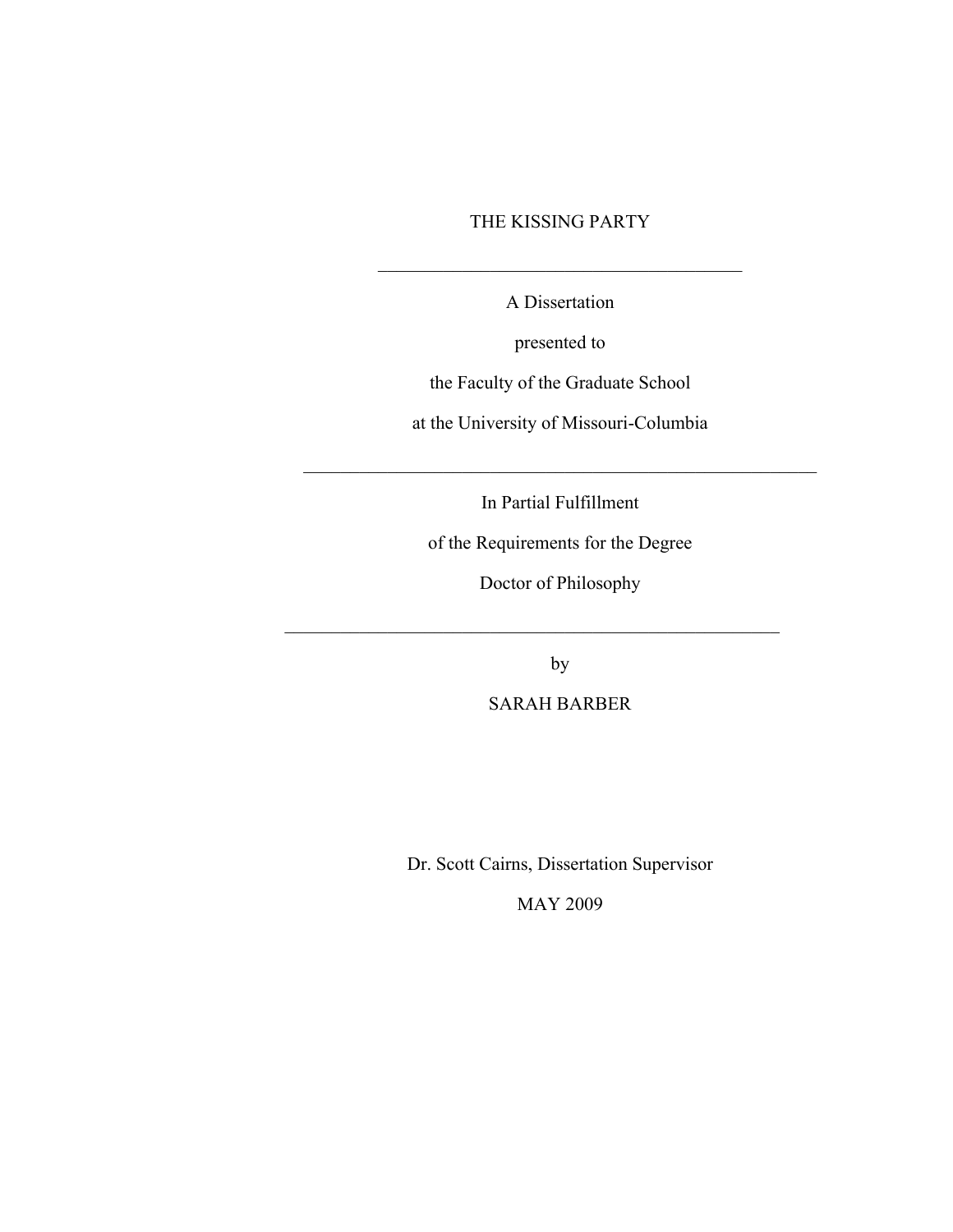# THE KISSING PARTY

---

A Dissertation

presented to

the Faculty of the Graduate School

at the University of Missouri-Columbia

---

In Partial Fulfillment

of the Requirements for the Degree

Doctor of Philosophy

---

by

SARAH BARBER

Dr. Scott Cairns, Dissertation Supervisor

MAY 2009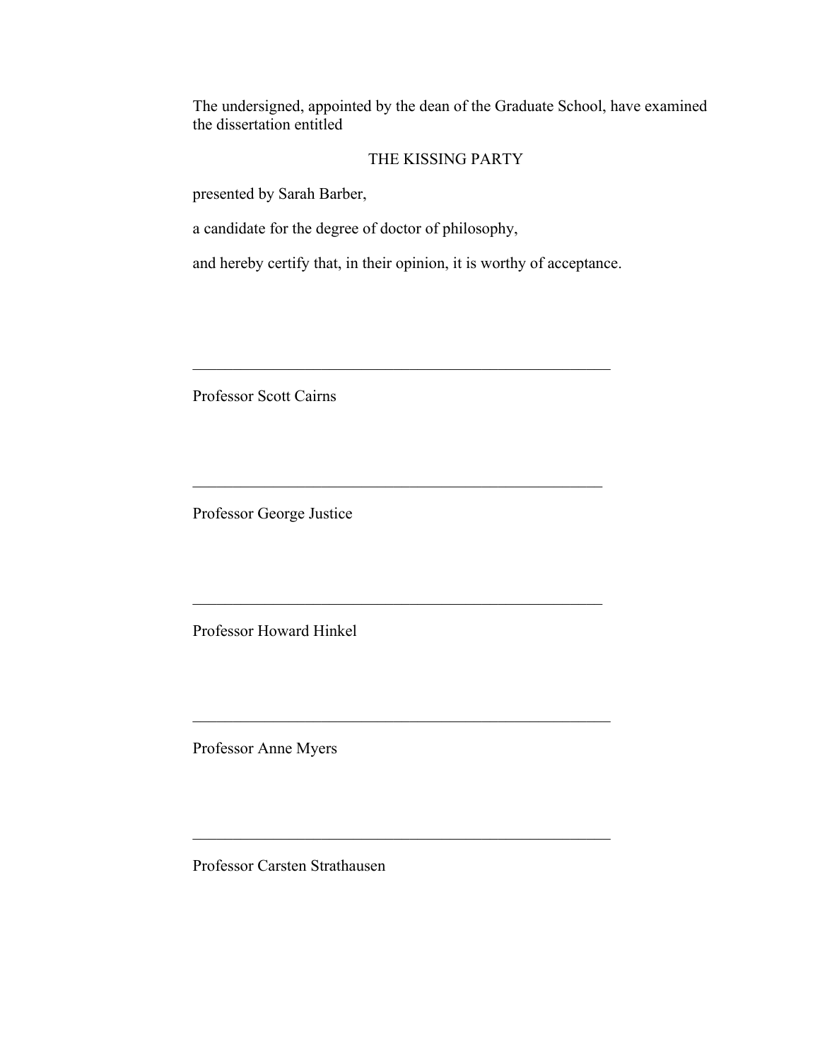The undersigned, appointed by the dean of the Graduate School, have examined the dissertation entitled

THE KISSING PARTY

presented by Sarah Barber,

a candidate for the degree of doctor of philosophy,

and hereby certify that, in their opinion, it is worthy of acceptance.

\_\_\_\_\_\_\_\_\_\_\_\_\_\_\_\_\_\_\_\_\_\_\_\_\_\_\_\_\_\_\_\_\_\_\_\_\_\_\_\_\_\_\_\_\_\_\_\_\_\_

Professor Scott Cairns

\_\_\_\_\_\_\_\_\_\_\_\_\_\_\_\_\_\_\_\_\_\_\_\_\_\_\_\_\_\_\_\_\_\_\_\_\_\_\_\_\_\_\_\_\_\_\_\_\_\_

Professor George Justice

\_\_\_\_\_\_\_\_\_\_\_\_\_\_\_\_\_\_\_\_\_\_\_\_\_\_\_\_\_\_\_\_\_\_\_\_\_\_\_\_\_\_\_\_\_\_\_\_\_\_

Professor Howard Hinkel

\_\_\_\_\_\_\_\_\_\_\_\_\_\_\_\_\_\_\_\_\_\_\_\_\_\_\_\_\_\_\_\_\_\_\_\_\_\_\_\_\_\_\_\_\_\_\_\_\_\_

Professor Anne Myers

\_\_\_\_\_\_\_\_\_\_\_\_\_\_\_\_\_\_\_\_\_\_\_\_\_\_\_\_\_\_\_\_\_\_\_\_\_\_\_\_\_\_\_\_\_\_\_\_\_\_

Professor Carsten Strathausen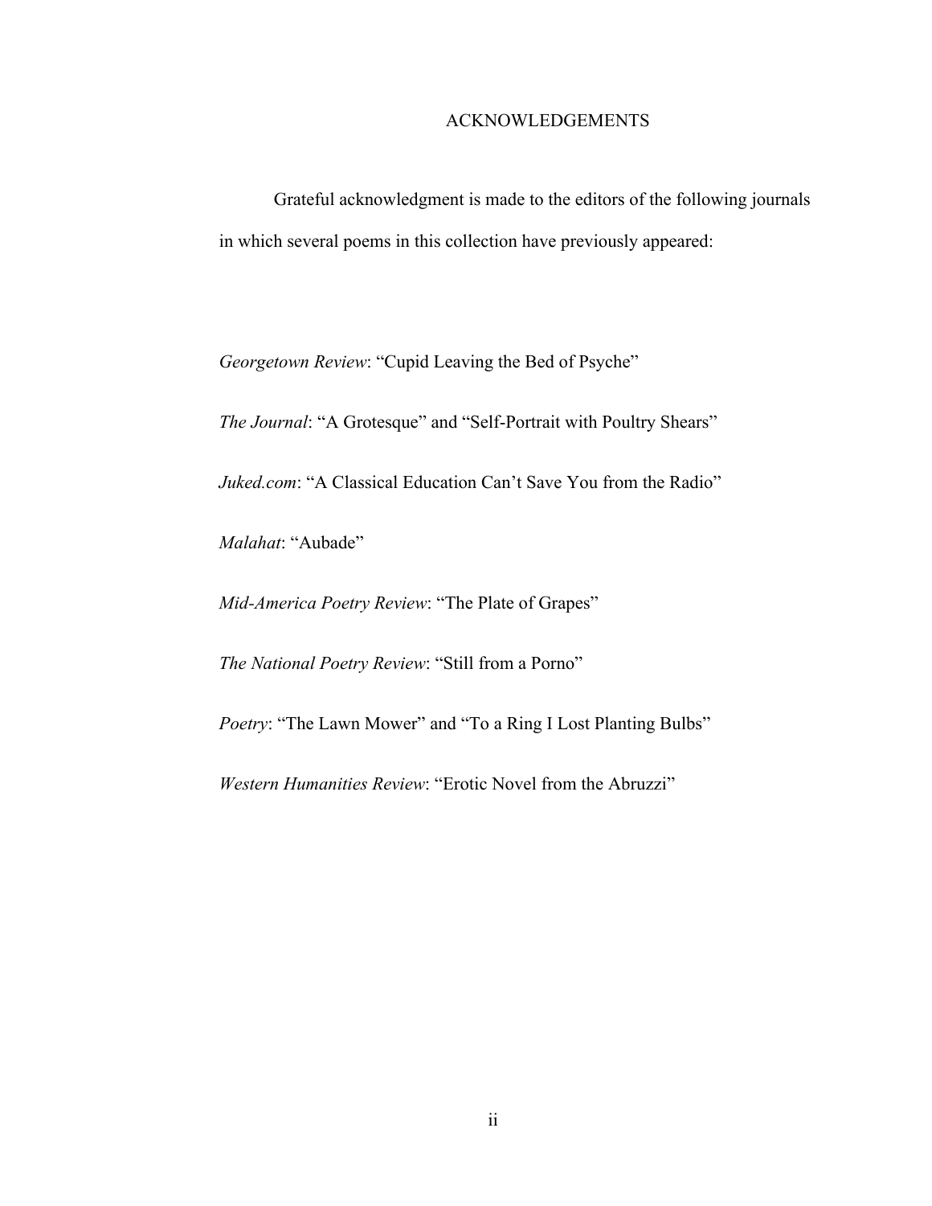# ACKNOWLEDGEMENTS

Grateful acknowledgment is made to the editors of the following journals in which several poems in this collection have previously appeared:

*Georgetown Review*: "Cupid Leaving the Bed of Psyche"

*The Journal*: "A Grotesque" and "Self-Portrait with Poultry Shears"

*Juked.com*: "A Classical Education Can't Save You from the Radio"

*Malahat*: "Aubade"

*Mid-America Poetry Review*: "The Plate of Grapes"

*The National Poetry Review*: "Still from a Porno"

*Poetry*: "The Lawn Mower" and "To a Ring I Lost Planting Bulbs"

*Western Humanities Review*: "Erotic Novel from the Abruzzi"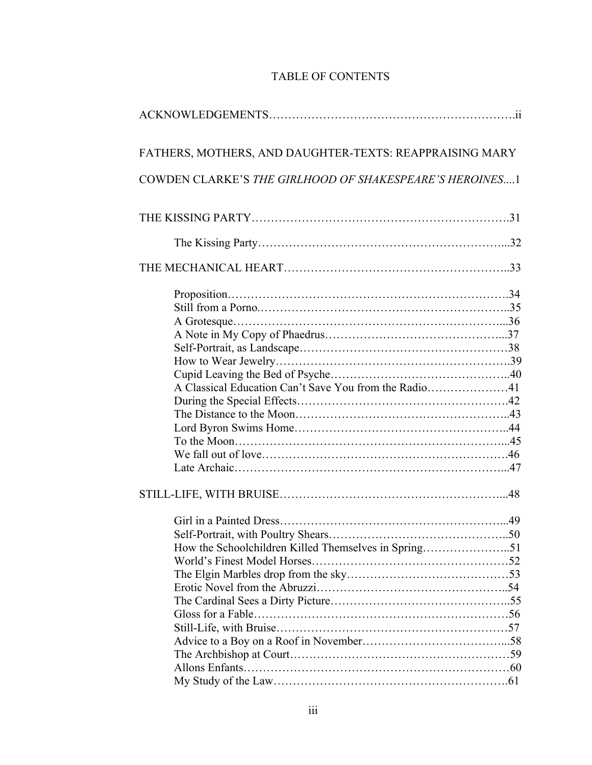# TABLE OF CONTENTS

ACKNOWLEDGEMENTS……………………………………………………….ii

FATHERS, MOTHERS, AND DAUGHTER-TEXTS: REAPPRAISING MARY COWDEN CLARKE'S *THE GIRLHOOD OF SHAKESPEARE'S HEROINES*....1

THE KISSING PARTY……………………………………………………….31

- The Kissing Party…………………………………………………...32

THE MECHANICAL HEART………………………………………………..33

- Proposition………………………………………………………….34
- Still from a Porno…………………………………………………..35
- A Grotesque………………………………………………………...36
- A Note in My Copy of Phaedrus…………………………………...37
- Self-Portrait, as Landscape………………………………………….38
- How to Wear Jewelry………………………………………………….39
- Cupid Leaving the Bed of Psyche…………………………………..40
- A Classical Education Can't Save You from the Radio………………41
- During the Special Effects…………………………………………….42
- The Distance to the Moon……………………………………………..43
- Lord Byron Swims Home……………………………………………..44
- To the Moon…………………………………………………………...45
- We fall out of love…………………………………………………….46
- Late Archaic…………………………………………………………...47

STILL-LIFE, WITH BRUISE………………………………………………...48

- Girl in a Painted Dress………………………………………………...49
- Self-Portrait, with Poultry Shears……………………………………..50
- How the Schoolchildren Killed Themselves in Spring………………..51
- World's Finest Model Horses………………………………………….52
- The Elgin Marbles drop from the sky…………………………………53
- Erotic Novel from the Abruzzi………………………………………..54
- The Cardinal Sees a Dirty Picture……………………………………..55
- Gloss for a Fable………………………………………………………56
- Still-Life, with Bruise………………………………………………….57
- Advice to a Boy on a Roof in November……………………………...58
- The Archbishop at Court……………………………………………….59
- Allons Enfants………………………………………………………….60
- My Study of the Law…………………………………………………..61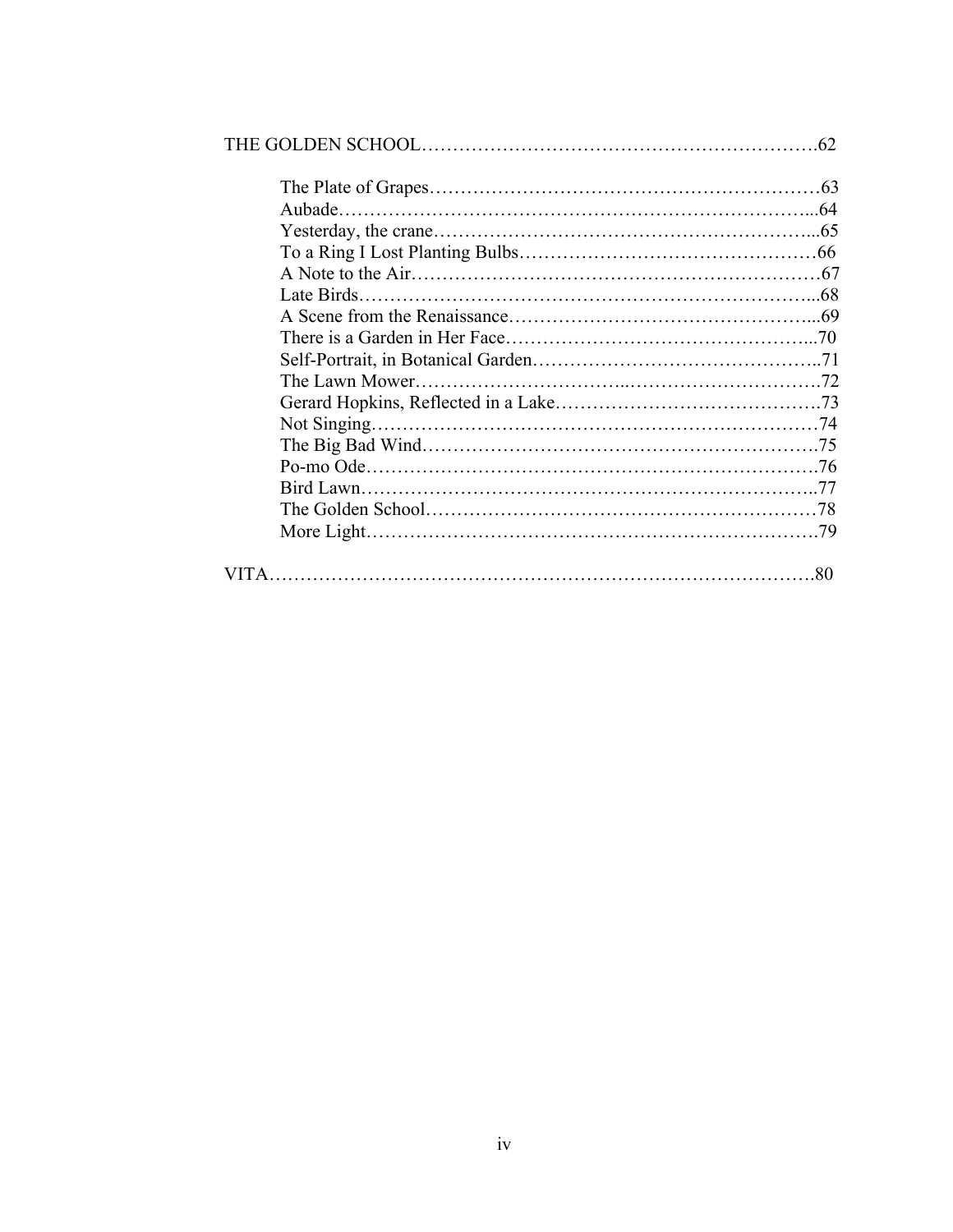THE GOLDEN SCHOOL……………………………………………………….62

- The Plate of Grapes………………………………………………………63
- Aubade…………………………………………………………………...64
- Yesterday, the crane……………………………………………………...65
- To a Ring I Lost Planting Bulbs…………………………………………66
- A Note to the Air…………………………………………………………67
- Late Birds………………………………………………………………...68
- A Scene from the Renaissance…………………………………………...69
- There is a Garden in Her Face…………………………………………...70
- Self-Portrait, in Botanical Garden………………………………………..71
- The Lawn Mower…………………………...…………………………72
- Gerard Hopkins, Reflected in a Lake…………………………………….73
- Not Singing………………………………………………………………74
- The Big Bad Wind……………………………………………………….75
- Po-mo Ode……………………………………………………………….76
- Bird Lawn………………………………………………………………..77
- The Golden School………………………………………………………78
- More Light……………………………………………………………….79

VITA……………………………………………………………………………….80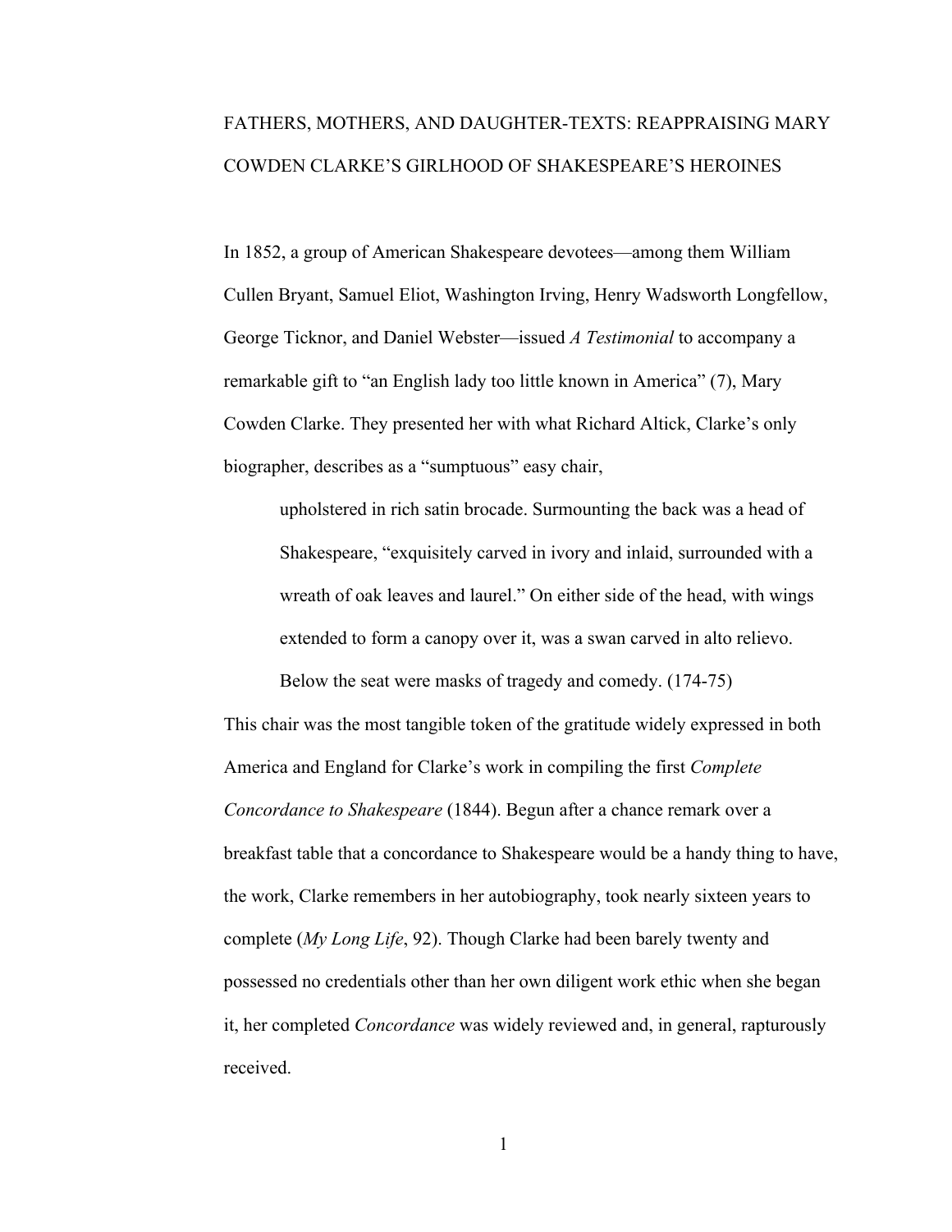# FATHERS, MOTHERS, AND DAUGHTER-TEXTS: REAPPRAISING MARY COWDEN CLARKE'S GIRLHOOD OF SHAKESPEARE'S HEROINES

In 1852, a group of American Shakespeare devotees—among them William Cullen Bryant, Samuel Eliot, Washington Irving, Henry Wadsworth Longfellow, George Ticknor, and Daniel Webster—issued *A Testimonial* to accompany a remarkable gift to "an English lady too little known in America" (7), Mary Cowden Clarke. They presented her with what Richard Altick, Clarke's only biographer, describes as a "sumptuous" easy chair,

> upholstered in rich satin brocade. Surmounting the back was a head of Shakespeare, "exquisitely carved in ivory and inlaid, surrounded with a wreath of oak leaves and laurel." On either side of the head, with wings extended to form a canopy over it, was a swan carved in alto relievo. Below the seat were masks of tragedy and comedy. (174-75)

This chair was the most tangible token of the gratitude widely expressed in both America and England for Clarke's work in compiling the first *Complete Concordance to Shakespeare* (1844). Begun after a chance remark over a breakfast table that a concordance to Shakespeare would be a handy thing to have, the work, Clarke remembers in her autobiography, took nearly sixteen years to complete (*My Long Life*, 92). Though Clarke had been barely twenty and possessed no credentials other than her own diligent work ethic when she began it, her completed *Concordance* was widely reviewed and, in general, rapturously received.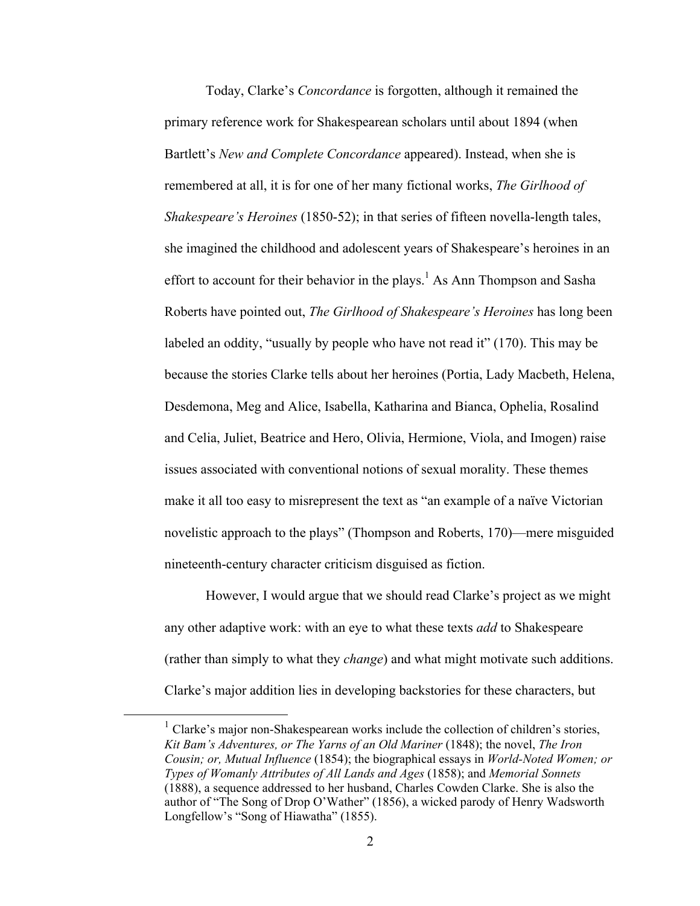Today, Clarke's *Concordance* is forgotten, although it remained the primary reference work for Shakespearean scholars until about 1894 (when Bartlett's *New and Complete Concordance* appeared). Instead, when she is remembered at all, it is for one of her many fictional works, *The Girlhood of Shakespeare's Heroines* (1850-52); in that series of fifteen novella-length tales, she imagined the childhood and adolescent years of Shakespeare's heroines in an effort to account for their behavior in the plays.[1] As Ann Thompson and Sasha Roberts have pointed out, *The Girlhood of Shakespeare's Heroines* has long been labeled an oddity, "usually by people who have not read it" (170). This may be because the stories Clarke tells about her heroines (Portia, Lady Macbeth, Helena, Desdemona, Meg and Alice, Isabella, Katharina and Bianca, Ophelia, Rosalind and Celia, Juliet, Beatrice and Hero, Olivia, Hermione, Viola, and Imogen) raise issues associated with conventional notions of sexual morality. These themes make it all too easy to misrepresent the text as "an example of a naïve Victorian novelistic approach to the plays" (Thompson and Roberts, 170)—mere misguided nineteenth-century character criticism disguised as fiction.

However, I would argue that we should read Clarke's project as we might any other adaptive work: with an eye to what these texts *add* to Shakespeare (rather than simply to what they *change*) and what might motivate such additions. Clarke's major addition lies in developing backstories for these characters, but

[1] Clarke's major non-Shakespearean works include the collection of children's stories, *Kit Bam's Adventures, or The Yarns of an Old Mariner* (1848); the novel, *The Iron Cousin; or, Mutual Influence* (1854); the biographical essays in *World-Noted Women; or Types of Womanly Attributes of All Lands and Ages* (1858); and *Memorial Sonnets* (1888), a sequence addressed to her husband, Charles Cowden Clarke. She is also the author of "The Song of Drop O'Wather" (1856), a wicked parody of Henry Wadsworth Longfellow's "Song of Hiawatha" (1855).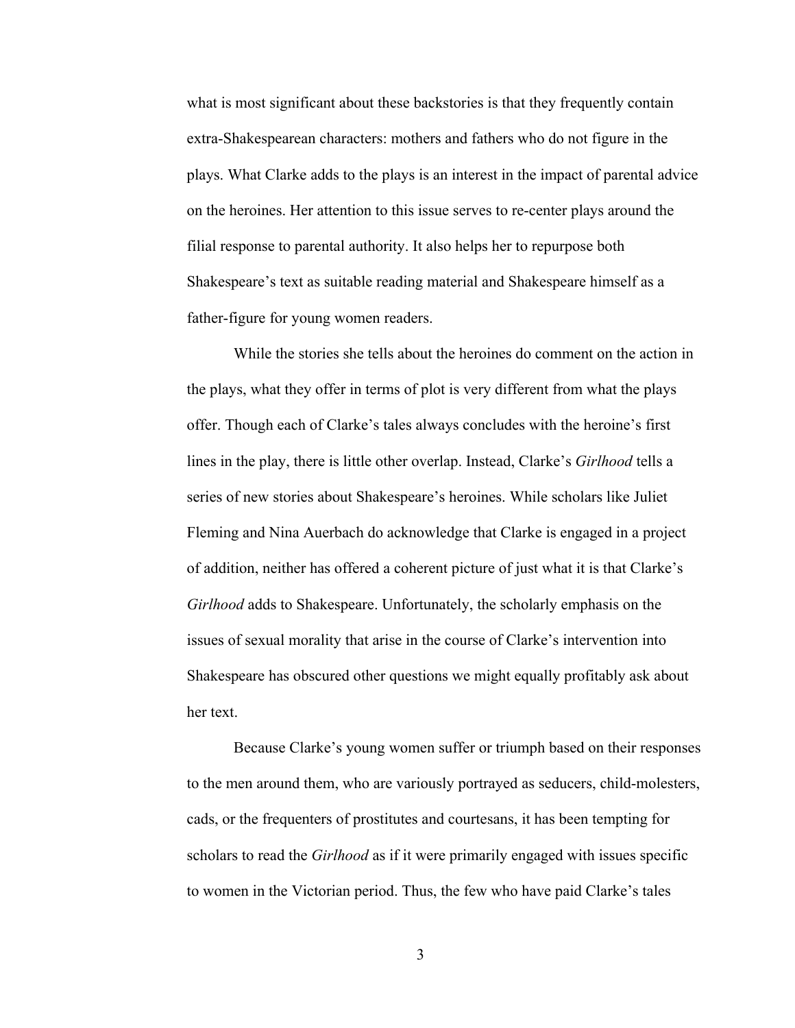what is most significant about these backstories is that they frequently contain extra-Shakespearean characters: mothers and fathers who do not figure in the plays. What Clarke adds to the plays is an interest in the impact of parental advice on the heroines. Her attention to this issue serves to re-center plays around the filial response to parental authority. It also helps her to repurpose both Shakespeare's text as suitable reading material and Shakespeare himself as a father-figure for young women readers.

While the stories she tells about the heroines do comment on the action in the plays, what they offer in terms of plot is very different from what the plays offer. Though each of Clarke's tales always concludes with the heroine's first lines in the play, there is little other overlap. Instead, Clarke's *Girlhood* tells a series of new stories about Shakespeare's heroines. While scholars like Juliet Fleming and Nina Auerbach do acknowledge that Clarke is engaged in a project of addition, neither has offered a coherent picture of just what it is that Clarke's *Girlhood* adds to Shakespeare. Unfortunately, the scholarly emphasis on the issues of sexual morality that arise in the course of Clarke's intervention into Shakespeare has obscured other questions we might equally profitably ask about her text.

Because Clarke's young women suffer or triumph based on their responses to the men around them, who are variously portrayed as seducers, child-molesters, cads, or the frequenters of prostitutes and courtesans, it has been tempting for scholars to read the *Girlhood* as if it were primarily engaged with issues specific to women in the Victorian period. Thus, the few who have paid Clarke's tales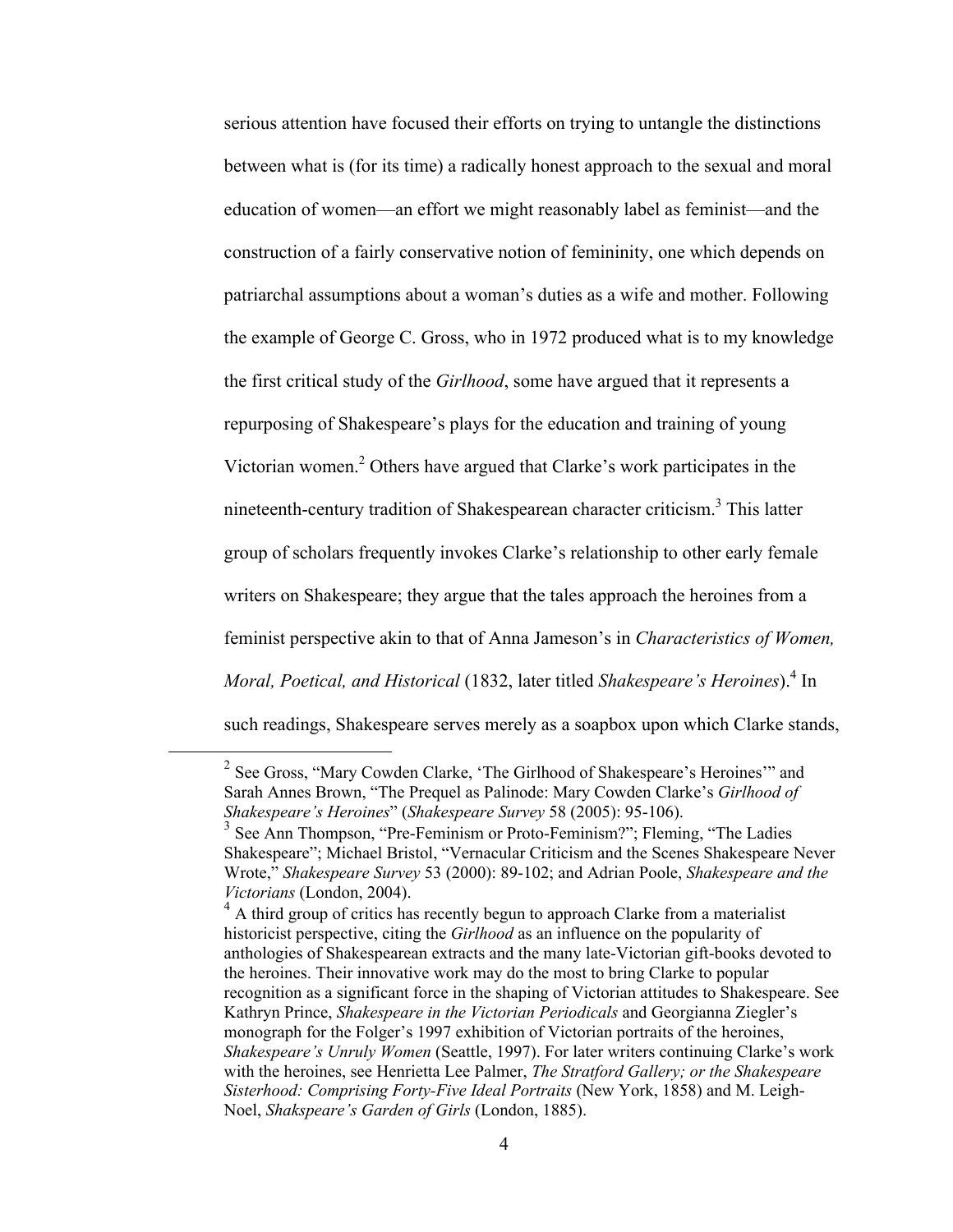serious attention have focused their efforts on trying to untangle the distinctions between what is (for its time) a radically honest approach to the sexual and moral education of women—an effort we might reasonably label as feminist—and the construction of a fairly conservative notion of femininity, one which depends on patriarchal assumptions about a woman's duties as a wife and mother. Following the example of George C. Gross, who in 1972 produced what is to my knowledge the first critical study of the *Girlhood*, some have argued that it represents a repurposing of Shakespeare's plays for the education and training of young Victorian women.[2] Others have argued that Clarke's work participates in the nineteenth-century tradition of Shakespearean character criticism.[3] This latter group of scholars frequently invokes Clarke's relationship to other early female writers on Shakespeare; they argue that the tales approach the heroines from a feminist perspective akin to that of Anna Jameson's in *Characteristics of Women, Moral, Poetical, and Historical* (1832, later titled *Shakespeare's Heroines*).[4] In such readings, Shakespeare serves merely as a soapbox upon which Clarke stands,

---

[2] See Gross, "Mary Cowden Clarke, 'The Girlhood of Shakespeare's Heroines'" and Sarah Annes Brown, "The Prequel as Palinode: Mary Cowden Clarke's *Girlhood of Shakespeare's Heroines*" (*Shakespeare Survey* 58 (2005): 95-106).

[3] See Ann Thompson, "Pre-Feminism or Proto-Feminism?"; Fleming, "The Ladies Shakespeare"; Michael Bristol, "Vernacular Criticism and the Scenes Shakespeare Never Wrote," *Shakespeare Survey* 53 (2000): 89-102; and Adrian Poole, *Shakespeare and the Victorians* (London, 2004).

[4] A third group of critics has recently begun to approach Clarke from a materialist historicist perspective, citing the *Girlhood* as an influence on the popularity of anthologies of Shakespearean extracts and the many late-Victorian gift-books devoted to the heroines. Their innovative work may do the most to bring Clarke to popular recognition as a significant force in the shaping of Victorian attitudes to Shakespeare. See Kathryn Prince, *Shakespeare in the Victorian Periodicals* and Georgianna Ziegler's monograph for the Folger's 1997 exhibition of Victorian portraits of the heroines, *Shakespeare's Unruly Women* (Seattle, 1997). For later writers continuing Clarke's work with the heroines, see Henrietta Lee Palmer, *The Stratford Gallery; or the Shakespeare Sisterhood: Comprising Forty-Five Ideal Portraits* (New York, 1858) and M. Leigh-Noel, *Shakspeare's Garden of Girls* (London, 1885).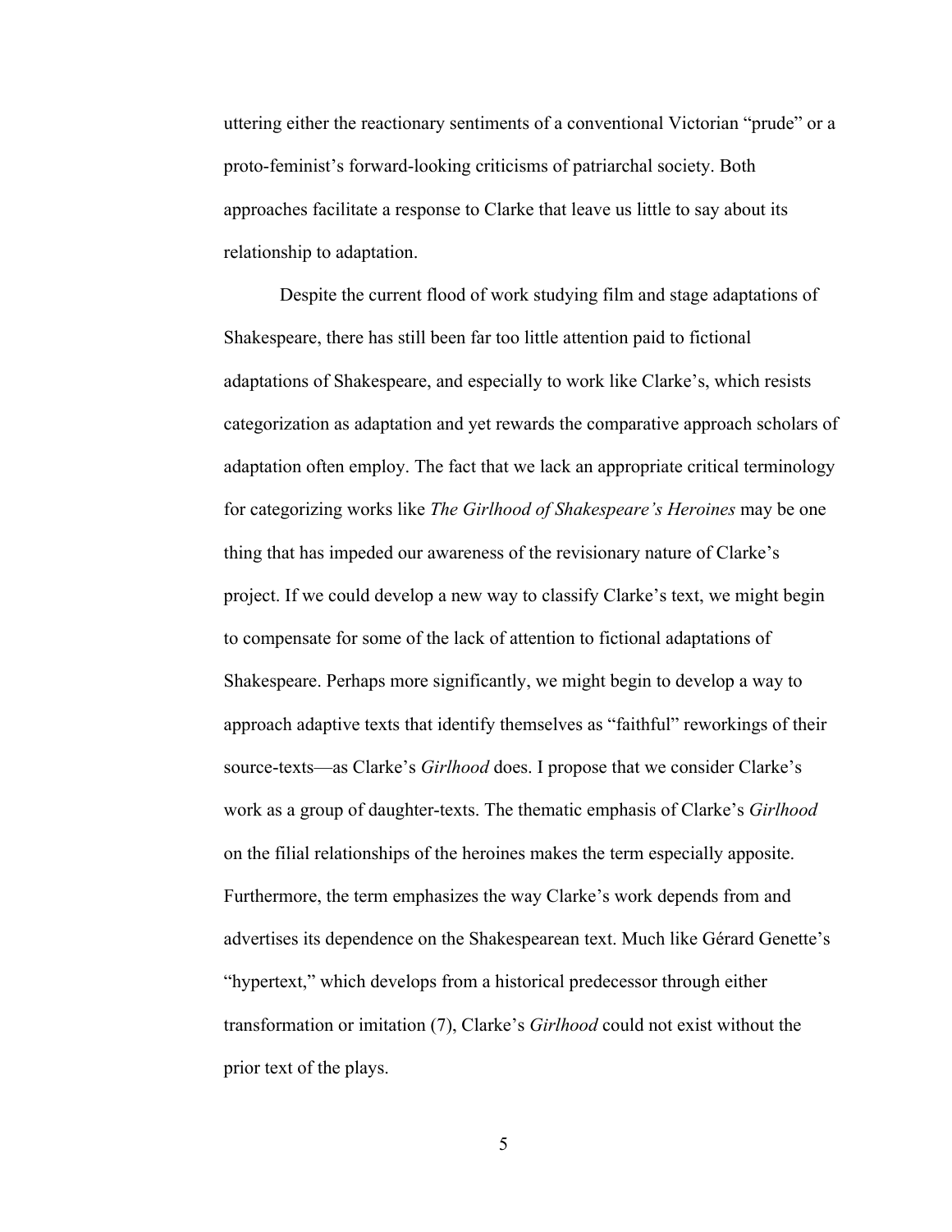uttering either the reactionary sentiments of a conventional Victorian "prude" or a proto-feminist's forward-looking criticisms of patriarchal society. Both approaches facilitate a response to Clarke that leave us little to say about its relationship to adaptation.

Despite the current flood of work studying film and stage adaptations of Shakespeare, there has still been far too little attention paid to fictional adaptations of Shakespeare, and especially to work like Clarke's, which resists categorization as adaptation and yet rewards the comparative approach scholars of adaptation often employ. The fact that we lack an appropriate critical terminology for categorizing works like *The Girlhood of Shakespeare's Heroines* may be one thing that has impeded our awareness of the revisionary nature of Clarke's project. If we could develop a new way to classify Clarke's text, we might begin to compensate for some of the lack of attention to fictional adaptations of Shakespeare. Perhaps more significantly, we might begin to develop a way to approach adaptive texts that identify themselves as "faithful" reworkings of their source-texts—as Clarke's *Girlhood* does. I propose that we consider Clarke's work as a group of daughter-texts. The thematic emphasis of Clarke's *Girlhood* on the filial relationships of the heroines makes the term especially apposite. Furthermore, the term emphasizes the way Clarke's work depends from and advertises its dependence on the Shakespearean text. Much like Gérard Genette's "hypertext," which develops from a historical predecessor through either transformation or imitation (7), Clarke's *Girlhood* could not exist without the prior text of the plays.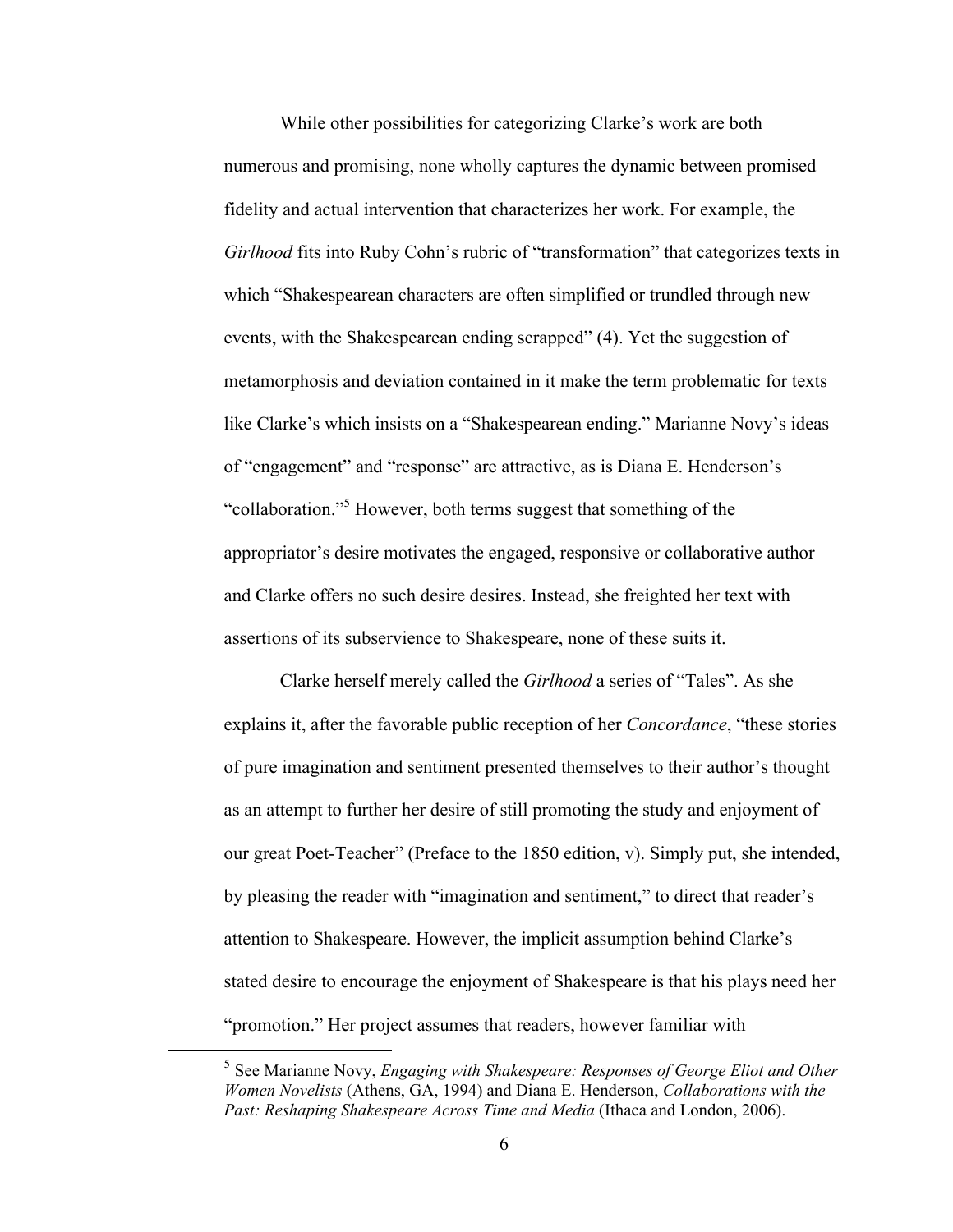While other possibilities for categorizing Clarke's work are both numerous and promising, none wholly captures the dynamic between promised fidelity and actual intervention that characterizes her work. For example, the *Girlhood* fits into Ruby Cohn's rubric of "transformation" that categorizes texts in which "Shakespearean characters are often simplified or trundled through new events, with the Shakespearean ending scrapped" (4). Yet the suggestion of metamorphosis and deviation contained in it make the term problematic for texts like Clarke's which insists on a "Shakespearean ending." Marianne Novy's ideas of "engagement" and "response" are attractive, as is Diana E. Henderson's "collaboration."[5] However, both terms suggest that something of the appropriator's desire motivates the engaged, responsive or collaborative author and Clarke offers no such desire desires. Instead, she freighted her text with assertions of its subservience to Shakespeare, none of these suits it.

Clarke herself merely called the *Girlhood* a series of "Tales". As she explains it, after the favorable public reception of her *Concordance*, "these stories of pure imagination and sentiment presented themselves to their author's thought as an attempt to further her desire of still promoting the study and enjoyment of our great Poet-Teacher" (Preface to the 1850 edition, v). Simply put, she intended, by pleasing the reader with "imagination and sentiment," to direct that reader's attention to Shakespeare. However, the implicit assumption behind Clarke's stated desire to encourage the enjoyment of Shakespeare is that his plays need her "promotion." Her project assumes that readers, however familiar with

---

[5] See Marianne Novy, *Engaging with Shakespeare: Responses of George Eliot and Other Women Novelists* (Athens, GA, 1994) and Diana E. Henderson, *Collaborations with the Past: Reshaping Shakespeare Across Time and Media* (Ithaca and London, 2006).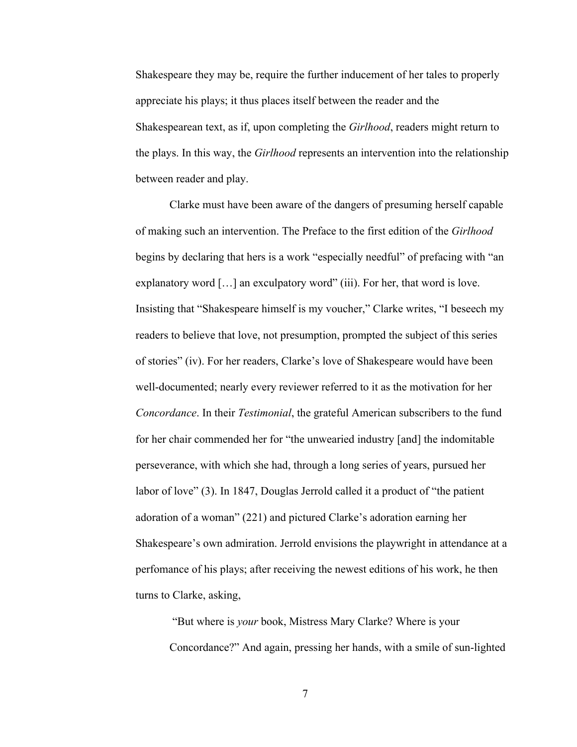Shakespeare they may be, require the further inducement of her tales to properly appreciate his plays; it thus places itself between the reader and the Shakespearean text, as if, upon completing the *Girlhood*, readers might return to the plays. In this way, the *Girlhood* represents an intervention into the relationship between reader and play.

Clarke must have been aware of the dangers of presuming herself capable of making such an intervention. The Preface to the first edition of the *Girlhood* begins by declaring that hers is a work "especially needful" of prefacing with "an explanatory word […] an exculpatory word" (iii). For her, that word is love. Insisting that "Shakespeare himself is my voucher," Clarke writes, "I beseech my readers to believe that love, not presumption, prompted the subject of this series of stories" (iv). For her readers, Clarke's love of Shakespeare would have been well-documented; nearly every reviewer referred to it as the motivation for her *Concordance*. In their *Testimonial*, the grateful American subscribers to the fund for her chair commended her for "the unwearied industry [and] the indomitable perseverance, with which she had, through a long series of years, pursued her labor of love" (3). In 1847, Douglas Jerrold called it a product of "the patient adoration of a woman" (221) and pictured Clarke's adoration earning her Shakespeare's own admiration. Jerrold envisions the playwright in attendance at a perfomance of his plays; after receiving the newest editions of his work, he then turns to Clarke, asking,

> "But where is *your* book, Mistress Mary Clarke? Where is your Concordance?" And again, pressing her hands, with a smile of sun-lighted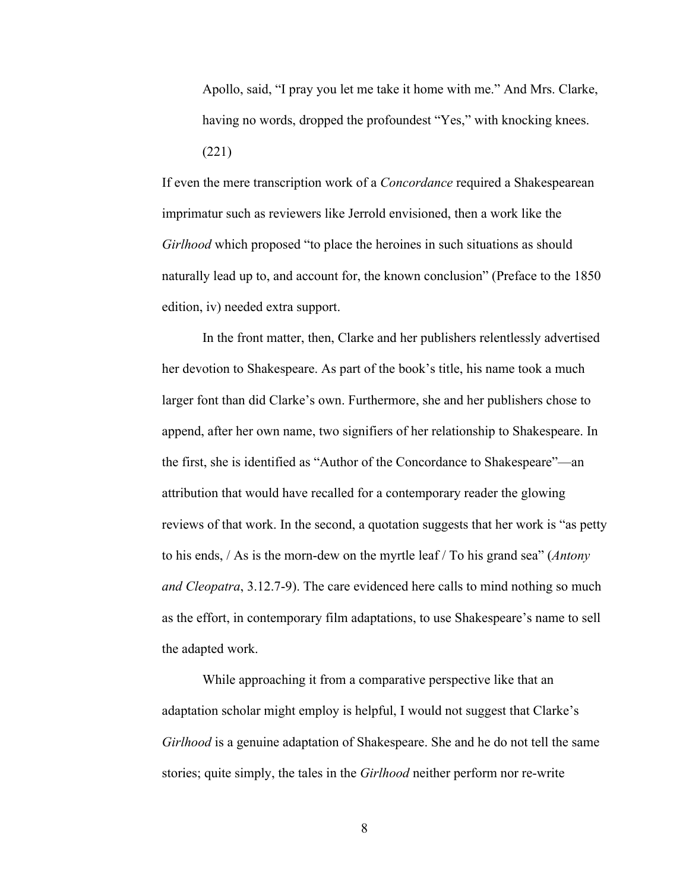> Apollo, said, "I pray you let me take it home with me." And Mrs. Clarke, having no words, dropped the profoundest "Yes," with knocking knees. (221)

If even the mere transcription work of a *Concordance* required a Shakespearean imprimatur such as reviewers like Jerrold envisioned, then a work like the *Girlhood* which proposed "to place the heroines in such situations as should naturally lead up to, and account for, the known conclusion" (Preface to the 1850 edition, iv) needed extra support.

In the front matter, then, Clarke and her publishers relentlessly advertised her devotion to Shakespeare. As part of the book's title, his name took a much larger font than did Clarke's own. Furthermore, she and her publishers chose to append, after her own name, two signifiers of her relationship to Shakespeare. In the first, she is identified as "Author of the Concordance to Shakespeare"—an attribution that would have recalled for a contemporary reader the glowing reviews of that work. In the second, a quotation suggests that her work is "as petty to his ends, / As is the morn-dew on the myrtle leaf / To his grand sea" (*Antony and Cleopatra*, 3.12.7-9). The care evidenced here calls to mind nothing so much as the effort, in contemporary film adaptations, to use Shakespeare's name to sell the adapted work.

While approaching it from a comparative perspective like that an adaptation scholar might employ is helpful, I would not suggest that Clarke's *Girlhood* is a genuine adaptation of Shakespeare. She and he do not tell the same stories; quite simply, the tales in the *Girlhood* neither perform nor re-write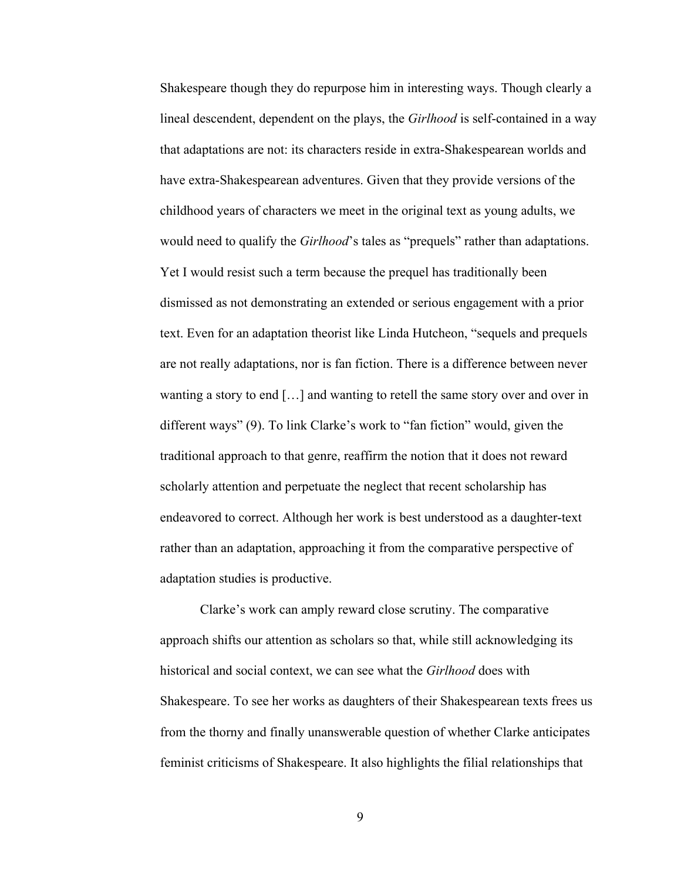Shakespeare though they do repurpose him in interesting ways. Though clearly a lineal descendent, dependent on the plays, the *Girlhood* is self-contained in a way that adaptations are not: its characters reside in extra-Shakespearean worlds and have extra-Shakespearean adventures. Given that they provide versions of the childhood years of characters we meet in the original text as young adults, we would need to qualify the *Girlhood*'s tales as "prequels" rather than adaptations. Yet I would resist such a term because the prequel has traditionally been dismissed as not demonstrating an extended or serious engagement with a prior text. Even for an adaptation theorist like Linda Hutcheon, "sequels and prequels are not really adaptations, nor is fan fiction. There is a difference between never wanting a story to end […] and wanting to retell the same story over and over in different ways" (9). To link Clarke's work to "fan fiction" would, given the traditional approach to that genre, reaffirm the notion that it does not reward scholarly attention and perpetuate the neglect that recent scholarship has endeavored to correct. Although her work is best understood as a daughter-text rather than an adaptation, approaching it from the comparative perspective of adaptation studies is productive.

Clarke's work can amply reward close scrutiny. The comparative approach shifts our attention as scholars so that, while still acknowledging its historical and social context, we can see what the *Girlhood* does with Shakespeare. To see her works as daughters of their Shakespearean texts frees us from the thorny and finally unanswerable question of whether Clarke anticipates feminist criticisms of Shakespeare. It also highlights the filial relationships that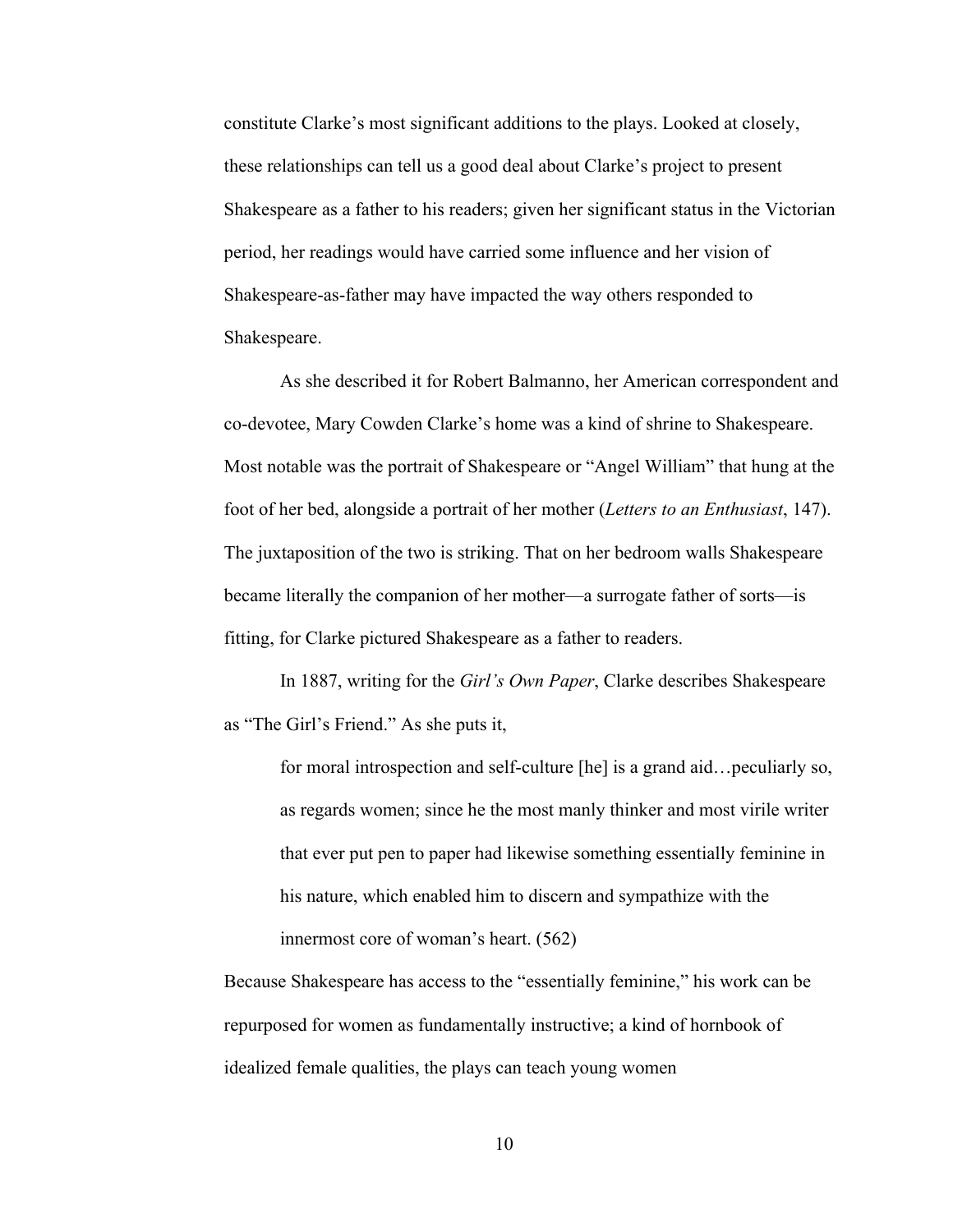constitute Clarke's most significant additions to the plays. Looked at closely, these relationships can tell us a good deal about Clarke's project to present Shakespeare as a father to his readers; given her significant status in the Victorian period, her readings would have carried some influence and her vision of Shakespeare-as-father may have impacted the way others responded to Shakespeare.

As she described it for Robert Balmanno, her American correspondent and co-devotee, Mary Cowden Clarke's home was a kind of shrine to Shakespeare. Most notable was the portrait of Shakespeare or "Angel William" that hung at the foot of her bed, alongside a portrait of her mother (*Letters to an Enthusiast*, 147). The juxtaposition of the two is striking. That on her bedroom walls Shakespeare became literally the companion of her mother—a surrogate father of sorts—is fitting, for Clarke pictured Shakespeare as a father to readers.

In 1887, writing for the *Girl's Own Paper*, Clarke describes Shakespeare as "The Girl's Friend." As she puts it,

> for moral introspection and self-culture [he] is a grand aid…peculiarly so, as regards women; since he the most manly thinker and most virile writer that ever put pen to paper had likewise something essentially feminine in his nature, which enabled him to discern and sympathize with the innermost core of woman's heart. (562)

Because Shakespeare has access to the "essentially feminine," his work can be repurposed for women as fundamentally instructive; a kind of hornbook of idealized female qualities, the plays can teach young women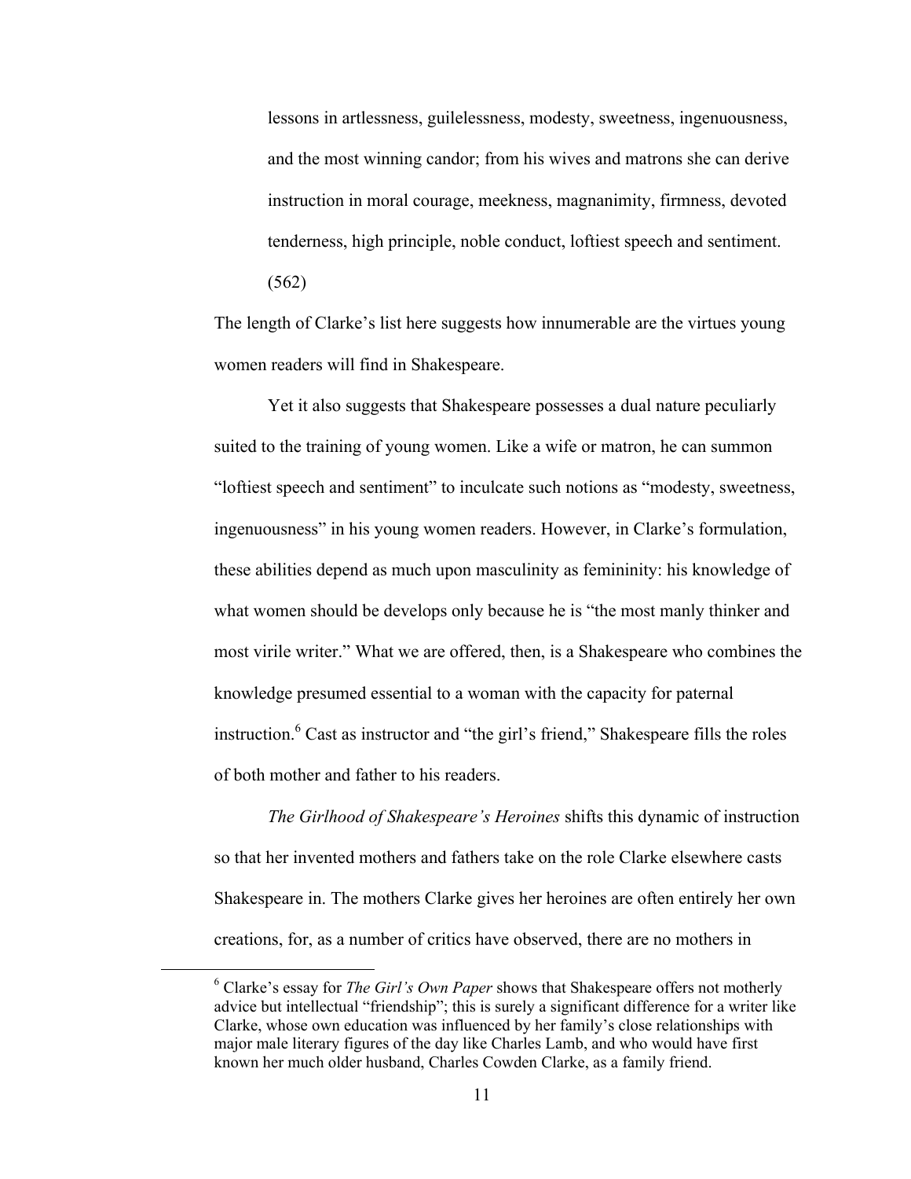> lessons in artlessness, guilelessness, modesty, sweetness, ingenuousness, and the most winning candor; from his wives and matrons she can derive instruction in moral courage, meekness, magnanimity, firmness, devoted tenderness, high principle, noble conduct, loftiest speech and sentiment. (562)

The length of Clarke's list here suggests how innumerable are the virtues young women readers will find in Shakespeare.

Yet it also suggests that Shakespeare possesses a dual nature peculiarly suited to the training of young women. Like a wife or matron, he can summon "loftiest speech and sentiment" to inculcate such notions as "modesty, sweetness, ingenuousness" in his young women readers. However, in Clarke's formulation, these abilities depend as much upon masculinity as femininity: his knowledge of what women should be develops only because he is "the most manly thinker and most virile writer." What we are offered, then, is a Shakespeare who combines the knowledge presumed essential to a woman with the capacity for paternal instruction.[6] Cast as instructor and "the girl's friend," Shakespeare fills the roles of both mother and father to his readers.

*The Girlhood of Shakespeare's Heroines* shifts this dynamic of instruction so that her invented mothers and fathers take on the role Clarke elsewhere casts Shakespeare in. The mothers Clarke gives her heroines are often entirely her own creations, for, as a number of critics have observed, there are no mothers in

[6] Clarke's essay for *The Girl's Own Paper* shows that Shakespeare offers not motherly advice but intellectual "friendship"; this is surely a significant difference for a writer like Clarke, whose own education was influenced by her family's close relationships with major male literary figures of the day like Charles Lamb, and who would have first known her much older husband, Charles Cowden Clarke, as a family friend.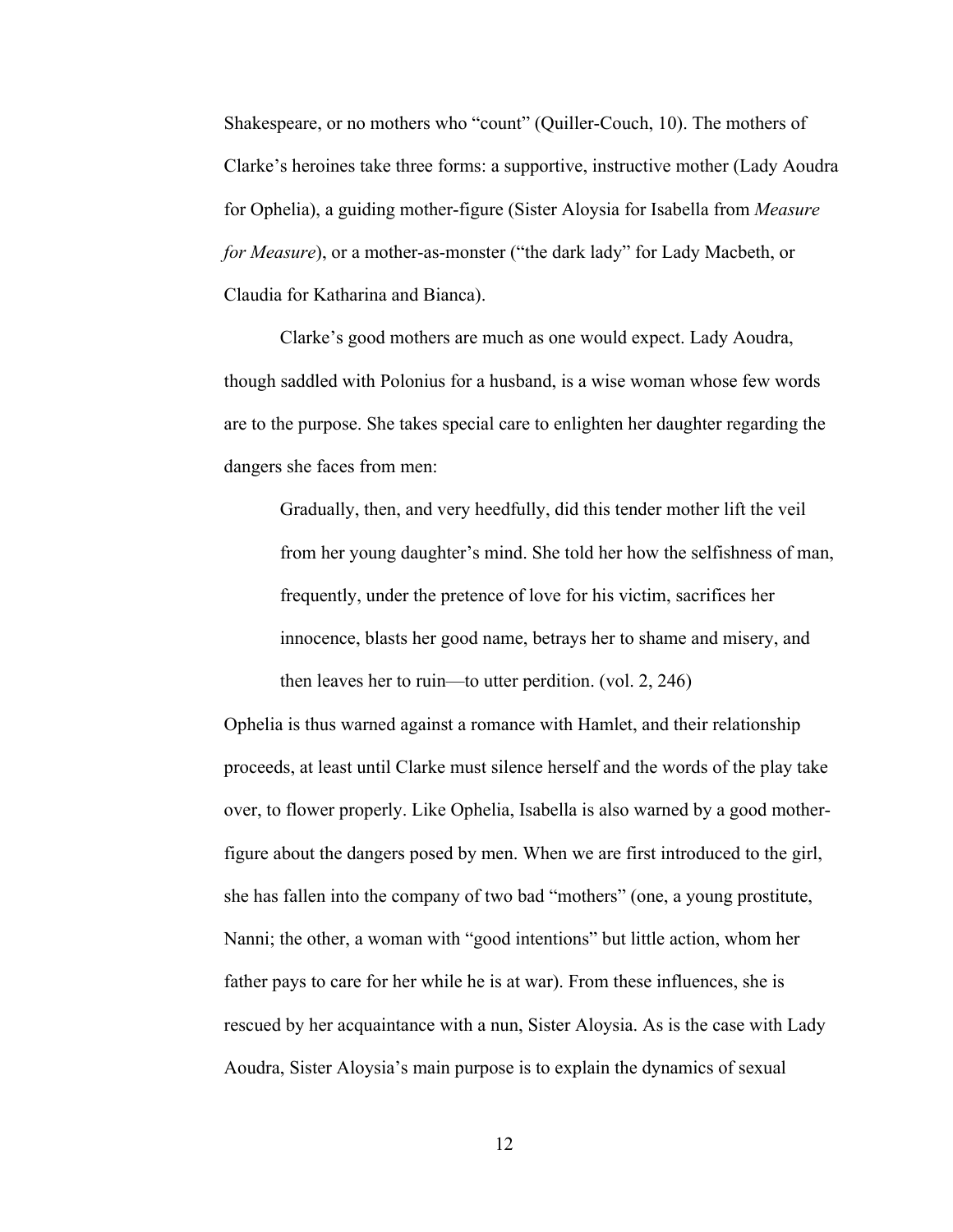Shakespeare, or no mothers who "count" (Quiller-Couch, 10). The mothers of Clarke's heroines take three forms: a supportive, instructive mother (Lady Aoudra for Ophelia), a guiding mother-figure (Sister Aloysia for Isabella from *Measure for Measure*), or a mother-as-monster ("the dark lady" for Lady Macbeth, or Claudia for Katharina and Bianca).

Clarke's good mothers are much as one would expect. Lady Aoudra, though saddled with Polonius for a husband, is a wise woman whose few words are to the purpose. She takes special care to enlighten her daughter regarding the dangers she faces from men:

> Gradually, then, and very heedfully, did this tender mother lift the veil from her young daughter's mind. She told her how the selfishness of man, frequently, under the pretence of love for his victim, sacrifices her innocence, blasts her good name, betrays her to shame and misery, and then leaves her to ruin—to utter perdition. (vol. 2, 246)

Ophelia is thus warned against a romance with Hamlet, and their relationship proceeds, at least until Clarke must silence herself and the words of the play take over, to flower properly. Like Ophelia, Isabella is also warned by a good mother-figure about the dangers posed by men. When we are first introduced to the girl, she has fallen into the company of two bad "mothers" (one, a young prostitute, Nanni; the other, a woman with "good intentions" but little action, whom her father pays to care for her while he is at war). From these influences, she is rescued by her acquaintance with a nun, Sister Aloysia. As is the case with Lady Aoudra, Sister Aloysia's main purpose is to explain the dynamics of sexual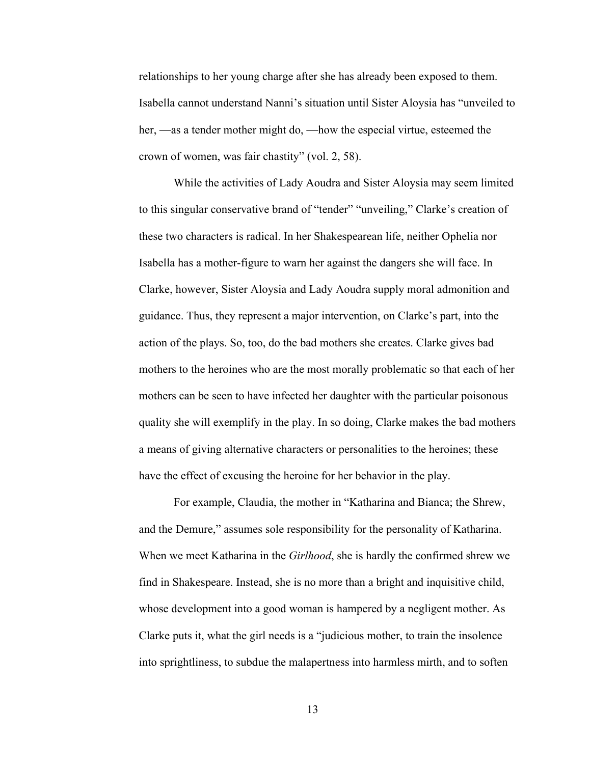relationships to her young charge after she has already been exposed to them. Isabella cannot understand Nanni's situation until Sister Aloysia has "unveiled to her, —as a tender mother might do, —how the especial virtue, esteemed the crown of women, was fair chastity" (vol. 2, 58).

While the activities of Lady Aoudra and Sister Aloysia may seem limited to this singular conservative brand of "tender" "unveiling," Clarke's creation of these two characters is radical. In her Shakespearean life, neither Ophelia nor Isabella has a mother-figure to warn her against the dangers she will face. In Clarke, however, Sister Aloysia and Lady Aoudra supply moral admonition and guidance. Thus, they represent a major intervention, on Clarke's part, into the action of the plays. So, too, do the bad mothers she creates. Clarke gives bad mothers to the heroines who are the most morally problematic so that each of her mothers can be seen to have infected her daughter with the particular poisonous quality she will exemplify in the play. In so doing, Clarke makes the bad mothers a means of giving alternative characters or personalities to the heroines; these have the effect of excusing the heroine for her behavior in the play.

For example, Claudia, the mother in "Katharina and Bianca; the Shrew, and the Demure," assumes sole responsibility for the personality of Katharina. When we meet Katharina in the *Girlhood*, she is hardly the confirmed shrew we find in Shakespeare. Instead, she is no more than a bright and inquisitive child, whose development into a good woman is hampered by a negligent mother. As Clarke puts it, what the girl needs is a "judicious mother, to train the insolence into sprightliness, to subdue the malapertness into harmless mirth, and to soften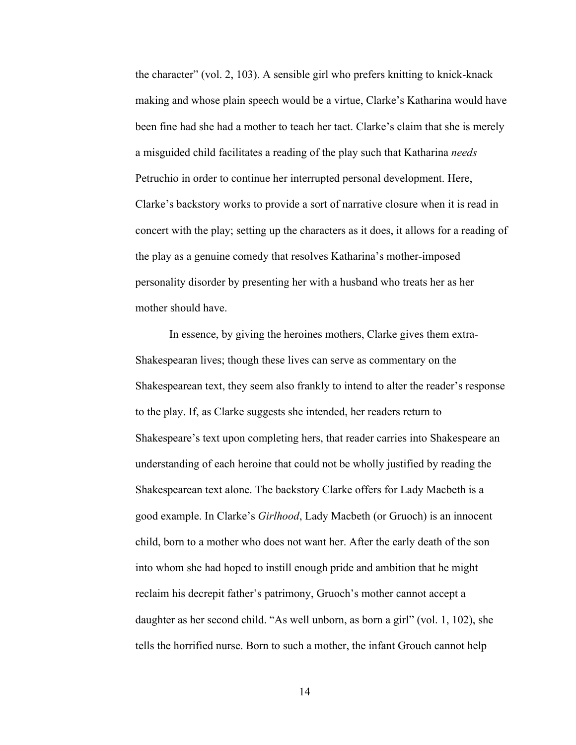the character" (vol. 2, 103). A sensible girl who prefers knitting to knick-knack making and whose plain speech would be a virtue, Clarke's Katharina would have been fine had she had a mother to teach her tact. Clarke's claim that she is merely a misguided child facilitates a reading of the play such that Katharina *needs* Petruchio in order to continue her interrupted personal development. Here, Clarke's backstory works to provide a sort of narrative closure when it is read in concert with the play; setting up the characters as it does, it allows for a reading of the play as a genuine comedy that resolves Katharina's mother-imposed personality disorder by presenting her with a husband who treats her as her mother should have.

In essence, by giving the heroines mothers, Clarke gives them extra-Shakespearan lives; though these lives can serve as commentary on the Shakespearean text, they seem also frankly to intend to alter the reader's response to the play. If, as Clarke suggests she intended, her readers return to Shakespeare's text upon completing hers, that reader carries into Shakespeare an understanding of each heroine that could not be wholly justified by reading the Shakespearean text alone. The backstory Clarke offers for Lady Macbeth is a good example. In Clarke's *Girlhood*, Lady Macbeth (or Gruoch) is an innocent child, born to a mother who does not want her. After the early death of the son into whom she had hoped to instill enough pride and ambition that he might reclaim his decrepit father's patrimony, Gruoch's mother cannot accept a daughter as her second child. "As well unborn, as born a girl" (vol. 1, 102), she tells the horrified nurse. Born to such a mother, the infant Grouch cannot help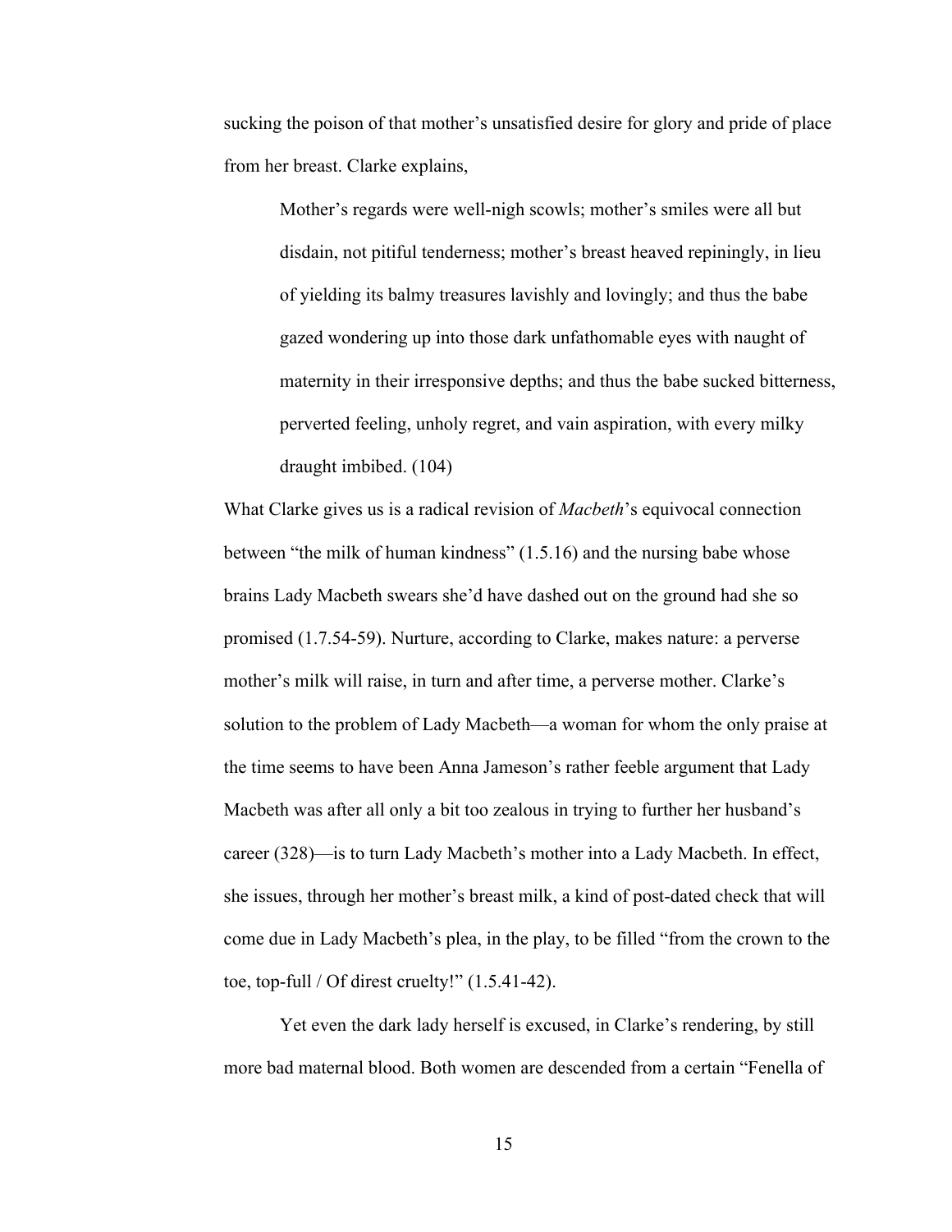sucking the poison of that mother's unsatisfied desire for glory and pride of place from her breast. Clarke explains,

> Mother's regards were well-nigh scowls; mother's smiles were all but disdain, not pitiful tenderness; mother's breast heaved repiningly, in lieu of yielding its balmy treasures lavishly and lovingly; and thus the babe gazed wondering up into those dark unfathomable eyes with naught of maternity in their irresponsive depths; and thus the babe sucked bitterness, perverted feeling, unholy regret, and vain aspiration, with every milky draught imbibed. (104)

What Clarke gives us is a radical revision of *Macbeth*'s equivocal connection between "the milk of human kindness" (1.5.16) and the nursing babe whose brains Lady Macbeth swears she'd have dashed out on the ground had she so promised (1.7.54-59). Nurture, according to Clarke, makes nature: a perverse mother's milk will raise, in turn and after time, a perverse mother. Clarke's solution to the problem of Lady Macbeth—a woman for whom the only praise at the time seems to have been Anna Jameson's rather feeble argument that Lady Macbeth was after all only a bit too zealous in trying to further her husband's career (328)—is to turn Lady Macbeth's mother into a Lady Macbeth. In effect, she issues, through her mother's breast milk, a kind of post-dated check that will come due in Lady Macbeth's plea, in the play, to be filled "from the crown to the toe, top-full / Of direst cruelty!" (1.5.41-42).

Yet even the dark lady herself is excused, in Clarke's rendering, by still more bad maternal blood. Both women are descended from a certain "Fenella of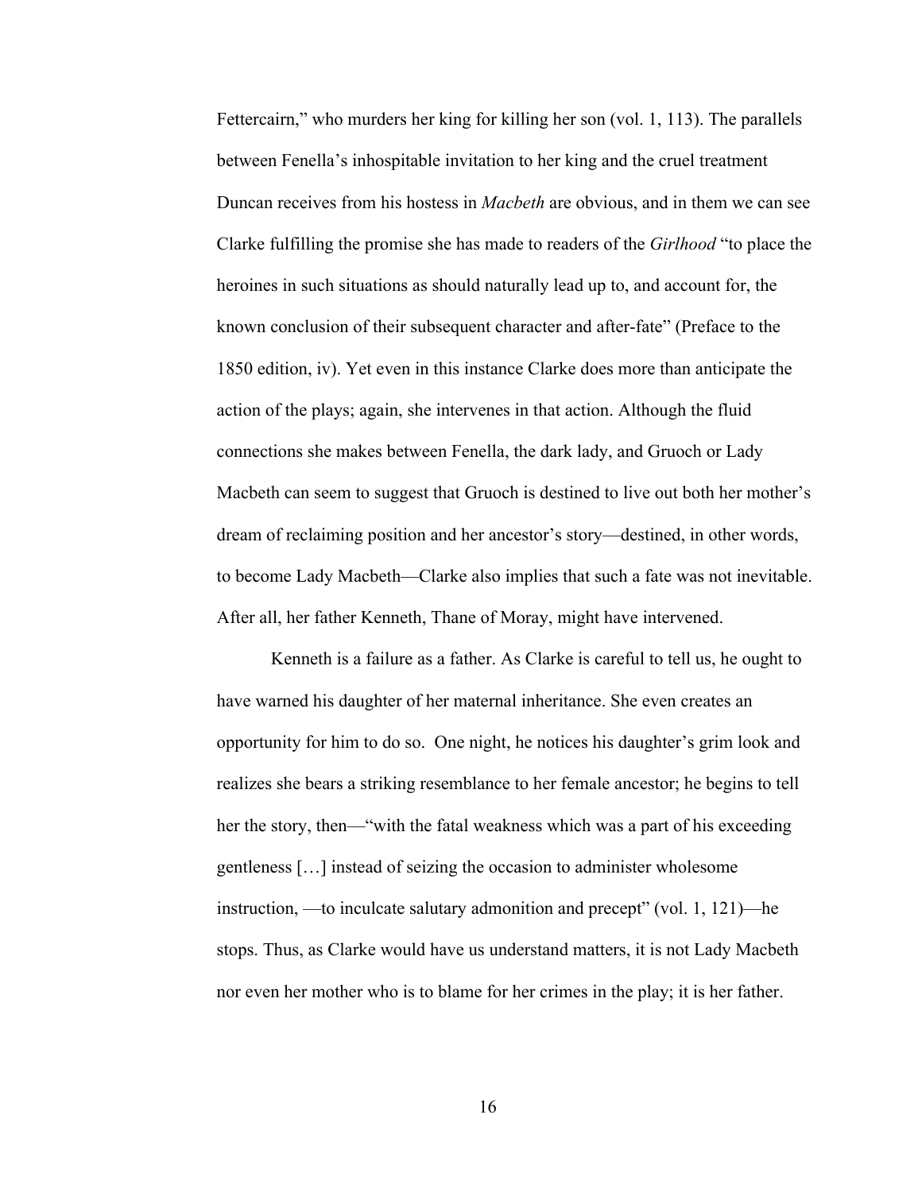Fettercairn," who murders her king for killing her son (vol. 1, 113). The parallels between Fenella's inhospitable invitation to her king and the cruel treatment Duncan receives from his hostess in *Macbeth* are obvious, and in them we can see Clarke fulfilling the promise she has made to readers of the *Girlhood* "to place the heroines in such situations as should naturally lead up to, and account for, the known conclusion of their subsequent character and after-fate" (Preface to the 1850 edition, iv). Yet even in this instance Clarke does more than anticipate the action of the plays; again, she intervenes in that action. Although the fluid connections she makes between Fenella, the dark lady, and Gruoch or Lady Macbeth can seem to suggest that Gruoch is destined to live out both her mother's dream of reclaiming position and her ancestor's story—destined, in other words, to become Lady Macbeth—Clarke also implies that such a fate was not inevitable. After all, her father Kenneth, Thane of Moray, might have intervened.

Kenneth is a failure as a father. As Clarke is careful to tell us, he ought to have warned his daughter of her maternal inheritance. She even creates an opportunity for him to do so. One night, he notices his daughter's grim look and realizes she bears a striking resemblance to her female ancestor; he begins to tell her the story, then—"with the fatal weakness which was a part of his exceeding gentleness […] instead of seizing the occasion to administer wholesome instruction, —to inculcate salutary admonition and precept" (vol. 1, 121)—he stops. Thus, as Clarke would have us understand matters, it is not Lady Macbeth nor even her mother who is to blame for her crimes in the play; it is her father.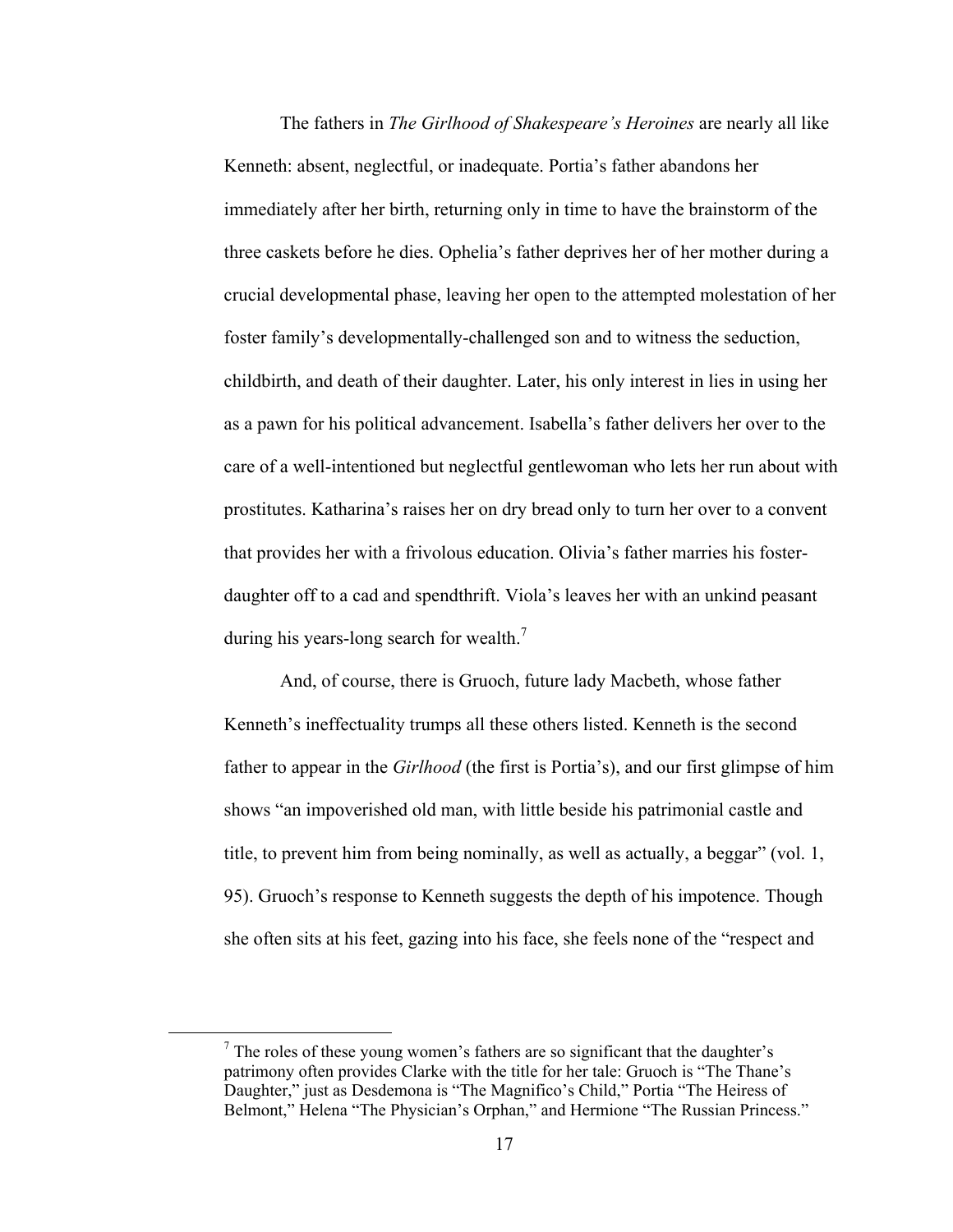The fathers in *The Girlhood of Shakespeare's Heroines* are nearly all like Kenneth: absent, neglectful, or inadequate. Portia's father abandons her immediately after her birth, returning only in time to have the brainstorm of the three caskets before he dies. Ophelia's father deprives her of her mother during a crucial developmental phase, leaving her open to the attempted molestation of her foster family's developmentally-challenged son and to witness the seduction, childbirth, and death of their daughter. Later, his only interest in lies in using her as a pawn for his political advancement. Isabella's father delivers her over to the care of a well-intentioned but neglectful gentlewoman who lets her run about with prostitutes. Katharina's raises her on dry bread only to turn her over to a convent that provides her with a frivolous education. Olivia's father marries his foster-daughter off to a cad and spendthrift. Viola's leaves her with an unkind peasant during his years-long search for wealth.[7]

And, of course, there is Gruoch, future lady Macbeth, whose father Kenneth's ineffectuality trumps all these others listed. Kenneth is the second father to appear in the *Girlhood* (the first is Portia's), and our first glimpse of him shows "an impoverished old man, with little beside his patrimonial castle and title, to prevent him from being nominally, as well as actually, a beggar" (vol. 1, 95). Gruoch's response to Kenneth suggests the depth of his impotence. Though she often sits at his feet, gazing into his face, she feels none of the "respect and

---

[7] The roles of these young women's fathers are so significant that the daughter's patrimony often provides Clarke with the title for her tale: Gruoch is "The Thane's Daughter," just as Desdemona is "The Magnifico's Child," Portia "The Heiress of Belmont," Helena "The Physician's Orphan," and Hermione "The Russian Princess."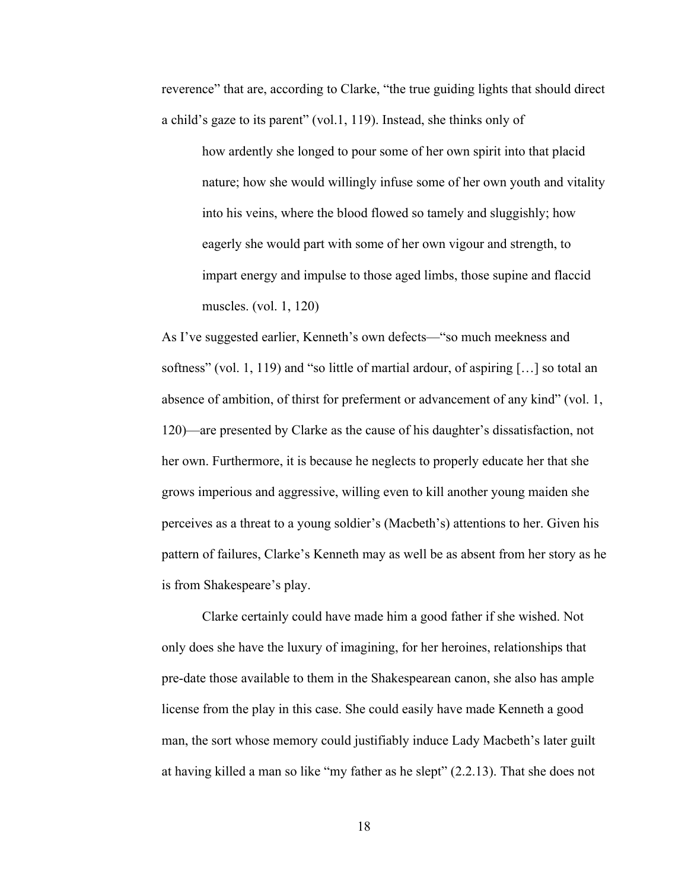reverence" that are, according to Clarke, "the true guiding lights that should direct a child's gaze to its parent" (vol.1, 119). Instead, she thinks only of

> how ardently she longed to pour some of her own spirit into that placid nature; how she would willingly infuse some of her own youth and vitality into his veins, where the blood flowed so tamely and sluggishly; how eagerly she would part with some of her own vigour and strength, to impart energy and impulse to those aged limbs, those supine and flaccid muscles. (vol. 1, 120)

As I've suggested earlier, Kenneth's own defects—"so much meekness and softness" (vol. 1, 119) and "so little of martial ardour, of aspiring […] so total an absence of ambition, of thirst for preferment or advancement of any kind" (vol. 1, 120)—are presented by Clarke as the cause of his daughter's dissatisfaction, not her own. Furthermore, it is because he neglects to properly educate her that she grows imperious and aggressive, willing even to kill another young maiden she perceives as a threat to a young soldier's (Macbeth's) attentions to her. Given his pattern of failures, Clarke's Kenneth may as well be as absent from her story as he is from Shakespeare's play.

Clarke certainly could have made him a good father if she wished. Not only does she have the luxury of imagining, for her heroines, relationships that pre-date those available to them in the Shakespearean canon, she also has ample license from the play in this case. She could easily have made Kenneth a good man, the sort whose memory could justifiably induce Lady Macbeth's later guilt at having killed a man so like "my father as he slept" (2.2.13). That she does not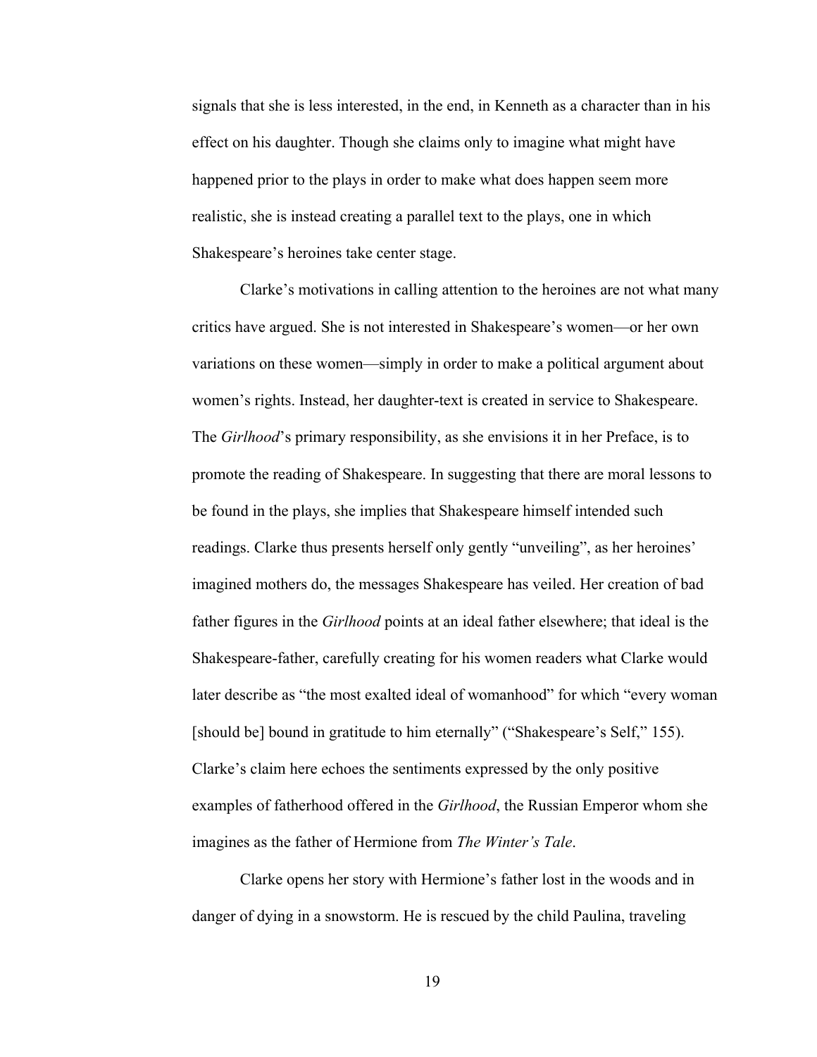signals that she is less interested, in the end, in Kenneth as a character than in his effect on his daughter. Though she claims only to imagine what might have happened prior to the plays in order to make what does happen seem more realistic, she is instead creating a parallel text to the plays, one in which Shakespeare's heroines take center stage.

Clarke's motivations in calling attention to the heroines are not what many critics have argued. She is not interested in Shakespeare's women—or her own variations on these women—simply in order to make a political argument about women's rights. Instead, her daughter-text is created in service to Shakespeare. The *Girlhood*'s primary responsibility, as she envisions it in her Preface, is to promote the reading of Shakespeare. In suggesting that there are moral lessons to be found in the plays, she implies that Shakespeare himself intended such readings. Clarke thus presents herself only gently "unveiling", as her heroines' imagined mothers do, the messages Shakespeare has veiled. Her creation of bad father figures in the *Girlhood* points at an ideal father elsewhere; that ideal is the Shakespeare-father, carefully creating for his women readers what Clarke would later describe as "the most exalted ideal of womanhood" for which "every woman [should be] bound in gratitude to him eternally" ("Shakespeare's Self," 155). Clarke's claim here echoes the sentiments expressed by the only positive examples of fatherhood offered in the *Girlhood*, the Russian Emperor whom she imagines as the father of Hermione from *The Winter's Tale*.

Clarke opens her story with Hermione's father lost in the woods and in danger of dying in a snowstorm. He is rescued by the child Paulina, traveling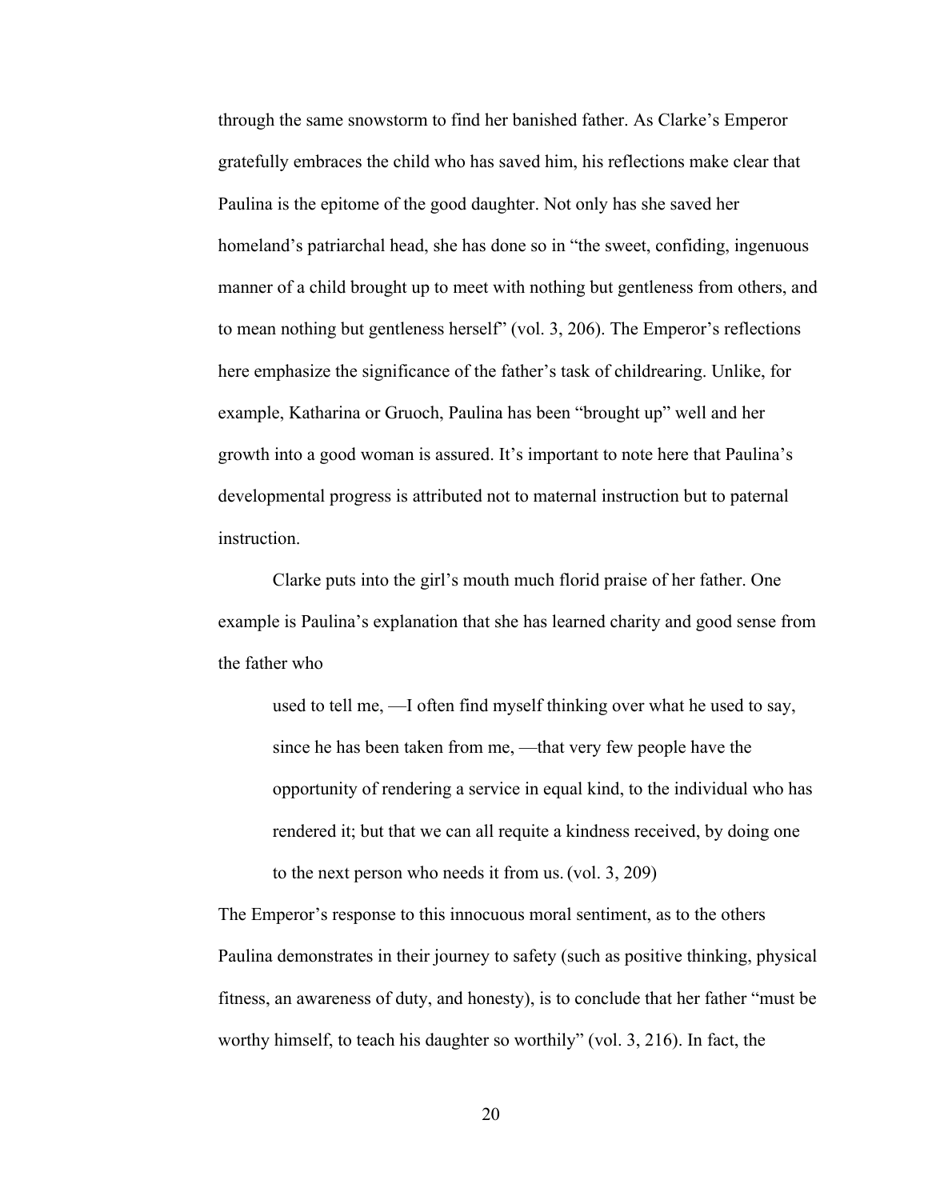through the same snowstorm to find her banished father. As Clarke's Emperor gratefully embraces the child who has saved him, his reflections make clear that Paulina is the epitome of the good daughter. Not only has she saved her homeland's patriarchal head, she has done so in "the sweet, confiding, ingenuous manner of a child brought up to meet with nothing but gentleness from others, and to mean nothing but gentleness herself" (vol. 3, 206). The Emperor's reflections here emphasize the significance of the father's task of childrearing. Unlike, for example, Katharina or Gruoch, Paulina has been "brought up" well and her growth into a good woman is assured. It's important to note here that Paulina's developmental progress is attributed not to maternal instruction but to paternal instruction.

Clarke puts into the girl's mouth much florid praise of her father. One example is Paulina's explanation that she has learned charity and good sense from the father who

> used to tell me, —I often find myself thinking over what he used to say, since he has been taken from me, —that very few people have the opportunity of rendering a service in equal kind, to the individual who has rendered it; but that we can all requite a kindness received, by doing one to the next person who needs it from us. (vol. 3, 209)

The Emperor's response to this innocuous moral sentiment, as to the others Paulina demonstrates in their journey to safety (such as positive thinking, physical fitness, an awareness of duty, and honesty), is to conclude that her father "must be worthy himself, to teach his daughter so worthily" (vol. 3, 216). In fact, the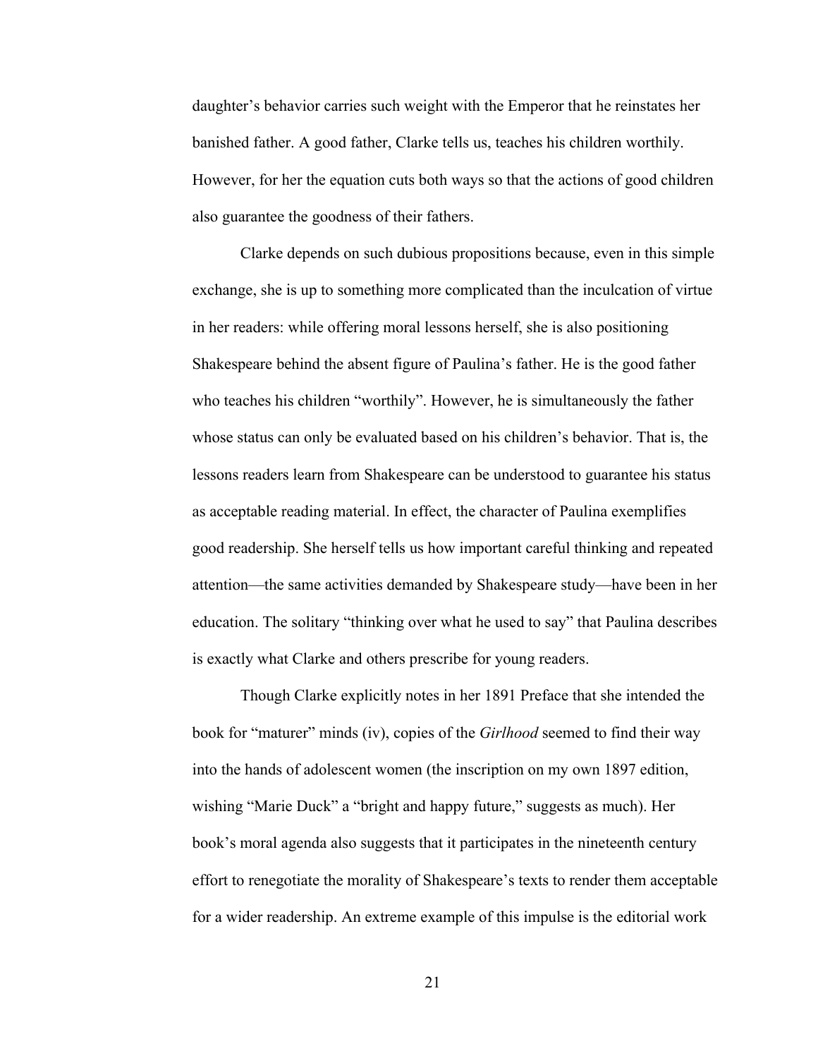daughter's behavior carries such weight with the Emperor that he reinstates her banished father. A good father, Clarke tells us, teaches his children worthily. However, for her the equation cuts both ways so that the actions of good children also guarantee the goodness of their fathers.

Clarke depends on such dubious propositions because, even in this simple exchange, she is up to something more complicated than the inculcation of virtue in her readers: while offering moral lessons herself, she is also positioning Shakespeare behind the absent figure of Paulina's father. He is the good father who teaches his children "worthily". However, he is simultaneously the father whose status can only be evaluated based on his children's behavior. That is, the lessons readers learn from Shakespeare can be understood to guarantee his status as acceptable reading material. In effect, the character of Paulina exemplifies good readership. She herself tells us how important careful thinking and repeated attention—the same activities demanded by Shakespeare study—have been in her education. The solitary "thinking over what he used to say" that Paulina describes is exactly what Clarke and others prescribe for young readers.

Though Clarke explicitly notes in her 1891 Preface that she intended the book for "maturer" minds (iv), copies of the *Girlhood* seemed to find their way into the hands of adolescent women (the inscription on my own 1897 edition, wishing "Marie Duck" a "bright and happy future," suggests as much). Her book's moral agenda also suggests that it participates in the nineteenth century effort to renegotiate the morality of Shakespeare's texts to render them acceptable for a wider readership. An extreme example of this impulse is the editorial work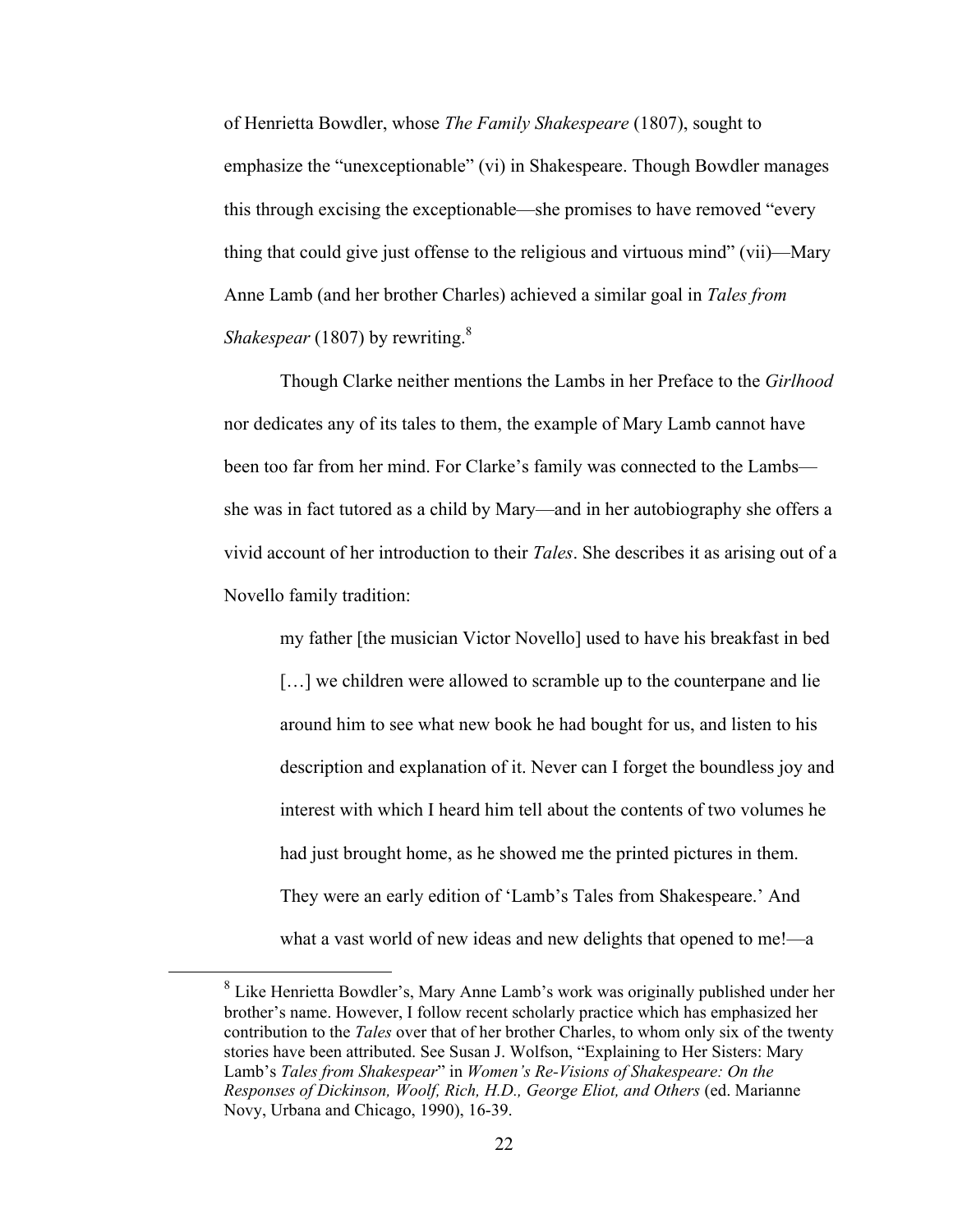of Henrietta Bowdler, whose *The Family Shakespeare* (1807), sought to emphasize the "unexceptionable" (vi) in Shakespeare. Though Bowdler manages this through excising the exceptionable—she promises to have removed "every thing that could give just offense to the religious and virtuous mind" (vii)—Mary Anne Lamb (and her brother Charles) achieved a similar goal in *Tales from Shakespear* (1807) by rewriting.[8]

Though Clarke neither mentions the Lambs in her Preface to the *Girlhood* nor dedicates any of its tales to them, the example of Mary Lamb cannot have been too far from her mind. For Clarke's family was connected to the Lambs—she was in fact tutored as a child by Mary—and in her autobiography she offers a vivid account of her introduction to their *Tales*. She describes it as arising out of a Novello family tradition:

> my father [the musician Victor Novello] used to have his breakfast in bed […] we children were allowed to scramble up to the counterpane and lie around him to see what new book he had bought for us, and listen to his description and explanation of it. Never can I forget the boundless joy and interest with which I heard him tell about the contents of two volumes he had just brought home, as he showed me the printed pictures in them. They were an early edition of 'Lamb's Tales from Shakespeare.' And what a vast world of new ideas and new delights that opened to me!—a

[8] Like Henrietta Bowdler's, Mary Anne Lamb's work was originally published under her brother's name. However, I follow recent scholarly practice which has emphasized her contribution to the *Tales* over that of her brother Charles, to whom only six of the twenty stories have been attributed. See Susan J. Wolfson, "Explaining to Her Sisters: Mary Lamb's *Tales from Shakespear*" in *Women's Re-Visions of Shakespeare: On the Responses of Dickinson, Woolf, Rich, H.D., George Eliot, and Others* (ed. Marianne Novy, Urbana and Chicago, 1990), 16-39.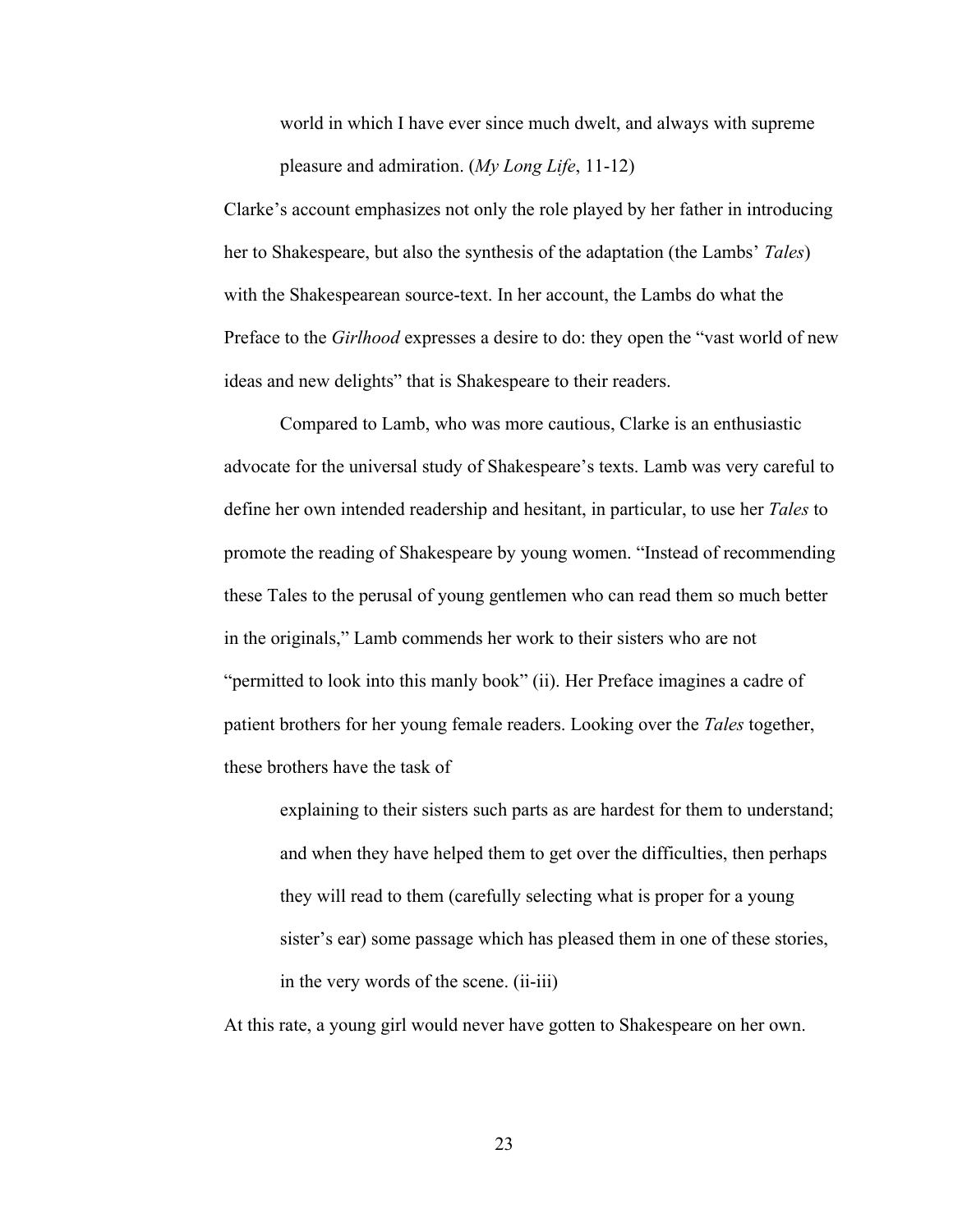> world in which I have ever since much dwelt, and always with supreme pleasure and admiration. (*My Long Life*, 11-12)

Clarke's account emphasizes not only the role played by her father in introducing her to Shakespeare, but also the synthesis of the adaptation (the Lambs' *Tales*) with the Shakespearean source-text. In her account, the Lambs do what the Preface to the *Girlhood* expresses a desire to do: they open the "vast world of new ideas and new delights" that is Shakespeare to their readers.

Compared to Lamb, who was more cautious, Clarke is an enthusiastic advocate for the universal study of Shakespeare's texts. Lamb was very careful to define her own intended readership and hesitant, in particular, to use her *Tales* to promote the reading of Shakespeare by young women. "Instead of recommending these Tales to the perusal of young gentlemen who can read them so much better in the originals," Lamb commends her work to their sisters who are not "permitted to look into this manly book" (ii). Her Preface imagines a cadre of patient brothers for her young female readers. Looking over the *Tales* together, these brothers have the task of

> explaining to their sisters such parts as are hardest for them to understand; and when they have helped them to get over the difficulties, then perhaps they will read to them (carefully selecting what is proper for a young sister's ear) some passage which has pleased them in one of these stories, in the very words of the scene. (ii-iii)

At this rate, a young girl would never have gotten to Shakespeare on her own.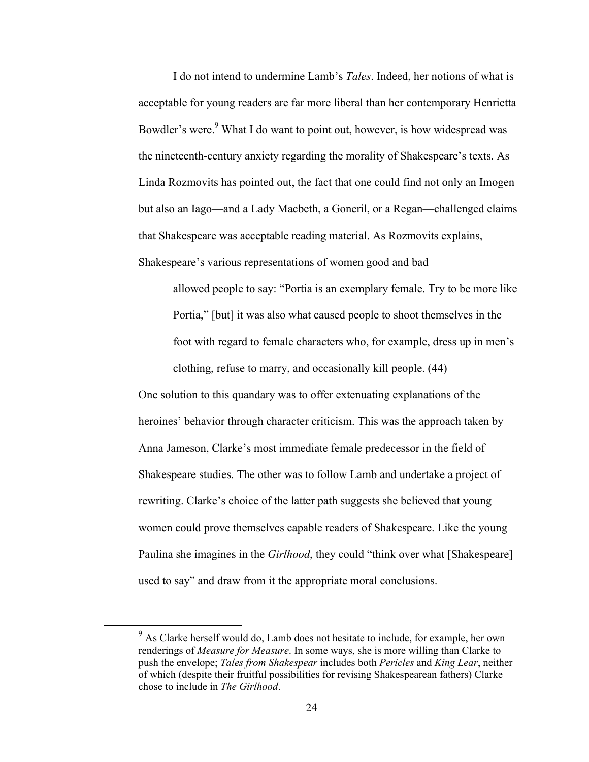I do not intend to undermine Lamb's *Tales*. Indeed, her notions of what is acceptable for young readers are far more liberal than her contemporary Henrietta Bowdler's were.[9] What I do want to point out, however, is how widespread was the nineteenth-century anxiety regarding the morality of Shakespeare's texts. As Linda Rozmovits has pointed out, the fact that one could find not only an Imogen but also an Iago—and a Lady Macbeth, a Goneril, or a Regan—challenged claims that Shakespeare was acceptable reading material. As Rozmovits explains, Shakespeare's various representations of women good and bad

> allowed people to say: "Portia is an exemplary female. Try to be more like Portia," [but] it was also what caused people to shoot themselves in the foot with regard to female characters who, for example, dress up in men's clothing, refuse to marry, and occasionally kill people. (44)

One solution to this quandary was to offer extenuating explanations of the heroines' behavior through character criticism. This was the approach taken by Anna Jameson, Clarke's most immediate female predecessor in the field of Shakespeare studies. The other was to follow Lamb and undertake a project of rewriting. Clarke's choice of the latter path suggests she believed that young women could prove themselves capable readers of Shakespeare. Like the young Paulina she imagines in the *Girlhood*, they could "think over what [Shakespeare] used to say" and draw from it the appropriate moral conclusions.

---

[9] As Clarke herself would do, Lamb does not hesitate to include, for example, her own renderings of *Measure for Measure*. In some ways, she is more willing than Clarke to push the envelope; *Tales from Shakespear* includes both *Pericles* and *King Lear*, neither of which (despite their fruitful possibilities for revising Shakespearean fathers) Clarke chose to include in *The Girlhood*.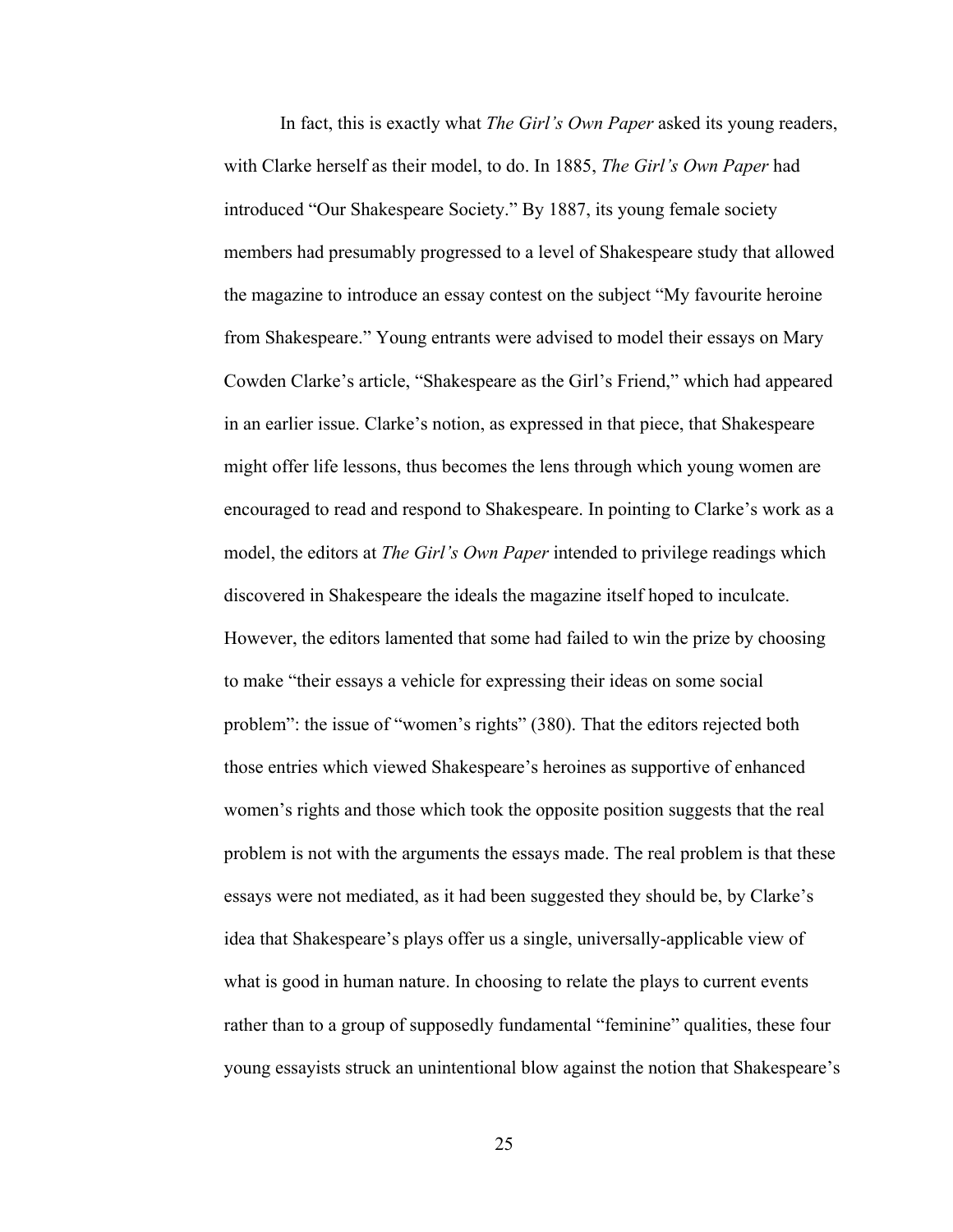In fact, this is exactly what *The Girl's Own Paper* asked its young readers, with Clarke herself as their model, to do. In 1885, *The Girl's Own Paper* had introduced "Our Shakespeare Society." By 1887, its young female society members had presumably progressed to a level of Shakespeare study that allowed the magazine to introduce an essay contest on the subject "My favourite heroine from Shakespeare." Young entrants were advised to model their essays on Mary Cowden Clarke's article, "Shakespeare as the Girl's Friend," which had appeared in an earlier issue. Clarke's notion, as expressed in that piece, that Shakespeare might offer life lessons, thus becomes the lens through which young women are encouraged to read and respond to Shakespeare. In pointing to Clarke's work as a model, the editors at *The Girl's Own Paper* intended to privilege readings which discovered in Shakespeare the ideals the magazine itself hoped to inculcate. However, the editors lamented that some had failed to win the prize by choosing to make "their essays a vehicle for expressing their ideas on some social problem": the issue of "women's rights" (380). That the editors rejected both those entries which viewed Shakespeare's heroines as supportive of enhanced women's rights and those which took the opposite position suggests that the real problem is not with the arguments the essays made. The real problem is that these essays were not mediated, as it had been suggested they should be, by Clarke's idea that Shakespeare's plays offer us a single, universally-applicable view of what is good in human nature. In choosing to relate the plays to current events rather than to a group of supposedly fundamental "feminine" qualities, these four young essayists struck an unintentional blow against the notion that Shakespeare's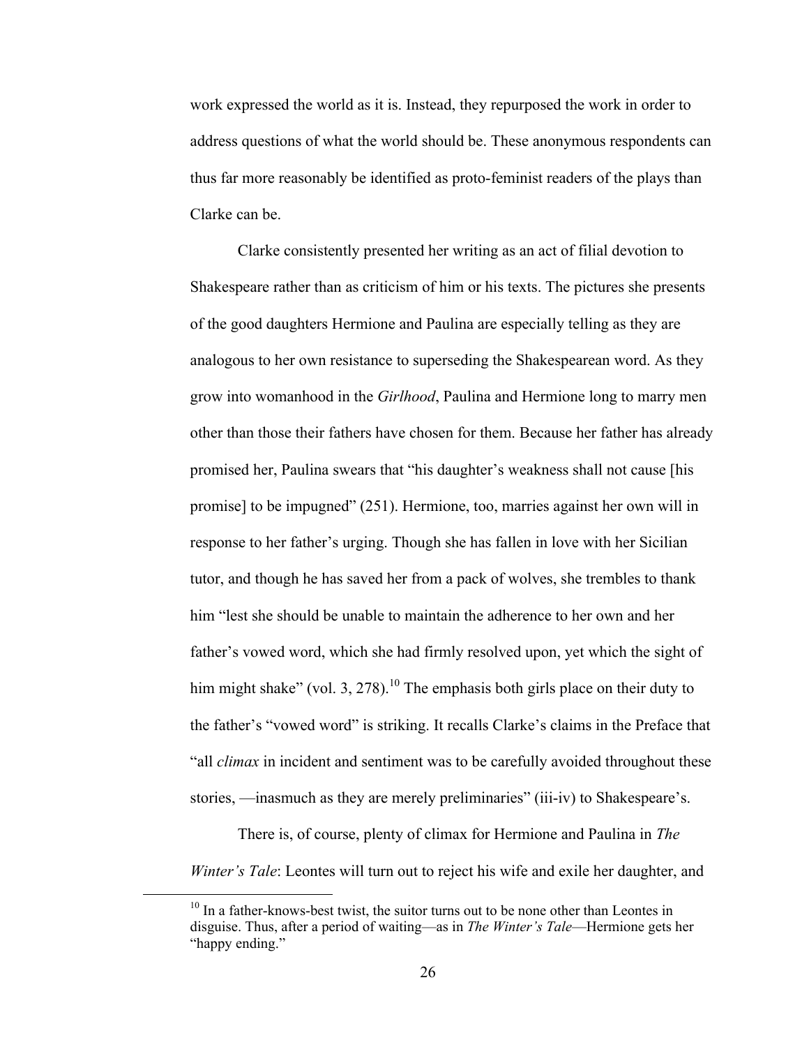work expressed the world as it is. Instead, they repurposed the work in order to address questions of what the world should be. These anonymous respondents can thus far more reasonably be identified as proto-feminist readers of the plays than Clarke can be.

Clarke consistently presented her writing as an act of filial devotion to Shakespeare rather than as criticism of him or his texts. The pictures she presents of the good daughters Hermione and Paulina are especially telling as they are analogous to her own resistance to superseding the Shakespearean word. As they grow into womanhood in the *Girlhood*, Paulina and Hermione long to marry men other than those their fathers have chosen for them. Because her father has already promised her, Paulina swears that "his daughter's weakness shall not cause [his promise] to be impugned" (251). Hermione, too, marries against her own will in response to her father's urging. Though she has fallen in love with her Sicilian tutor, and though he has saved her from a pack of wolves, she trembles to thank him "lest she should be unable to maintain the adherence to her own and her father's vowed word, which she had firmly resolved upon, yet which the sight of him might shake" (vol. 3, 278).[10] The emphasis both girls place on their duty to the father's "vowed word" is striking. It recalls Clarke's claims in the Preface that "all *climax* in incident and sentiment was to be carefully avoided throughout these stories, —inasmuch as they are merely preliminaries" (iii-iv) to Shakespeare's.

There is, of course, plenty of climax for Hermione and Paulina in *The Winter's Tale*: Leontes will turn out to reject his wife and exile her daughter, and

[10] In a father-knows-best twist, the suitor turns out to be none other than Leontes in disguise. Thus, after a period of waiting—as in *The Winter's Tale*—Hermione gets her "happy ending."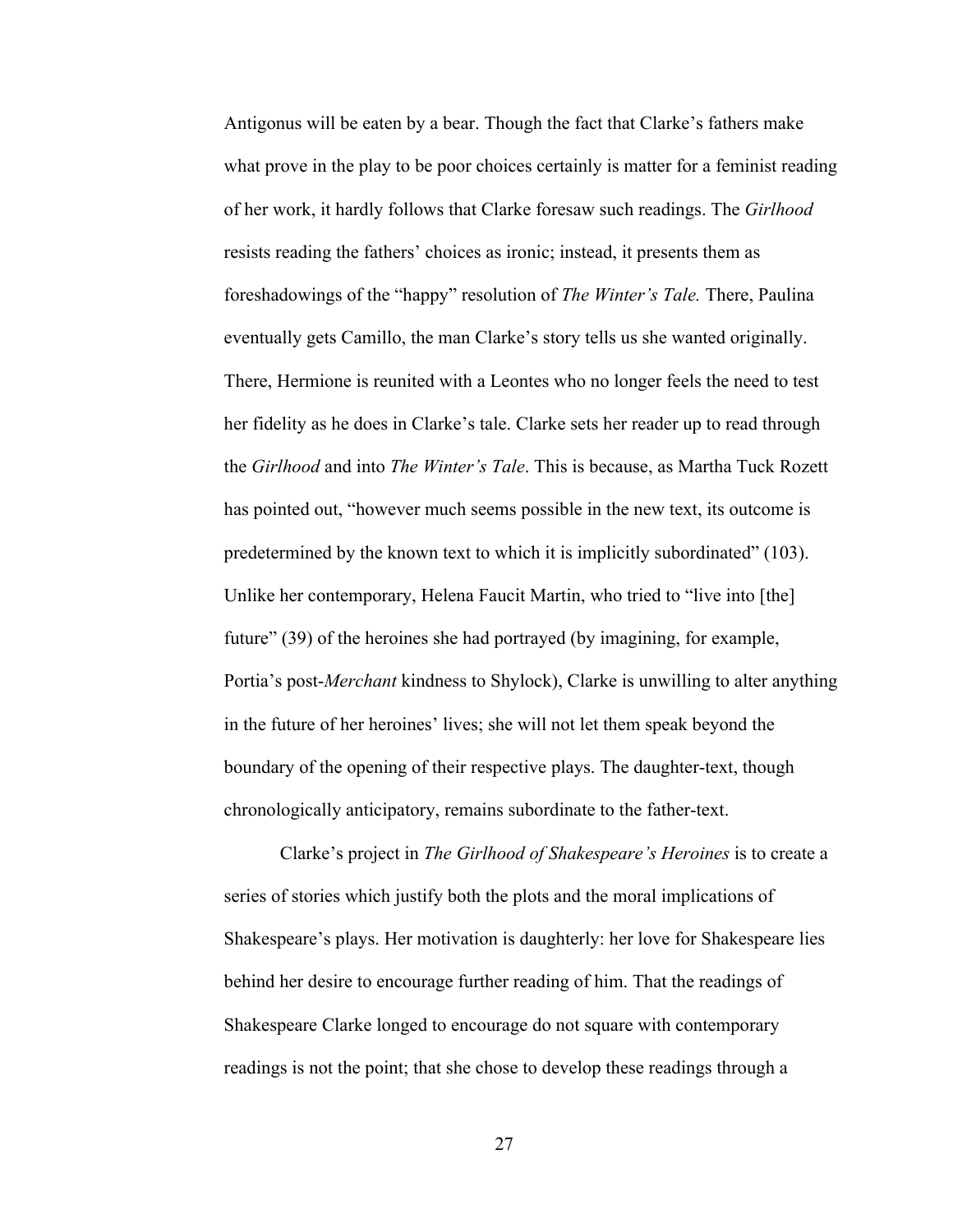Antigonus will be eaten by a bear. Though the fact that Clarke's fathers make what prove in the play to be poor choices certainly is matter for a feminist reading of her work, it hardly follows that Clarke foresaw such readings. The *Girlhood* resists reading the fathers' choices as ironic; instead, it presents them as foreshadowings of the "happy" resolution of *The Winter's Tale.* There, Paulina eventually gets Camillo, the man Clarke's story tells us she wanted originally. There, Hermione is reunited with a Leontes who no longer feels the need to test her fidelity as he does in Clarke's tale. Clarke sets her reader up to read through the *Girlhood* and into *The Winter's Tale*. This is because, as Martha Tuck Rozett has pointed out, "however much seems possible in the new text, its outcome is predetermined by the known text to which it is implicitly subordinated" (103). Unlike her contemporary, Helena Faucit Martin, who tried to "live into [the] future" (39) of the heroines she had portrayed (by imagining, for example, Portia's post-*Merchant* kindness to Shylock), Clarke is unwilling to alter anything in the future of her heroines' lives; she will not let them speak beyond the boundary of the opening of their respective plays. The daughter-text, though chronologically anticipatory, remains subordinate to the father-text.

Clarke's project in *The Girlhood of Shakespeare's Heroines* is to create a series of stories which justify both the plots and the moral implications of Shakespeare's plays. Her motivation is daughterly: her love for Shakespeare lies behind her desire to encourage further reading of him. That the readings of Shakespeare Clarke longed to encourage do not square with contemporary readings is not the point; that she chose to develop these readings through a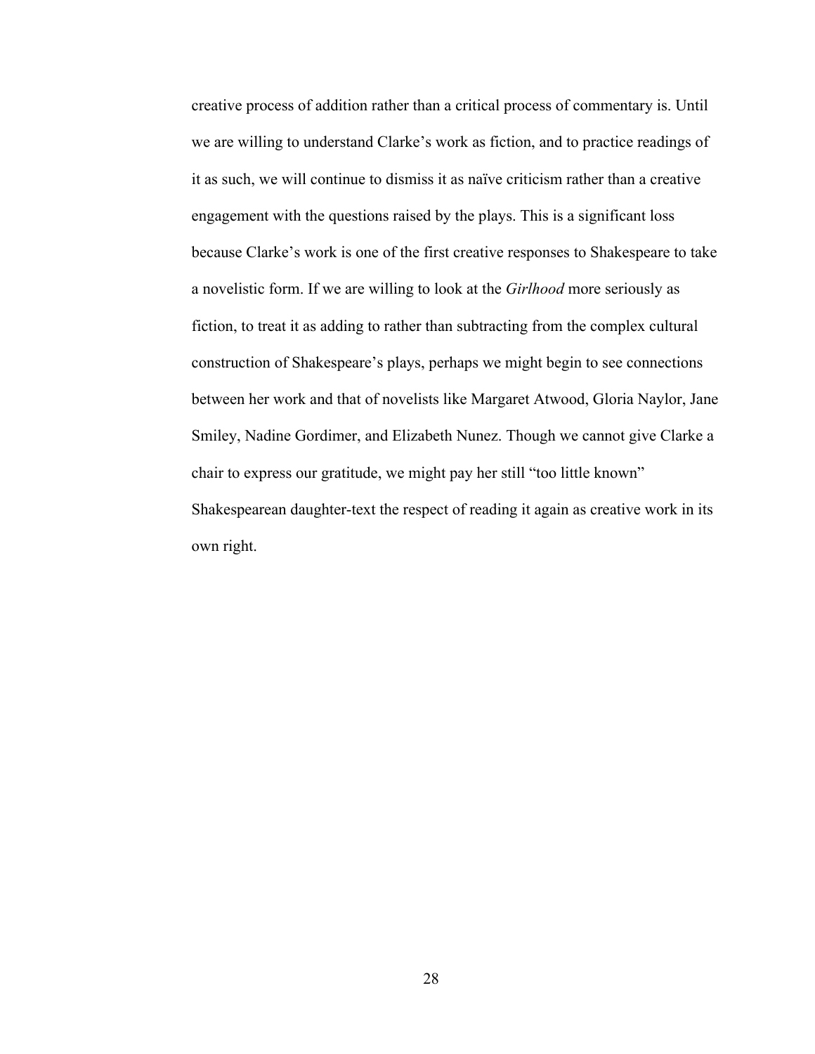creative process of addition rather than a critical process of commentary is. Until we are willing to understand Clarke's work as fiction, and to practice readings of it as such, we will continue to dismiss it as naïve criticism rather than a creative engagement with the questions raised by the plays. This is a significant loss because Clarke's work is one of the first creative responses to Shakespeare to take a novelistic form. If we are willing to look at the *Girlhood* more seriously as fiction, to treat it as adding to rather than subtracting from the complex cultural construction of Shakespeare's plays, perhaps we might begin to see connections between her work and that of novelists like Margaret Atwood, Gloria Naylor, Jane Smiley, Nadine Gordimer, and Elizabeth Nunez. Though we cannot give Clarke a chair to express our gratitude, we might pay her still "too little known" Shakespearean daughter-text the respect of reading it again as creative work in its own right.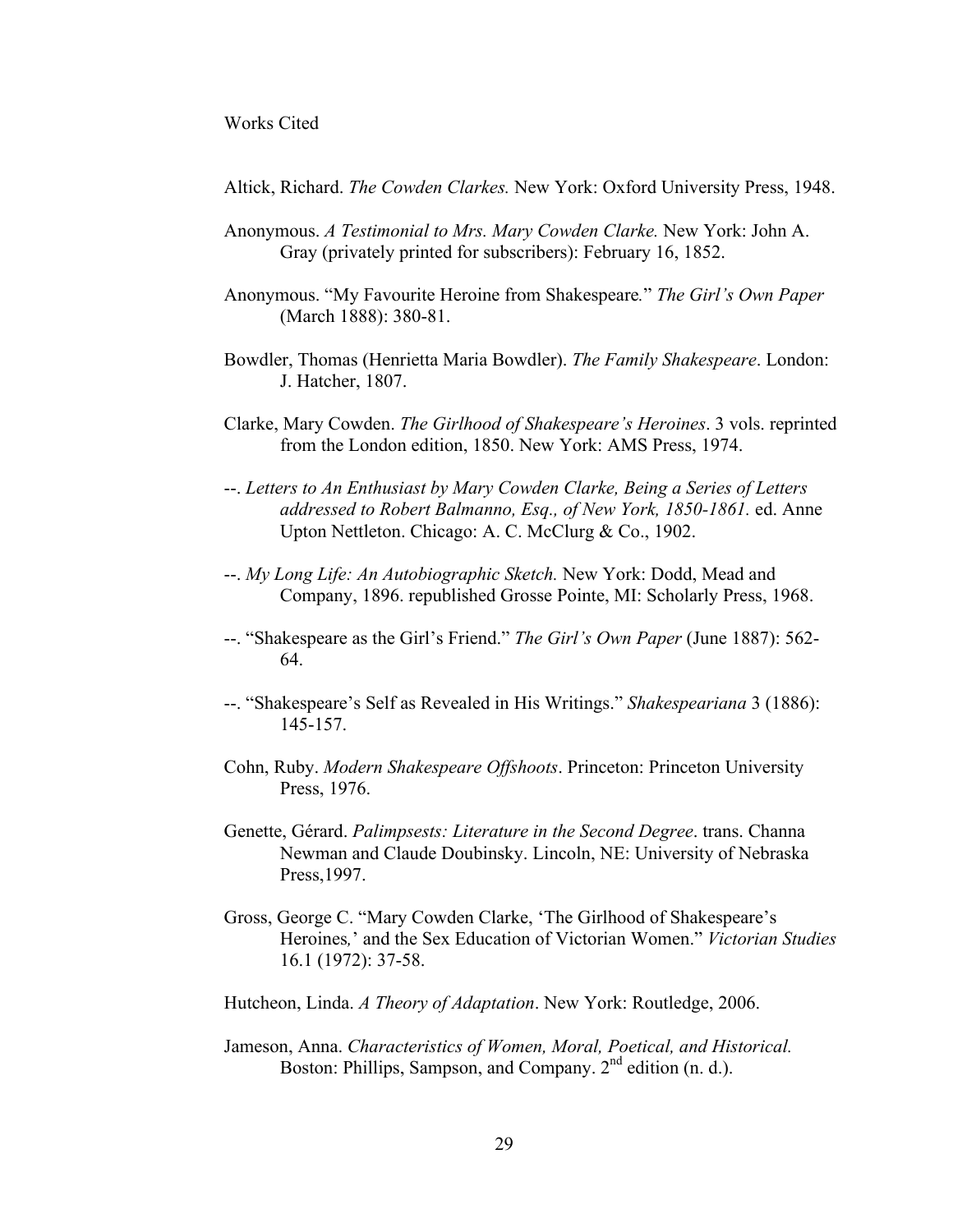Works Cited

Altick, Richard. *The Cowden Clarkes.* New York: Oxford University Press, 1948.

Anonymous. *A Testimonial to Mrs. Mary Cowden Clarke.* New York: John A. Gray (privately printed for subscribers): February 16, 1852.

Anonymous. "My Favourite Heroine from Shakespeare." *The Girl's Own Paper* (March 1888): 380-81.

Bowdler, Thomas (Henrietta Maria Bowdler). *The Family Shakespeare*. London: J. Hatcher, 1807.

Clarke, Mary Cowden. *The Girlhood of Shakespeare's Heroines*. 3 vols. reprinted from the London edition, 1850. New York: AMS Press, 1974.

--. *Letters to An Enthusiast by Mary Cowden Clarke, Being a Series of Letters addressed to Robert Balmanno, Esq., of New York, 1850-1861.* ed. Anne Upton Nettleton. Chicago: A. C. McClurg & Co., 1902.

--. *My Long Life: An Autobiographic Sketch.* New York: Dodd, Mead and Company, 1896. republished Grosse Pointe, MI: Scholarly Press, 1968.

--. "Shakespeare as the Girl's Friend." *The Girl's Own Paper* (June 1887): 562-64.

--. "Shakespeare's Self as Revealed in His Writings." *Shakespeariana* 3 (1886): 145-157.

Cohn, Ruby. *Modern Shakespeare Offshoots*. Princeton: Princeton University Press, 1976.

Genette, Gérard. *Palimpsests: Literature in the Second Degree*. trans. Channa Newman and Claude Doubinsky. Lincoln, NE: University of Nebraska Press,1997.

Gross, George C. "Mary Cowden Clarke, 'The Girlhood of Shakespeare's Heroines,' and the Sex Education of Victorian Women." *Victorian Studies* 16.1 (1972): 37-58.

Hutcheon, Linda. *A Theory of Adaptation*. New York: Routledge, 2006.

Jameson, Anna. *Characteristics of Women, Moral, Poetical, and Historical.* Boston: Phillips, Sampson, and Company. 2nd edition (n. d.).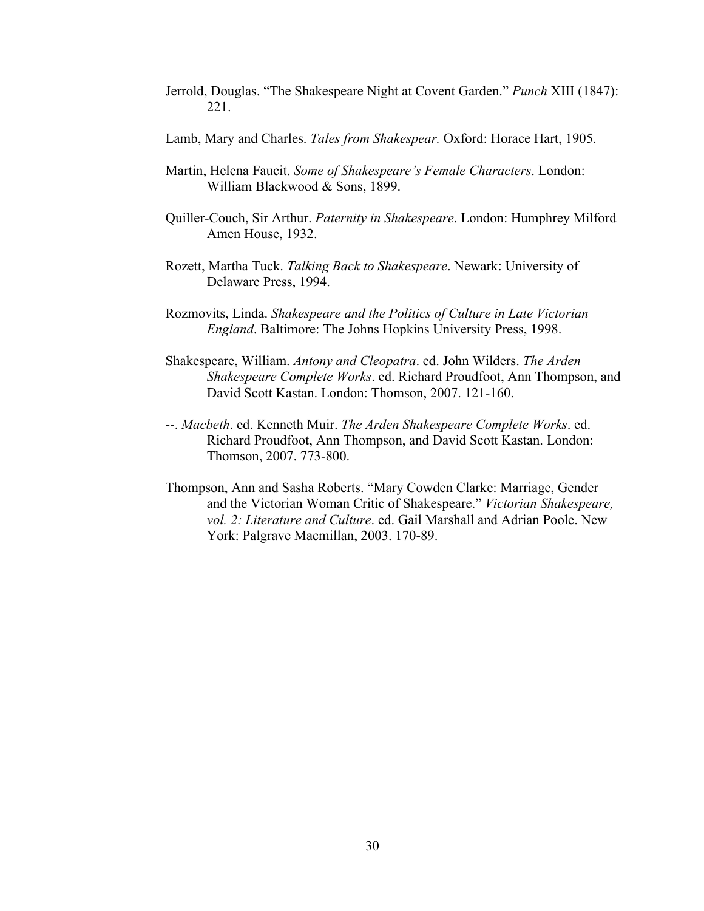Jerrold, Douglas. "The Shakespeare Night at Covent Garden." *Punch* XIII (1847): 221.

Lamb, Mary and Charles. *Tales from Shakespear.* Oxford: Horace Hart, 1905.

Martin, Helena Faucit. *Some of Shakespeare's Female Characters*. London: William Blackwood & Sons, 1899.

Quiller-Couch, Sir Arthur. *Paternity in Shakespeare*. London: Humphrey Milford Amen House, 1932.

Rozett, Martha Tuck. *Talking Back to Shakespeare*. Newark: University of Delaware Press, 1994.

Rozmovits, Linda. *Shakespeare and the Politics of Culture in Late Victorian England*. Baltimore: The Johns Hopkins University Press, 1998.

Shakespeare, William. *Antony and Cleopatra*. ed. John Wilders. *The Arden Shakespeare Complete Works*. ed. Richard Proudfoot, Ann Thompson, and David Scott Kastan. London: Thomson, 2007. 121-160.

--. *Macbeth*. ed. Kenneth Muir. *The Arden Shakespeare Complete Works*. ed. Richard Proudfoot, Ann Thompson, and David Scott Kastan. London: Thomson, 2007. 773-800.

Thompson, Ann and Sasha Roberts. "Mary Cowden Clarke: Marriage, Gender and the Victorian Woman Critic of Shakespeare." *Victorian Shakespeare, vol. 2: Literature and Culture*. ed. Gail Marshall and Adrian Poole. New York: Palgrave Macmillan, 2003. 170-89.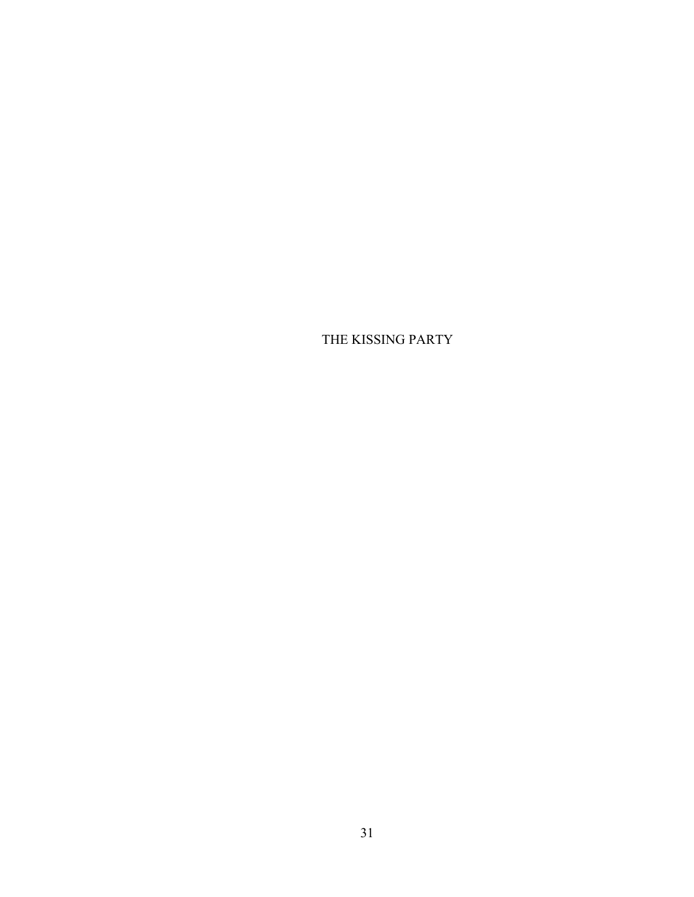# THE KISSING PARTY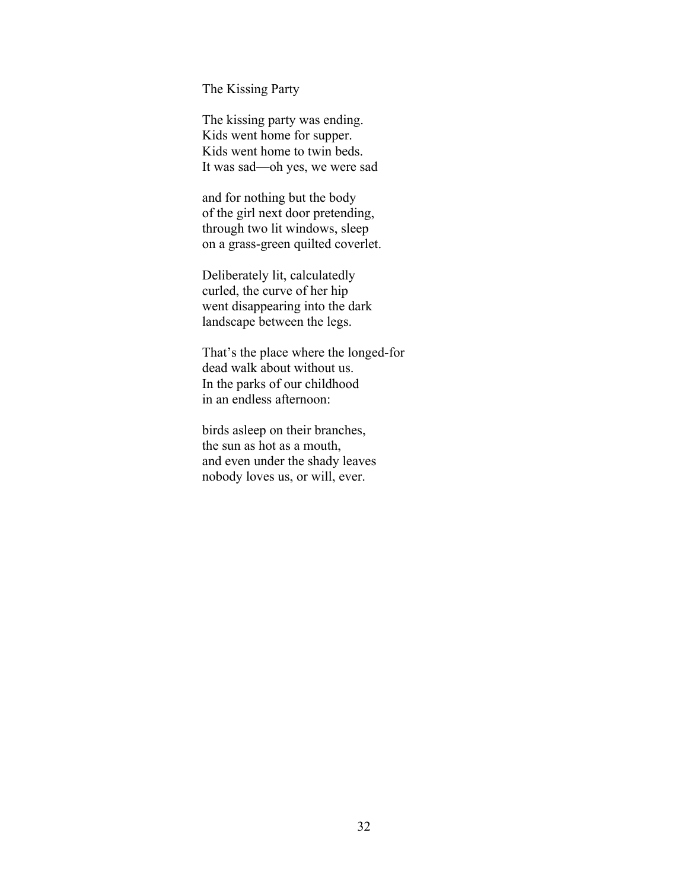## The Kissing Party

The kissing party was ending.
Kids went home for supper.
Kids went home to twin beds.
It was sad—oh yes, we were sad

and for nothing but the body
of the girl next door pretending,
through two lit windows, sleep
on a grass-green quilted coverlet.

Deliberately lit, calculatedly
curled, the curve of her hip
went disappearing into the dark
landscape between the legs.

That's the place where the longed-for
dead walk about without us.
In the parks of our childhood
in an endless afternoon:

birds asleep on their branches,
the sun as hot as a mouth,
and even under the shady leaves
nobody loves us, or will, ever.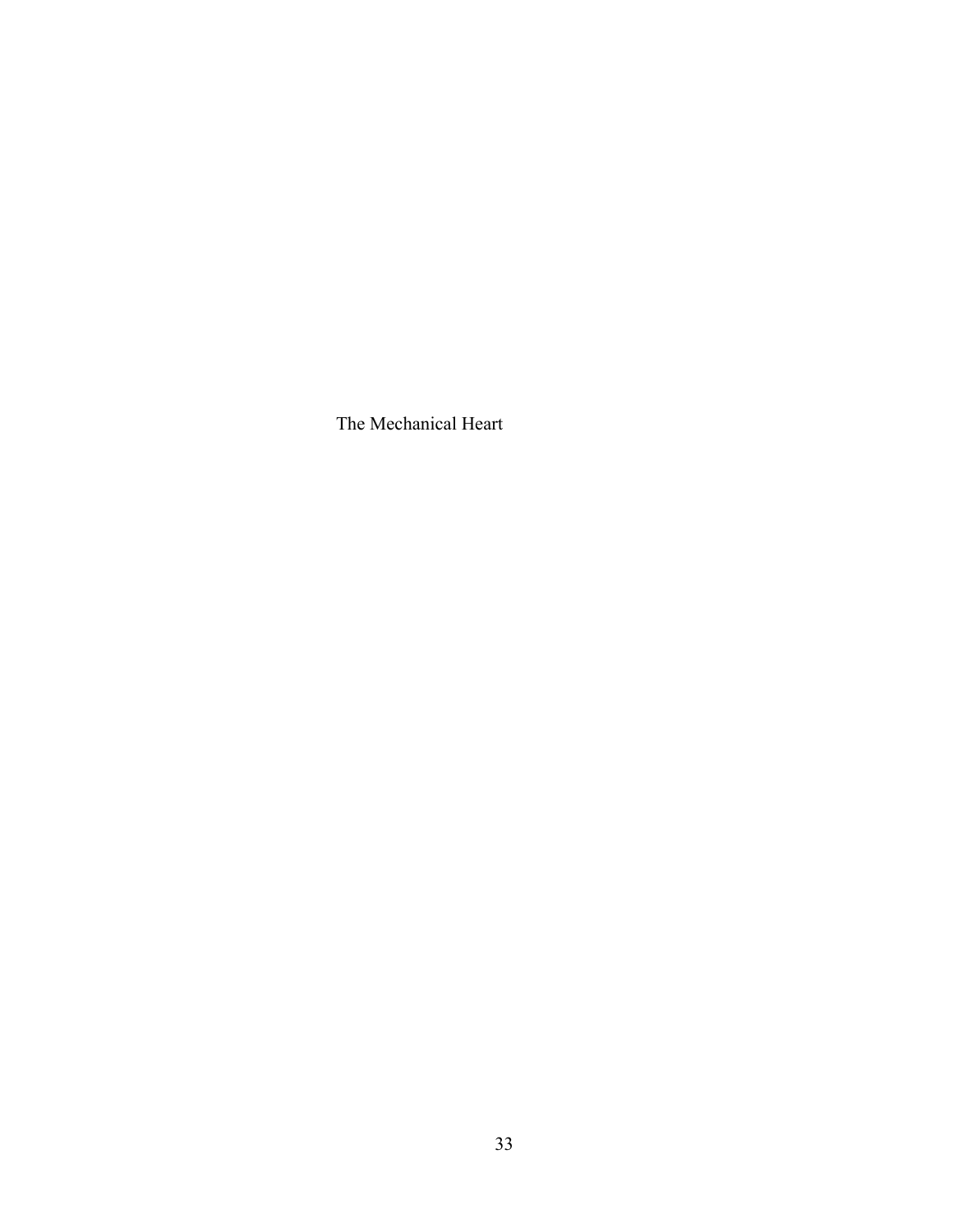# The Mechanical Heart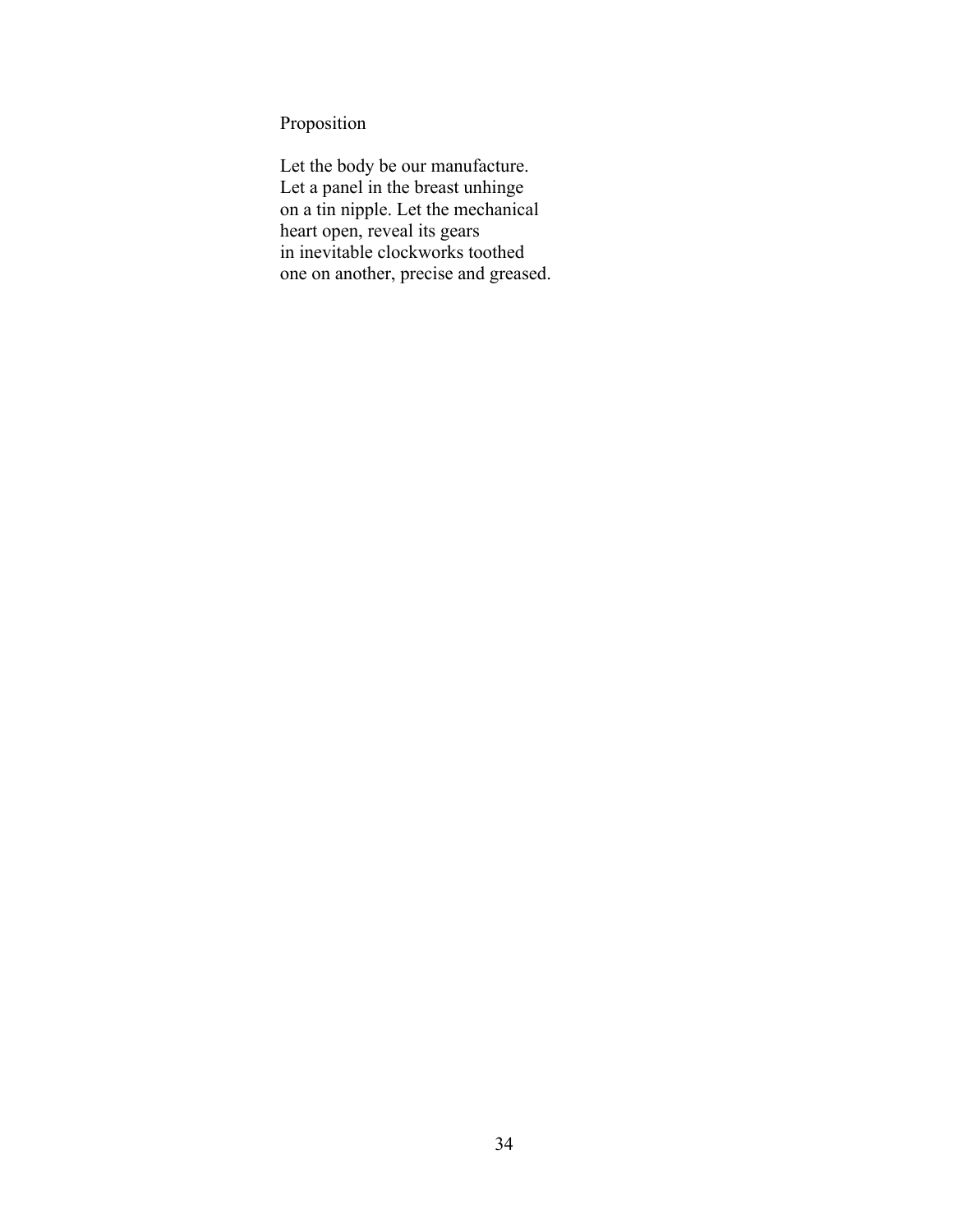## Proposition

Let the body be our manufacture.  
Let a panel in the breast unhinge  
on a tin nipple. Let the mechanical  
heart open, reveal its gears  
in inevitable clockworks toothed  
one on another, precise and greased.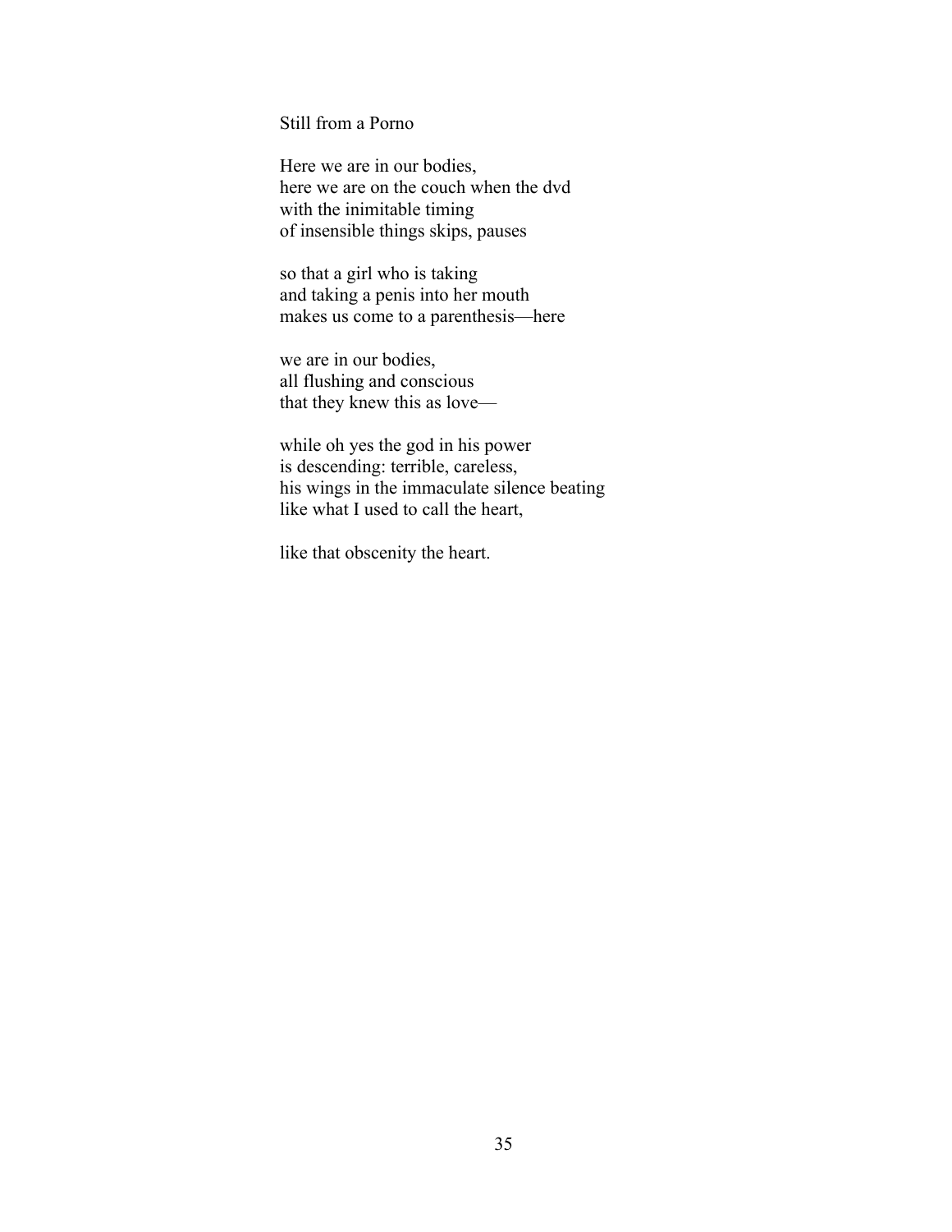# Still from a Porno

Here we are in our bodies,  
here we are on the couch when the dvd  
with the inimitable timing  
of insensible things skips, pauses

so that a girl who is taking  
and taking a penis into her mouth  
makes us come to a parenthesis—here

we are in our bodies,  
all flushing and conscious  
that they knew this as love—

while oh yes the god in his power  
is descending: terrible, careless,  
his wings in the immaculate silence beating  
like what I used to call the heart,

like that obscenity the heart.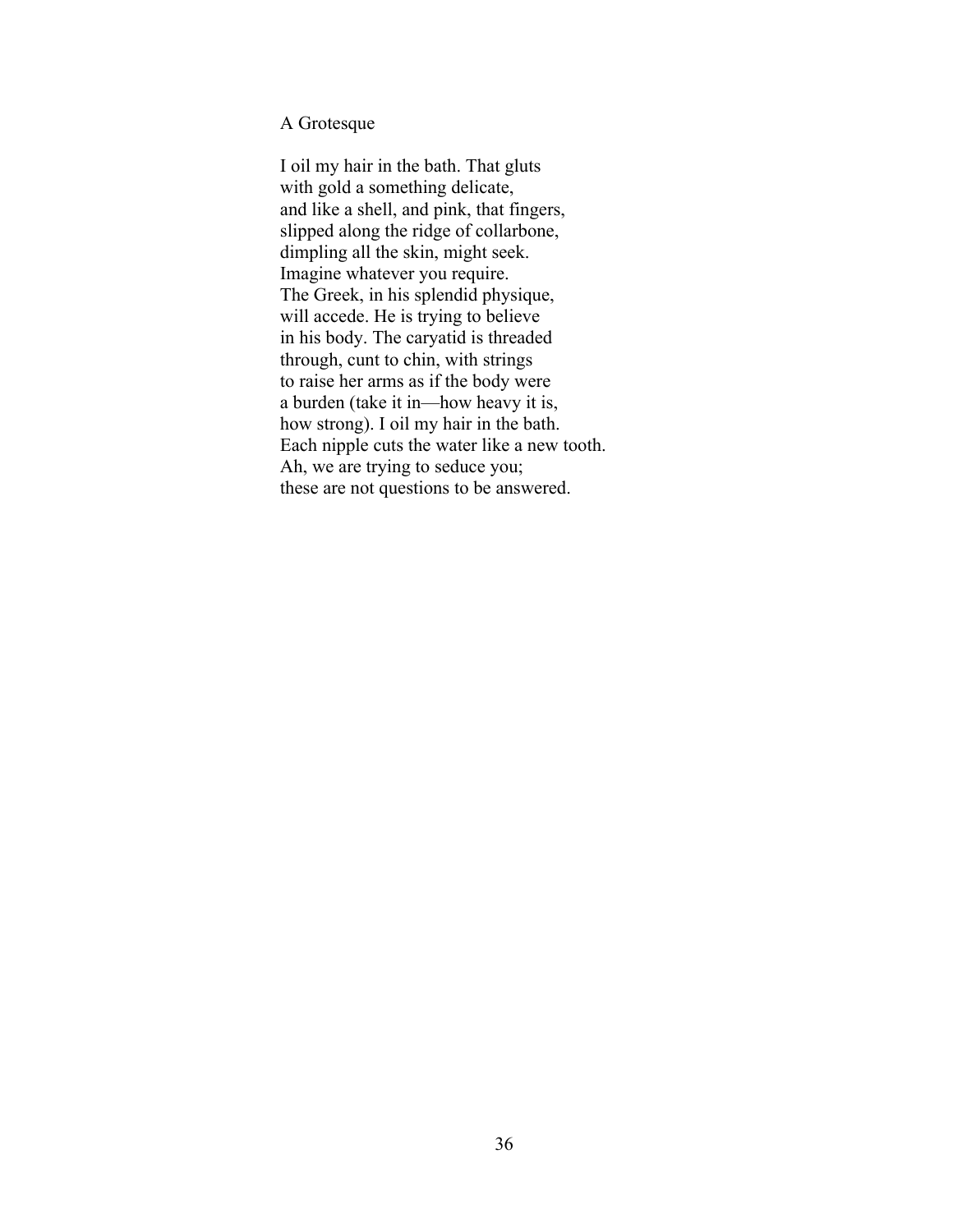## A Grotesque

I oil my hair in the bath. That gluts  
with gold a something delicate,  
and like a shell, and pink, that fingers,  
slipped along the ridge of collarbone,  
dimpling all the skin, might seek.  
Imagine whatever you require.  
The Greek, in his splendid physique,  
will accede. He is trying to believe  
in his body. The caryatid is threaded  
through, cunt to chin, with strings  
to raise her arms as if the body were  
a burden (take it in—how heavy it is,  
how strong). I oil my hair in the bath.  
Each nipple cuts the water like a new tooth.  
Ah, we are trying to seduce you;  
these are not questions to be answered.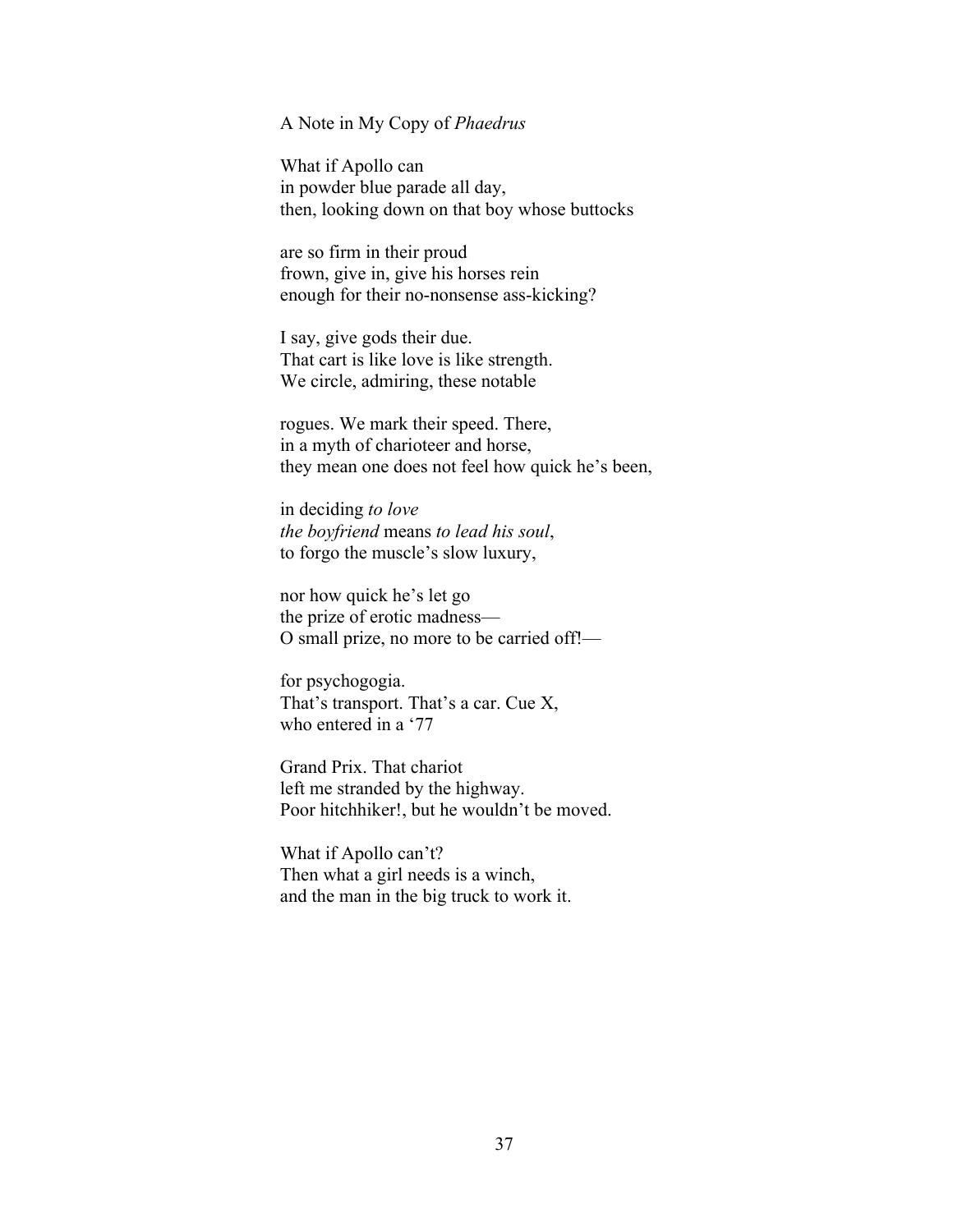# A Note in My Copy of *Phaedrus*

What if Apollo can
in powder blue parade all day,
then, looking down on that boy whose buttocks

are so firm in their proud
frown, give in, give his horses rein
enough for their no-nonsense ass-kicking?

I say, give gods their due.
That cart is like love is like strength.
We circle, admiring, these notable

rogues. We mark their speed. There,
in a myth of charioteer and horse,
they mean one does not feel how quick he's been,

in deciding *to love*
*the boyfriend* means *to lead his soul*,
to forgo the muscle's slow luxury,

nor how quick he's let go
the prize of erotic madness—
O small prize, no more to be carried off!—

for psychogogia.
That's transport. That's a car. Cue X,
who entered in a '77

Grand Prix. That chariot
left me stranded by the highway.
Poor hitchhiker!, but he wouldn't be moved.

What if Apollo can't?
Then what a girl needs is a winch,
and the man in the big truck to work it.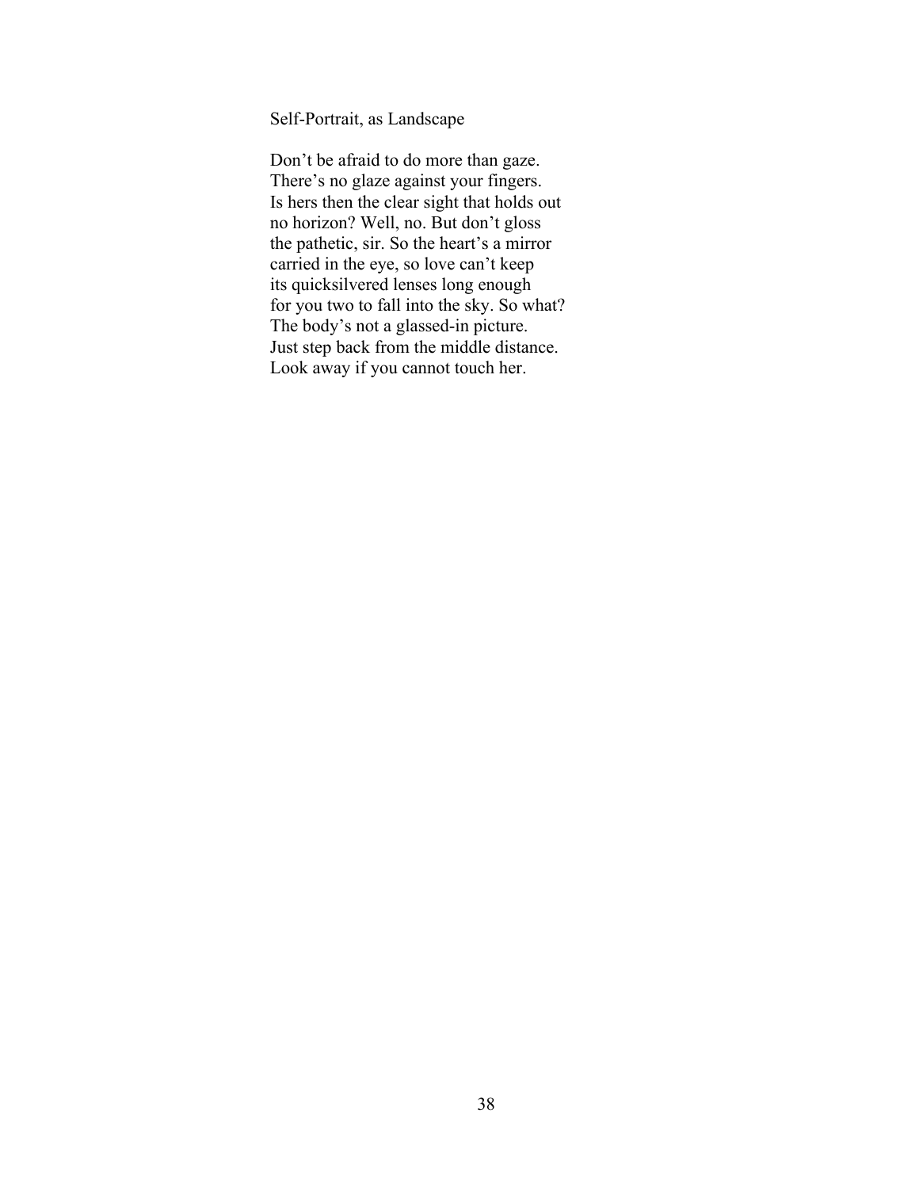## Self-Portrait, as Landscape

Don't be afraid to do more than gaze.
There's no glaze against your fingers.
Is hers then the clear sight that holds out
no horizon? Well, no. But don't gloss
the pathetic, sir. So the heart's a mirror
carried in the eye, so love can't keep
its quicksilvered lenses long enough
for you two to fall into the sky. So what?
The body's not a glassed-in picture.
Just step back from the middle distance.
Look away if you cannot touch her.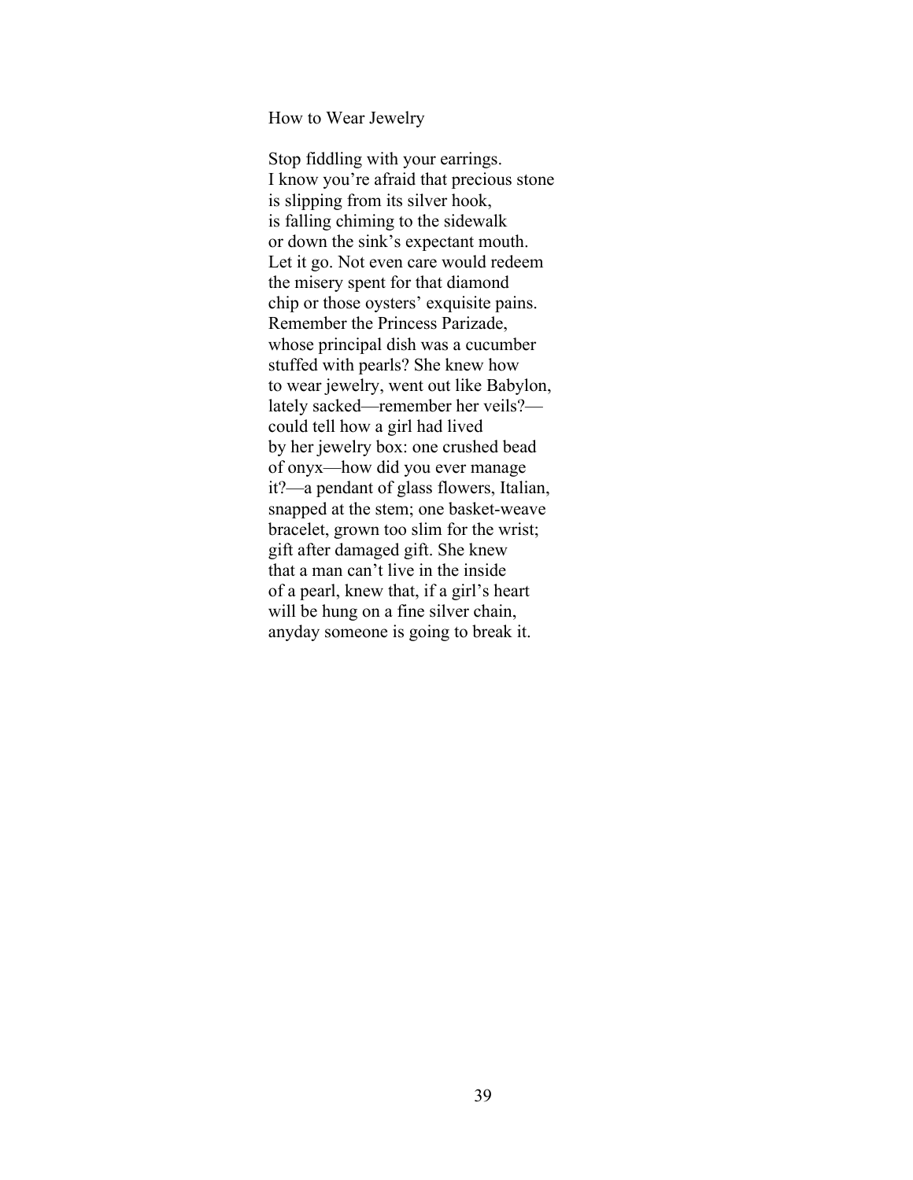## How to Wear Jewelry

Stop fiddling with your earrings.  
I know you're afraid that precious stone  
is slipping from its silver hook,  
is falling chiming to the sidewalk  
or down the sink's expectant mouth.  
Let it go. Not even care would redeem  
the misery spent for that diamond  
chip or those oysters' exquisite pains.  
Remember the Princess Parizade,  
whose principal dish was a cucumber  
stuffed with pearls? She knew how  
to wear jewelry, went out like Babylon,  
lately sacked—remember her veils?—  
could tell how a girl had lived  
by her jewelry box: one crushed bead  
of onyx—how did you ever manage  
it?—a pendant of glass flowers, Italian,  
snapped at the stem; one basket-weave  
bracelet, grown too slim for the wrist;  
gift after damaged gift. She knew  
that a man can't live in the inside  
of a pearl, knew that, if a girl's heart  
will be hung on a fine silver chain,  
anyday someone is going to break it.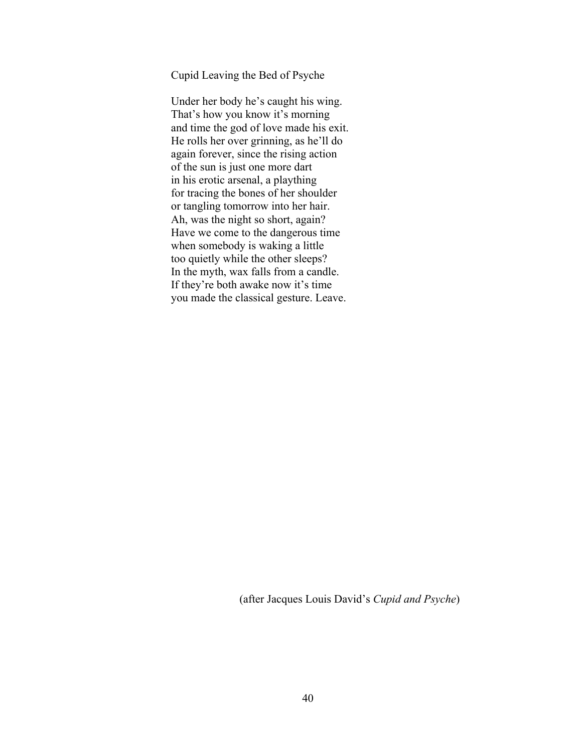## Cupid Leaving the Bed of Psyche

Under her body he's caught his wing.
That's how you know it's morning
and time the god of love made his exit.
He rolls her over grinning, as he'll do
again forever, since the rising action
of the sun is just one more dart
in his erotic arsenal, a plaything
for tracing the bones of her shoulder
or tangling tomorrow into her hair.
Ah, was the night so short, again?
Have we come to the dangerous time
when somebody is waking a little
too quietly while the other sleeps?
In the myth, wax falls from a candle.
If they're both awake now it's time
you made the classical gesture. Leave.

(after Jacques Louis David's *Cupid and Psyche*)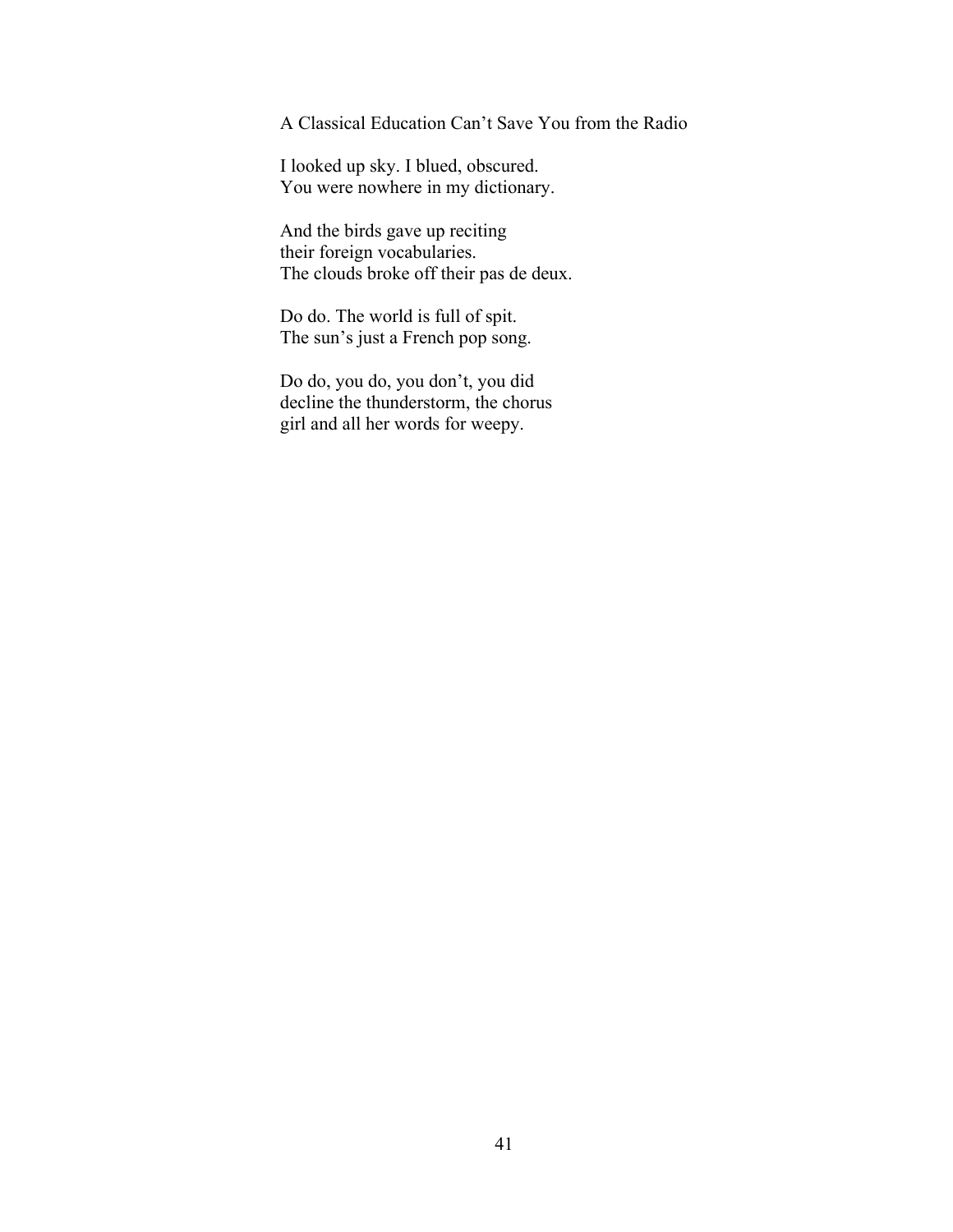## A Classical Education Can't Save You from the Radio

I looked up sky. I blued, obscured.
You were nowhere in my dictionary.

And the birds gave up reciting
their foreign vocabularies.
The clouds broke off their pas de deux.

Do do. The world is full of spit.
The sun's just a French pop song.

Do do, you do, you don't, you did
decline the thunderstorm, the chorus
girl and all her words for weepy.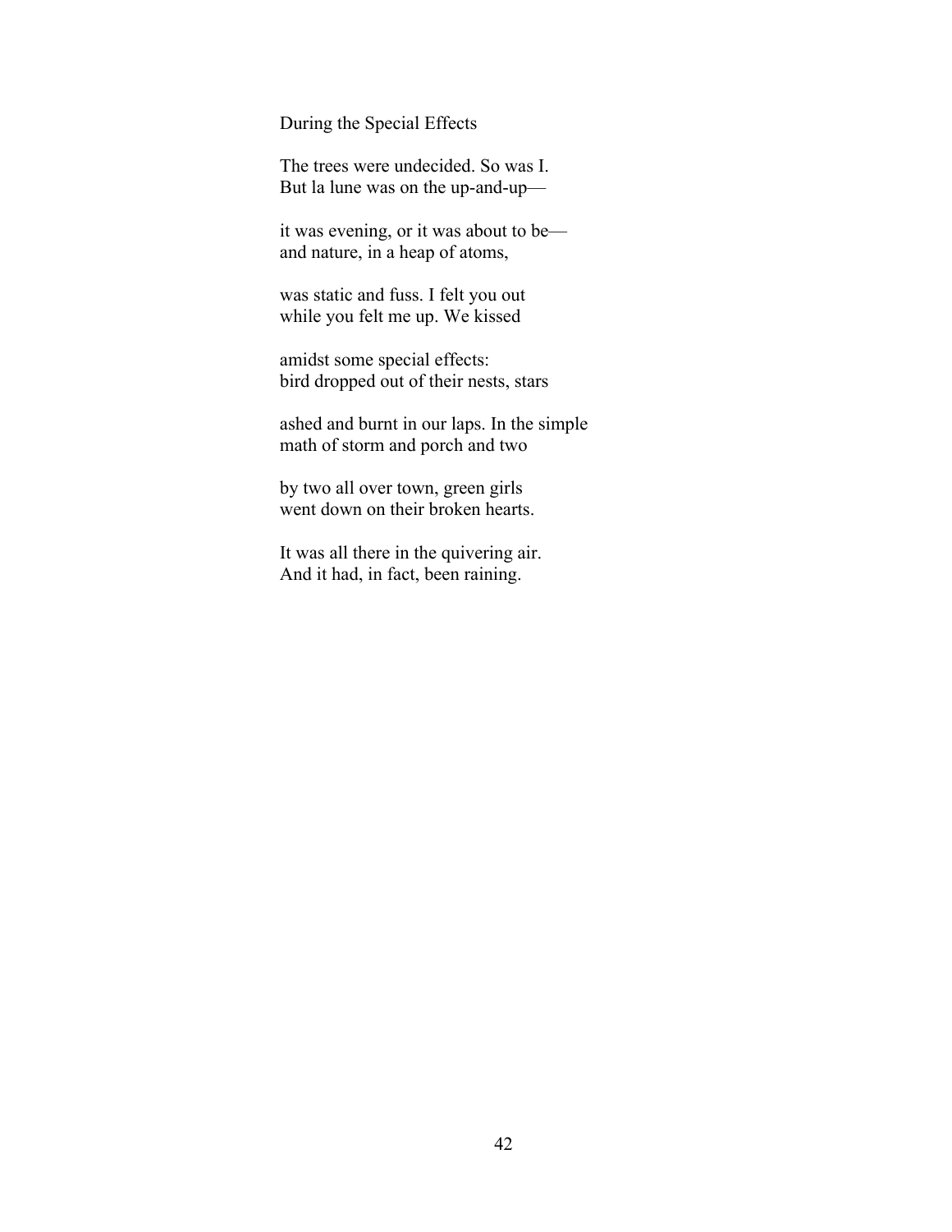## During the Special Effects

The trees were undecided. So was I.  
But la lune was on the up-and-up—

it was evening, or it was about to be—  
and nature, in a heap of atoms,

was static and fuss. I felt you out  
while you felt me up. We kissed

amidst some special effects:  
bird dropped out of their nests, stars

ashed and burnt in our laps. In the simple  
math of storm and porch and two

by two all over town, green girls  
went down on their broken hearts.

It was all there in the quivering air.  
And it had, in fact, been raining.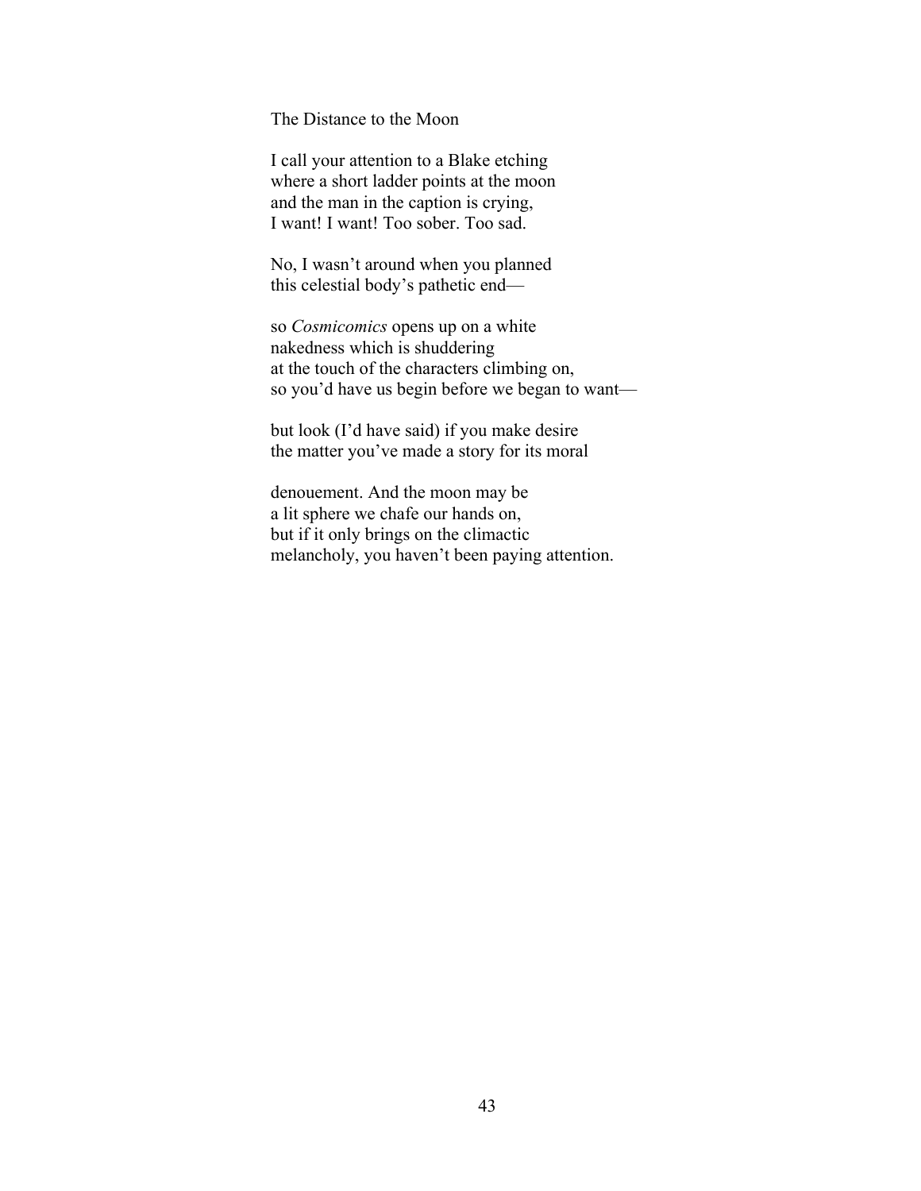## The Distance to the Moon

I call your attention to a Blake etching  
where a short ladder points at the moon  
and the man in the caption is crying,  
I want! I want! Too sober. Too sad.

No, I wasn't around when you planned  
this celestial body's pathetic end—

so *Cosmicomics* opens up on a white  
nakedness which is shuddering  
at the touch of the characters climbing on,  
so you'd have us begin before we began to want—

but look (I'd have said) if you make desire  
the matter you've made a story for its moral

denouement. And the moon may be  
a lit sphere we chafe our hands on,  
but if it only brings on the climactic  
melancholy, you haven't been paying attention.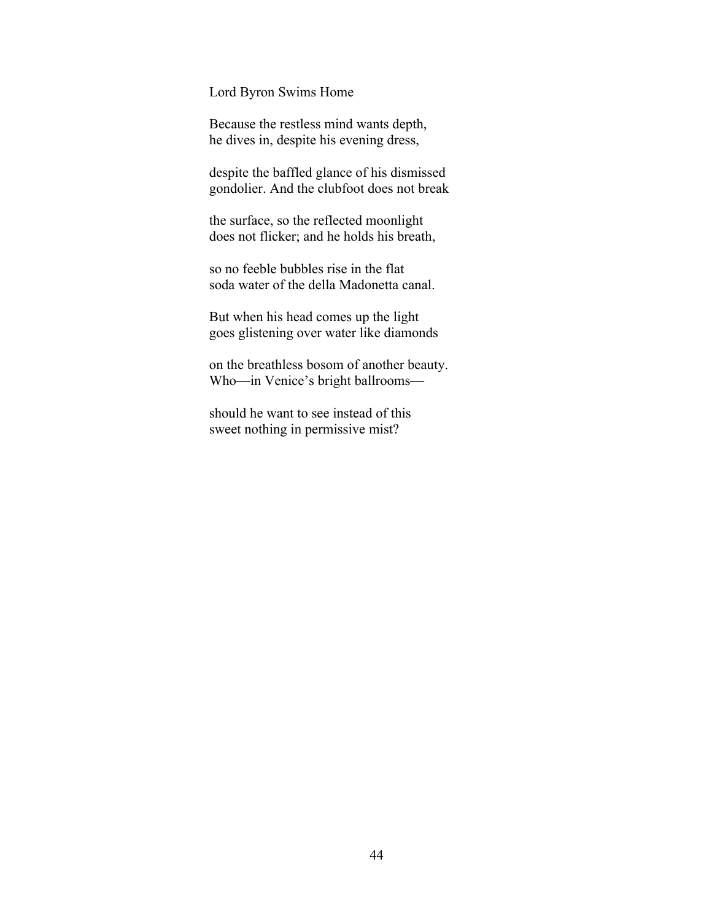## Lord Byron Swims Home

Because the restless mind wants depth,
he dives in, despite his evening dress,

despite the baffled glance of his dismissed
gondolier. And the clubfoot does not break

the surface, so the reflected moonlight
does not flicker; and he holds his breath,

so no feeble bubbles rise in the flat
soda water of the della Madonetta canal.

But when his head comes up the light
goes glistening over water like diamonds

on the breathless bosom of another beauty.
Who—in Venice's bright ballrooms—

should he want to see instead of this
sweet nothing in permissive mist?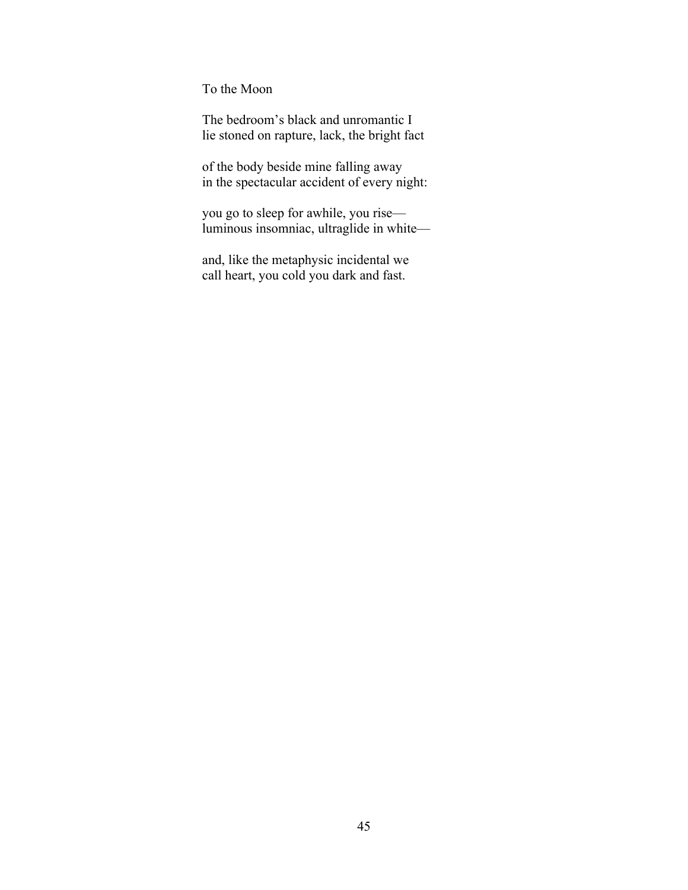# To the Moon

The bedroom's black and unromantic I  
lie stoned on rapture, lack, the bright fact

of the body beside mine falling away  
in the spectacular accident of every night:

you go to sleep for awhile, you rise—  
luminous insomniac, ultraglide in white—

and, like the metaphysic incidental we  
call heart, you cold you dark and fast.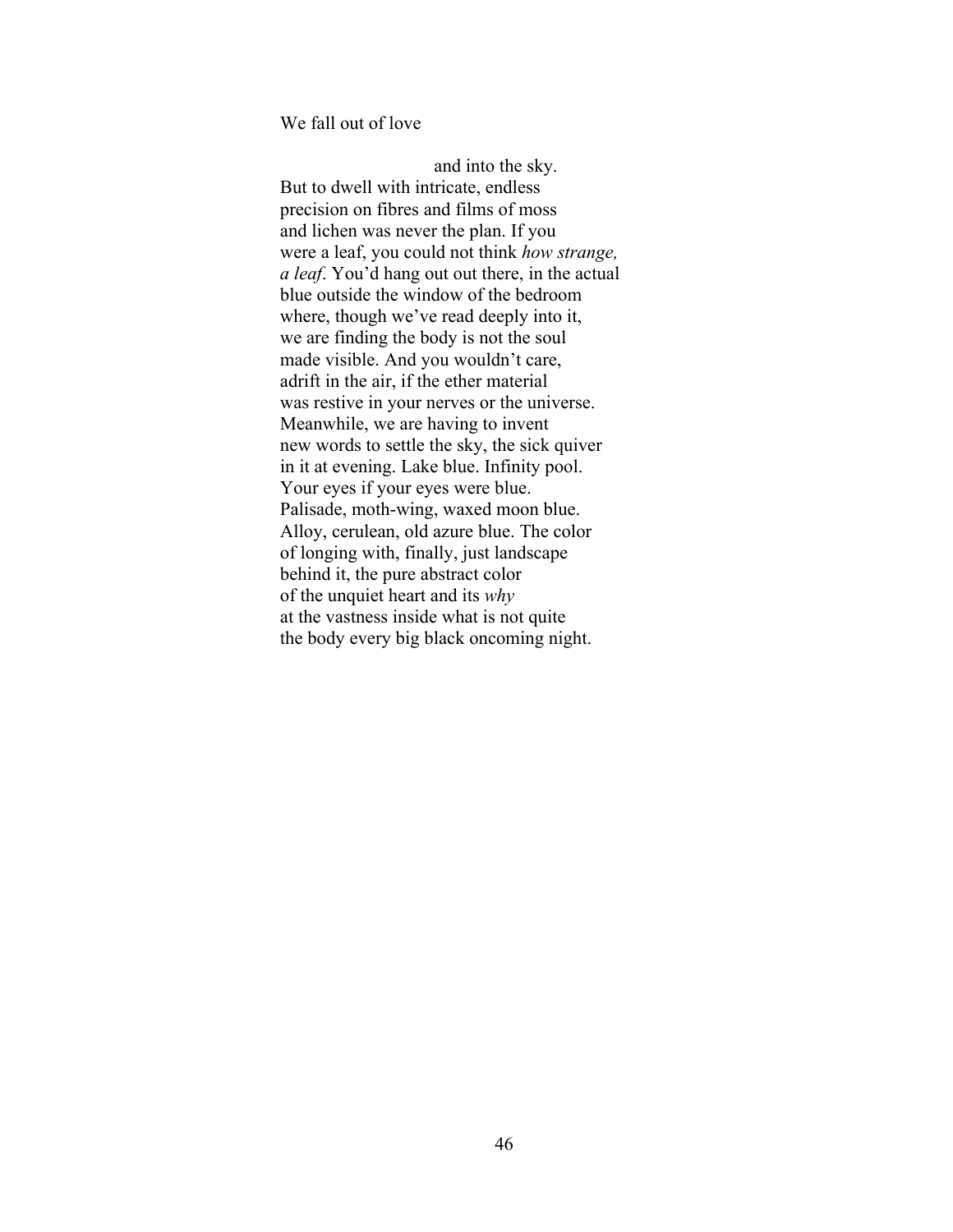We fall out of love

                                        and into the sky.
But to dwell with intricate, endless
precision on fibres and films of moss
and lichen was never the plan. If you
were a leaf, you could not think *how strange,
a leaf*. You'd hang out out there, in the actual
blue outside the window of the bedroom
where, though we've read deeply into it,
we are finding the body is not the soul
made visible. And you wouldn't care,
adrift in the air, if the ether material
was restive in your nerves or the universe.
Meanwhile, we are having to invent
new words to settle the sky, the sick quiver
in it at evening. Lake blue. Infinity pool.
Your eyes if your eyes were blue.
Palisade, moth-wing, waxed moon blue.
Alloy, cerulean, old azure blue. The color
of longing with, finally, just landscape
behind it, the pure abstract color
of the unquiet heart and its *why*
at the vastness inside what is not quite
the body every big black oncoming night.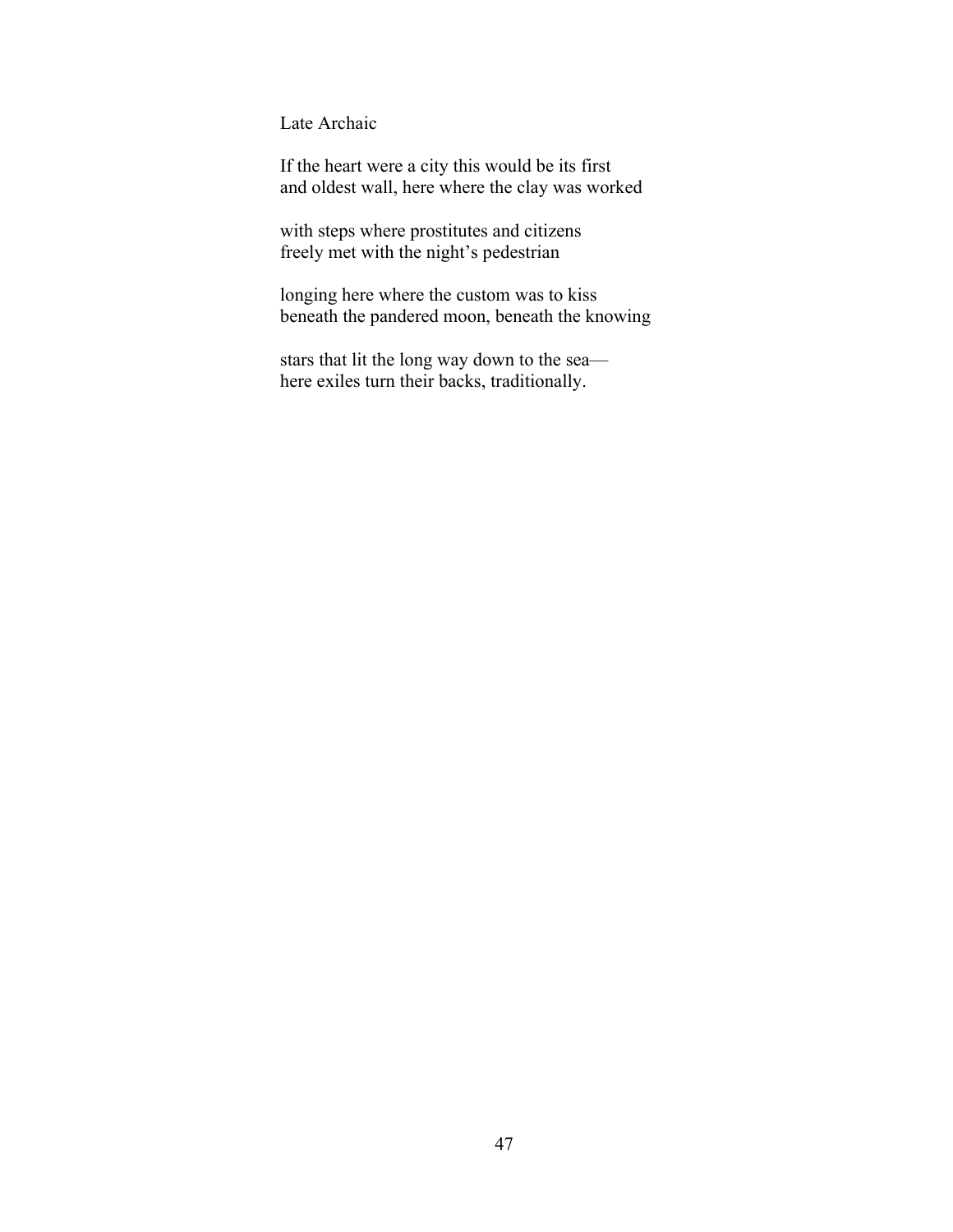## Late Archaic

If the heart were a city this would be its first
and oldest wall, here where the clay was worked

with steps where prostitutes and citizens
freely met with the night's pedestrian

longing here where the custom was to kiss
beneath the pandered moon, beneath the knowing

stars that lit the long way down to the sea—
here exiles turn their backs, traditionally.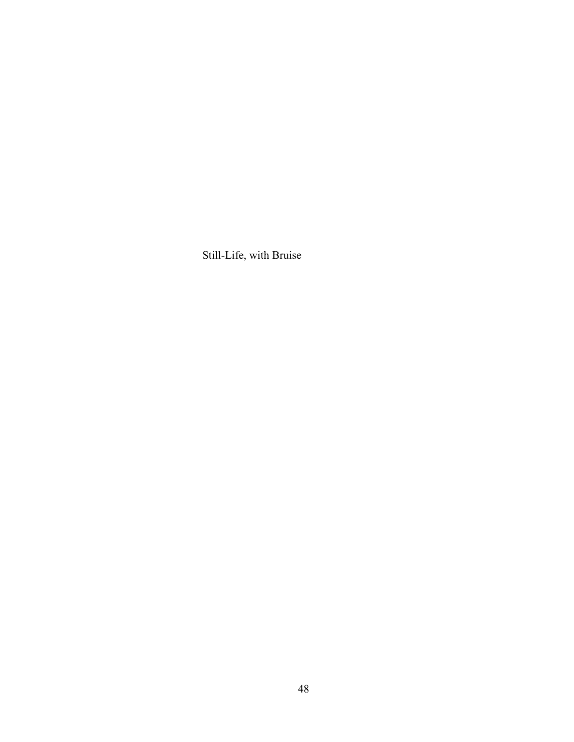# Still-Life, with Bruise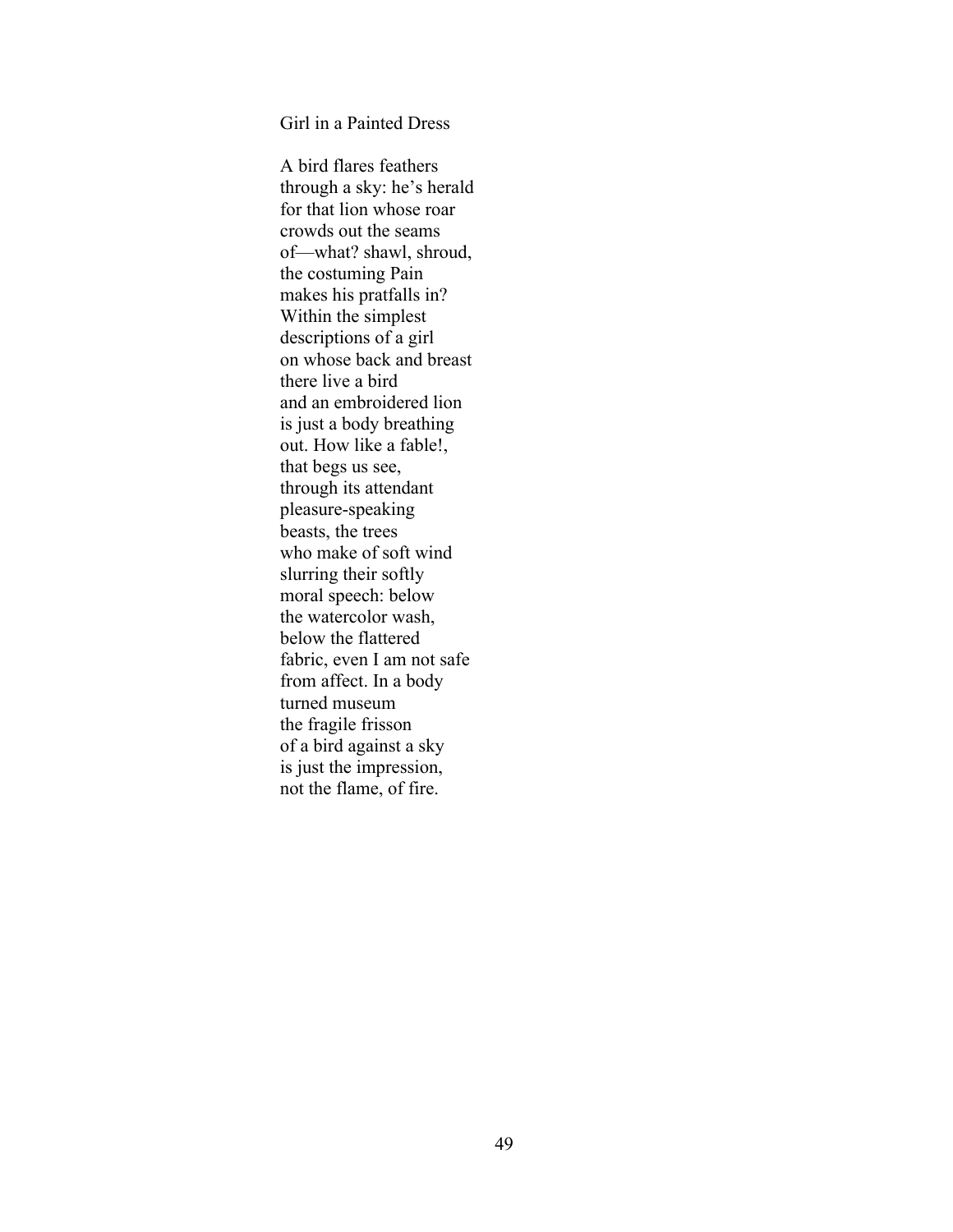## Girl in a Painted Dress

A bird flares feathers  
through a sky: he's herald  
for that lion whose roar  
crowds out the seams  
of—what? shawl, shroud,  
the costuming Pain  
makes his pratfalls in?  
Within the simplest  
descriptions of a girl  
on whose back and breast  
there live a bird  
and an embroidered lion  
is just a body breathing  
out. How like a fable!,  
that begs us see,  
through its attendant  
pleasure-speaking  
beasts, the trees  
who make of soft wind  
slurring their softly  
moral speech: below  
the watercolor wash,  
below the flattered  
fabric, even I am not safe  
from affect. In a body  
turned museum  
the fragile frisson  
of a bird against a sky  
is just the impression,  
not the flame, of fire.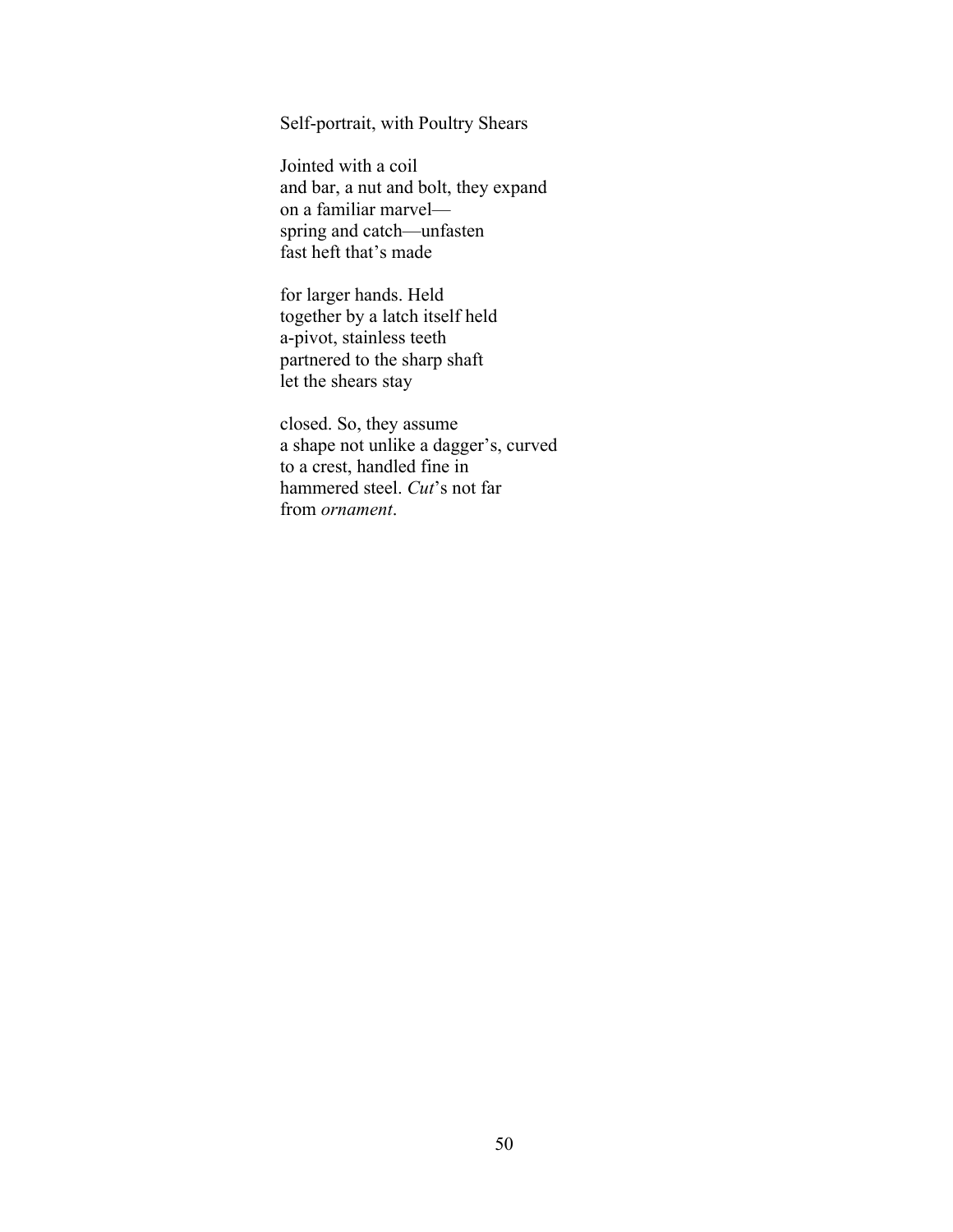Self-portrait, with Poultry Shears

Jointed with a coil  
and bar, a nut and bolt, they expand  
on a familiar marvel—  
spring and catch—unfasten  
fast heft that's made

for larger hands. Held  
together by a latch itself held  
a-pivot, stainless teeth  
partnered to the sharp shaft  
let the shears stay

closed. So, they assume  
a shape not unlike a dagger's, curved  
to a crest, handled fine in  
hammered steel. *Cut*'s not far  
from *ornament*.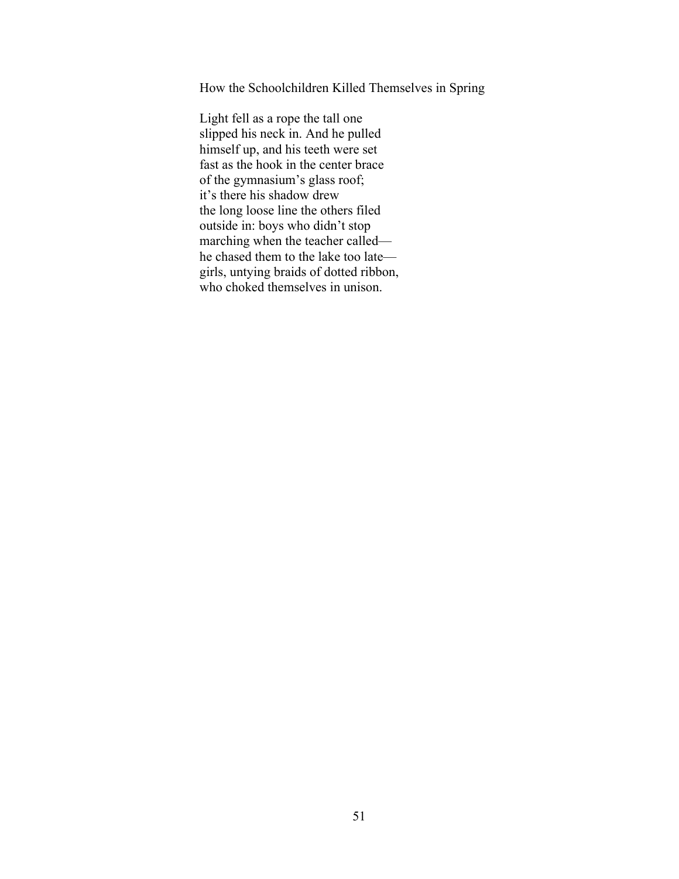## How the Schoolchildren Killed Themselves in Spring

Light fell as a rope the tall one  
slipped his neck in. And he pulled  
himself up, and his teeth were set  
fast as the hook in the center brace  
of the gymnasium's glass roof;  
it's there his shadow drew  
the long loose line the others filed  
outside in: boys who didn't stop  
marching when the teacher called—  
he chased them to the lake too late—  
girls, untying braids of dotted ribbon,  
who choked themselves in unison.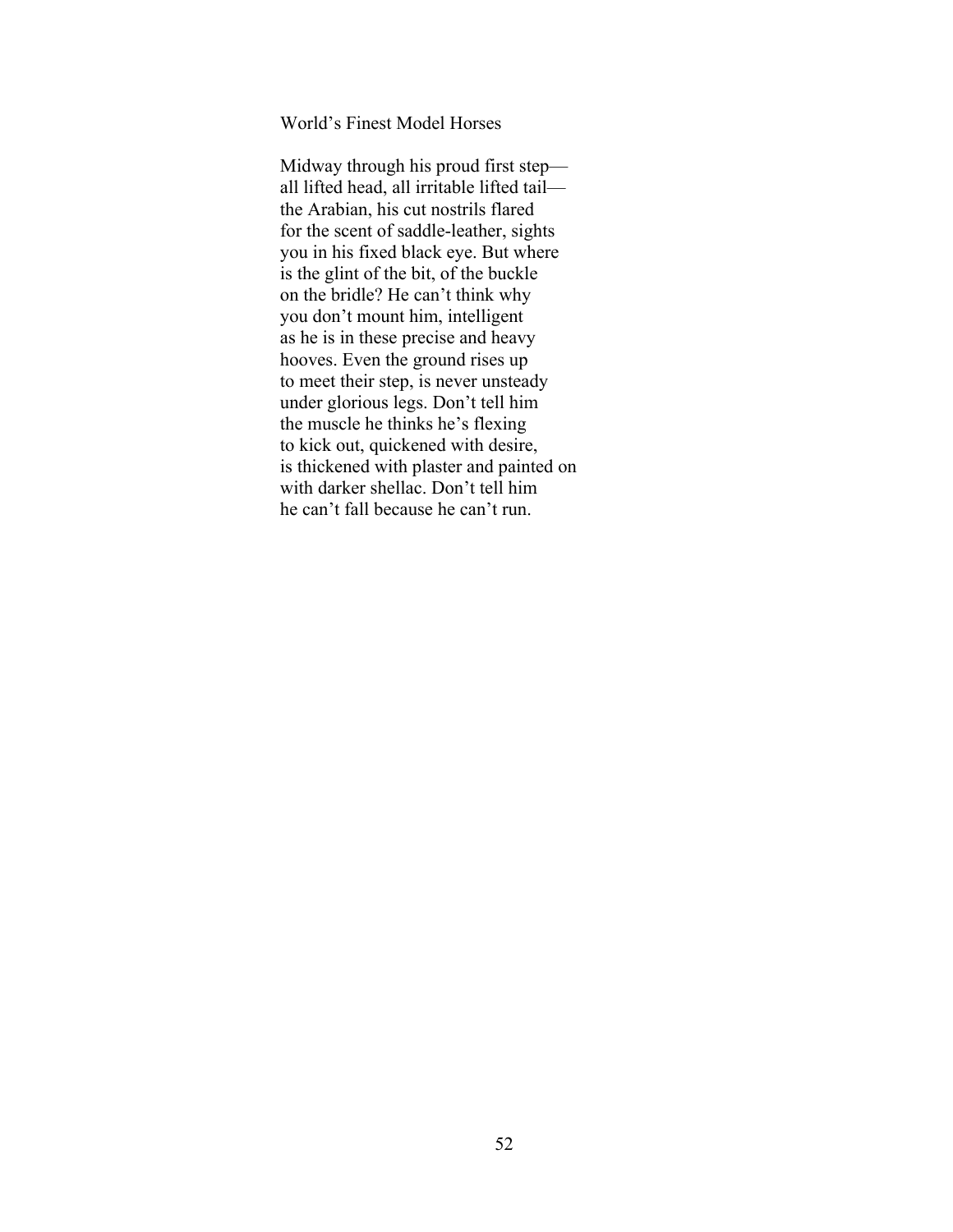World's Finest Model Horses

Midway through his proud first step—  
all lifted head, all irritable lifted tail—  
the Arabian, his cut nostrils flared  
for the scent of saddle-leather, sights  
you in his fixed black eye. But where  
is the glint of the bit, of the buckle  
on the bridle? He can't think why  
you don't mount him, intelligent  
as he is in these precise and heavy  
hooves. Even the ground rises up  
to meet their step, is never unsteady  
under glorious legs. Don't tell him  
the muscle he thinks he's flexing  
to kick out, quickened with desire,  
is thickened with plaster and painted on  
with darker shellac. Don't tell him  
he can't fall because he can't run.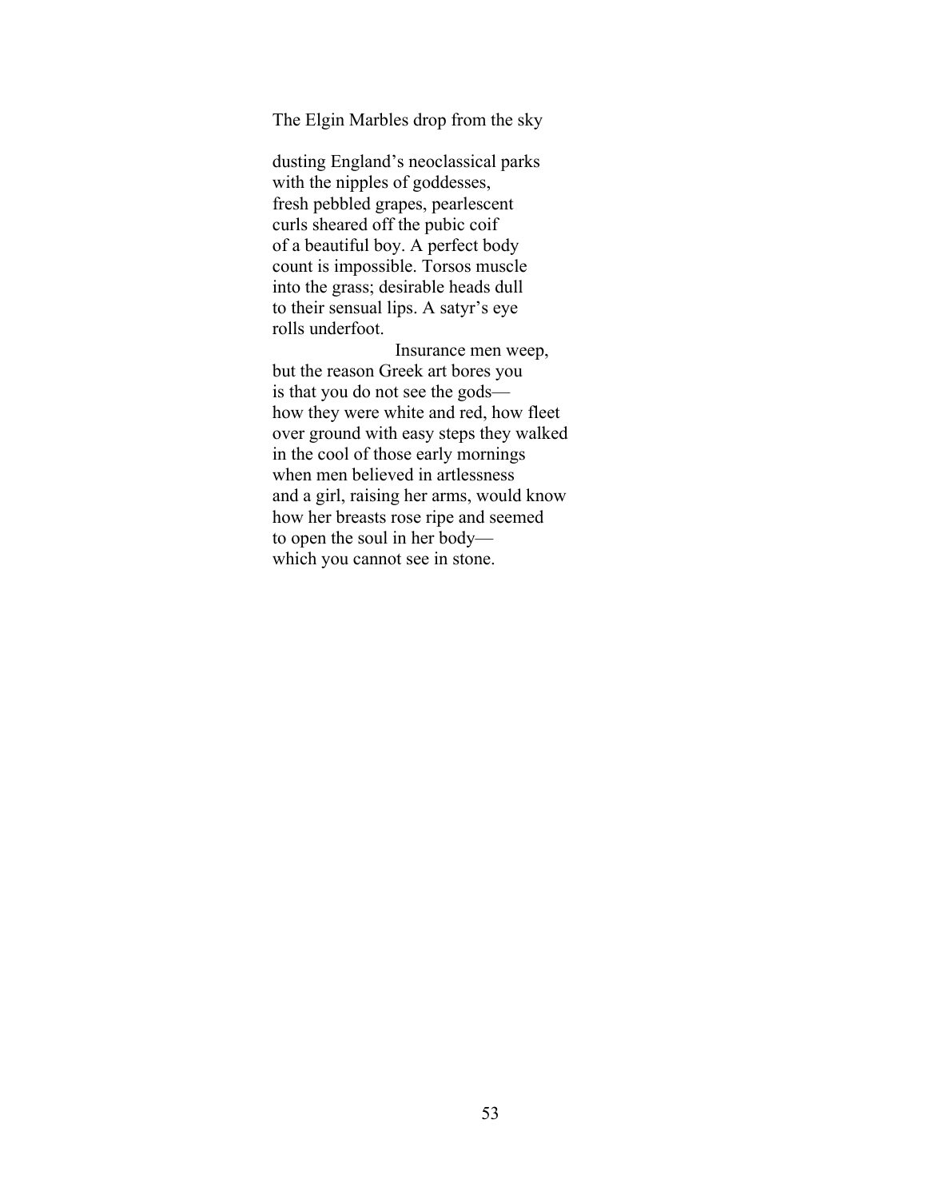The Elgin Marbles drop from the sky

dusting England's neoclassical parks
with the nipples of goddesses,
fresh pebbled grapes, pearlescent
curls sheared off the pubic coif
of a beautiful boy. A perfect body
count is impossible. Torsos muscle
into the grass; desirable heads dull
to their sensual lips. A satyr's eye
rolls underfoot.
&nbsp;&nbsp;&nbsp;&nbsp;&nbsp;&nbsp;&nbsp;&nbsp;&nbsp;&nbsp;&nbsp;&nbsp;&nbsp;&nbsp;&nbsp;&nbsp;&nbsp;&nbsp;&nbsp;&nbsp;&nbsp;&nbsp;&nbsp;&nbsp;Insurance men weep,
but the reason Greek art bores you
is that you do not see the gods—
how they were white and red, how fleet
over ground with easy steps they walked
in the cool of those early mornings
when men believed in artlessness
and a girl, raising her arms, would know
how her breasts rose ripe and seemed
to open the soul in her body—
which you cannot see in stone.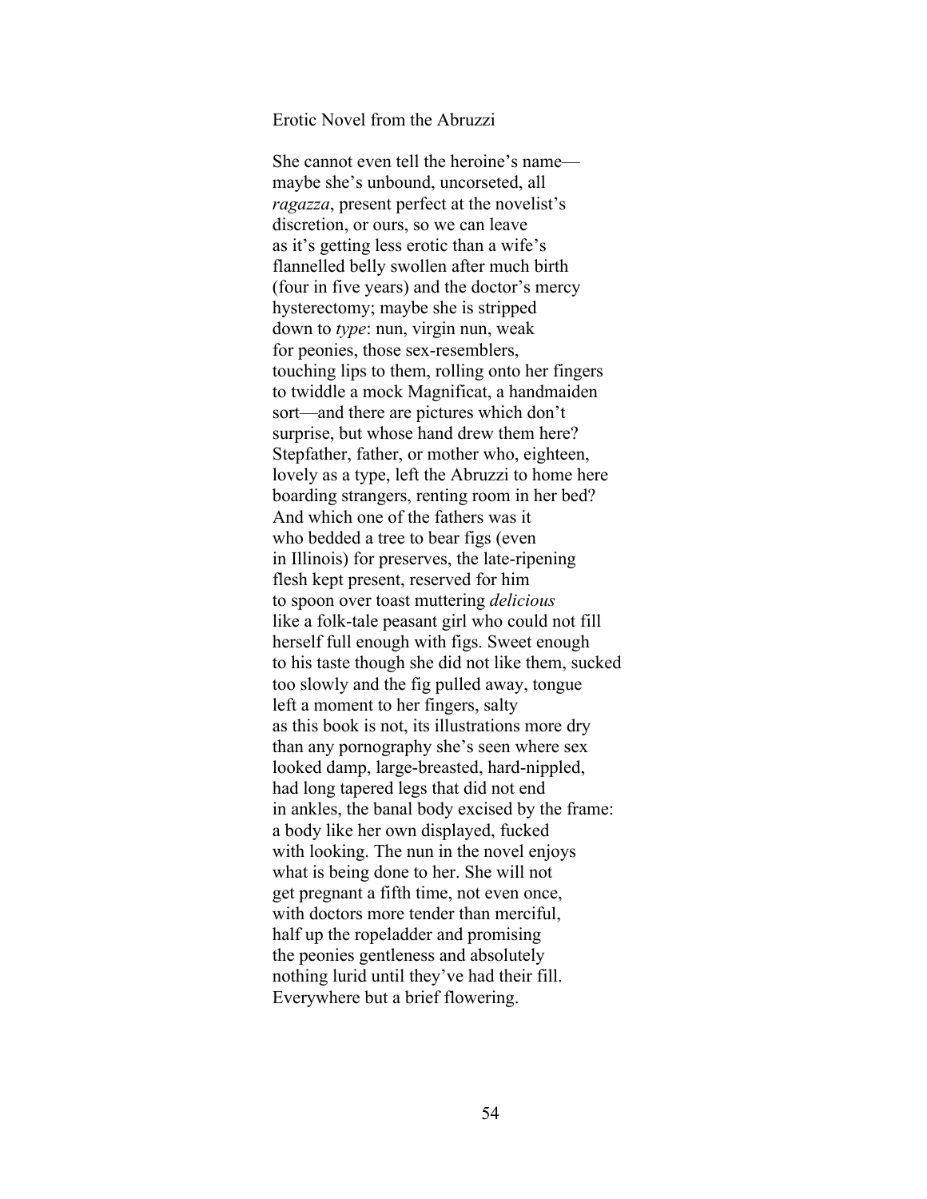# Erotic Novel from the Abruzzi

She cannot even tell the heroine's name—
maybe she's unbound, uncorseted, all
*ragazza*, present perfect at the novelist's
discretion, or ours, so we can leave
as it's getting less erotic than a wife's
flannelled belly swollen after much birth
(four in five years) and the doctor's mercy
hysterectomy; maybe she is stripped
down to *type*: nun, virgin nun, weak
for peonies, those sex-resemblers,
touching lips to them, rolling onto her fingers
to twiddle a mock Magnificat, a handmaiden
sort—and there are pictures which don't
surprise, but whose hand drew them here?
Stepfather, father, or mother who, eighteen,
lovely as a type, left the Abruzzi to home here
boarding strangers, renting room in her bed?
And which one of the fathers was it
who bedded a tree to bear figs (even
in Illinois) for preserves, the late-ripening
flesh kept present, reserved for him
to spoon over toast muttering *delicious*
like a folk-tale peasant girl who could not fill
herself full enough with figs. Sweet enough
to his taste though she did not like them, sucked
too slowly and the fig pulled away, tongue
left a moment to her fingers, salty
as this book is not, its illustrations more dry
than any pornography she's seen where sex
looked damp, large-breasted, hard-nippled,
had long tapered legs that did not end
in ankles, the banal body excised by the frame:
a body like her own displayed, fucked
with looking. The nun in the novel enjoys
what is being done to her. She will not
get pregnant a fifth time, not even once,
with doctors more tender than merciful,
half up the ropeladder and promising
the peonies gentleness and absolutely
nothing lurid until they've had their fill.
Everywhere but a brief flowering.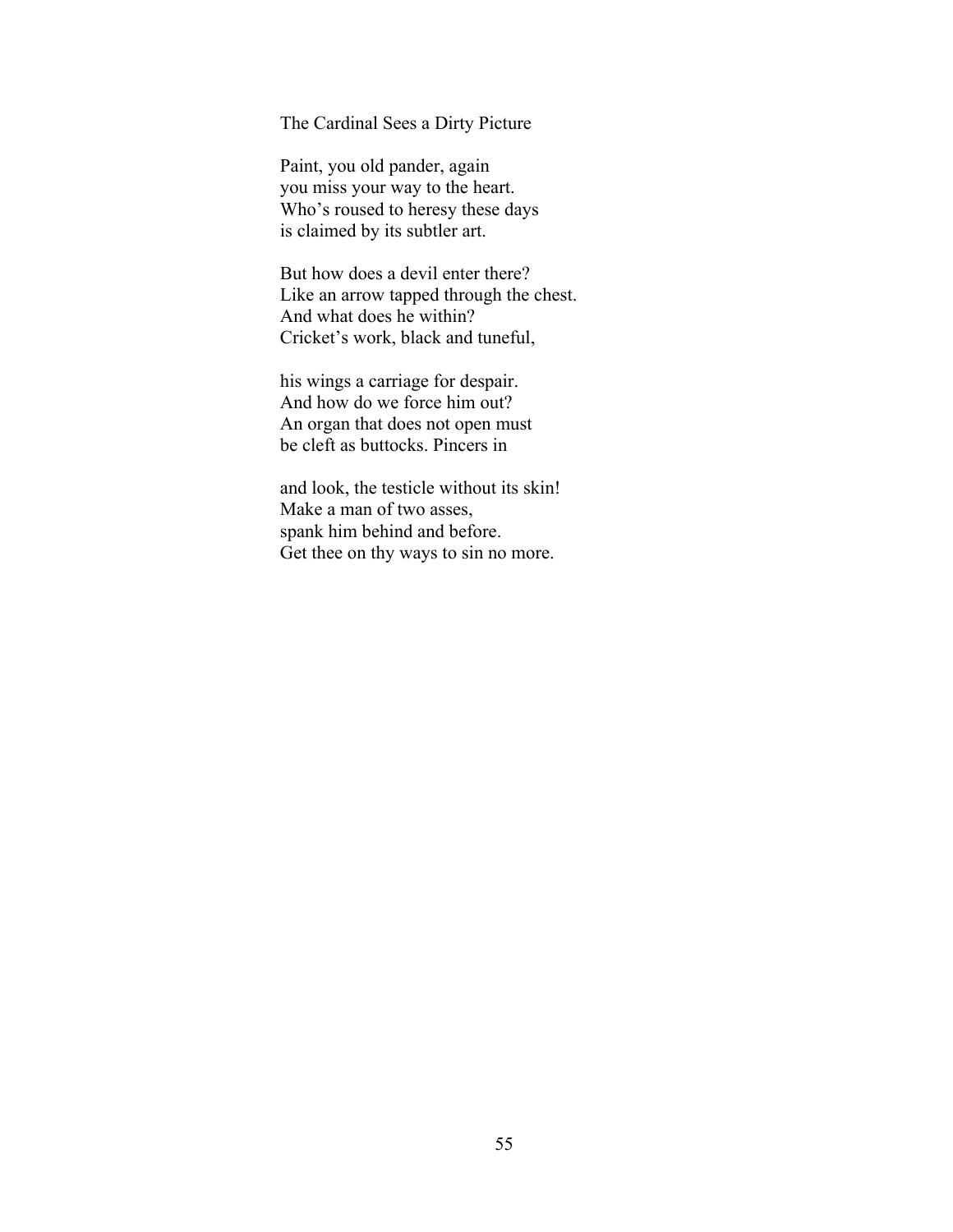## The Cardinal Sees a Dirty Picture

Paint, you old pander, again  
you miss your way to the heart.  
Who's roused to heresy these days  
is claimed by its subtler art.

But how does a devil enter there?  
Like an arrow tapped through the chest.  
And what does he within?  
Cricket's work, black and tuneful,

his wings a carriage for despair.  
And how do we force him out?  
An organ that does not open must  
be cleft as buttocks. Pincers in

and look, the testicle without its skin!  
Make a man of two asses,  
spank him behind and before.  
Get thee on thy ways to sin no more.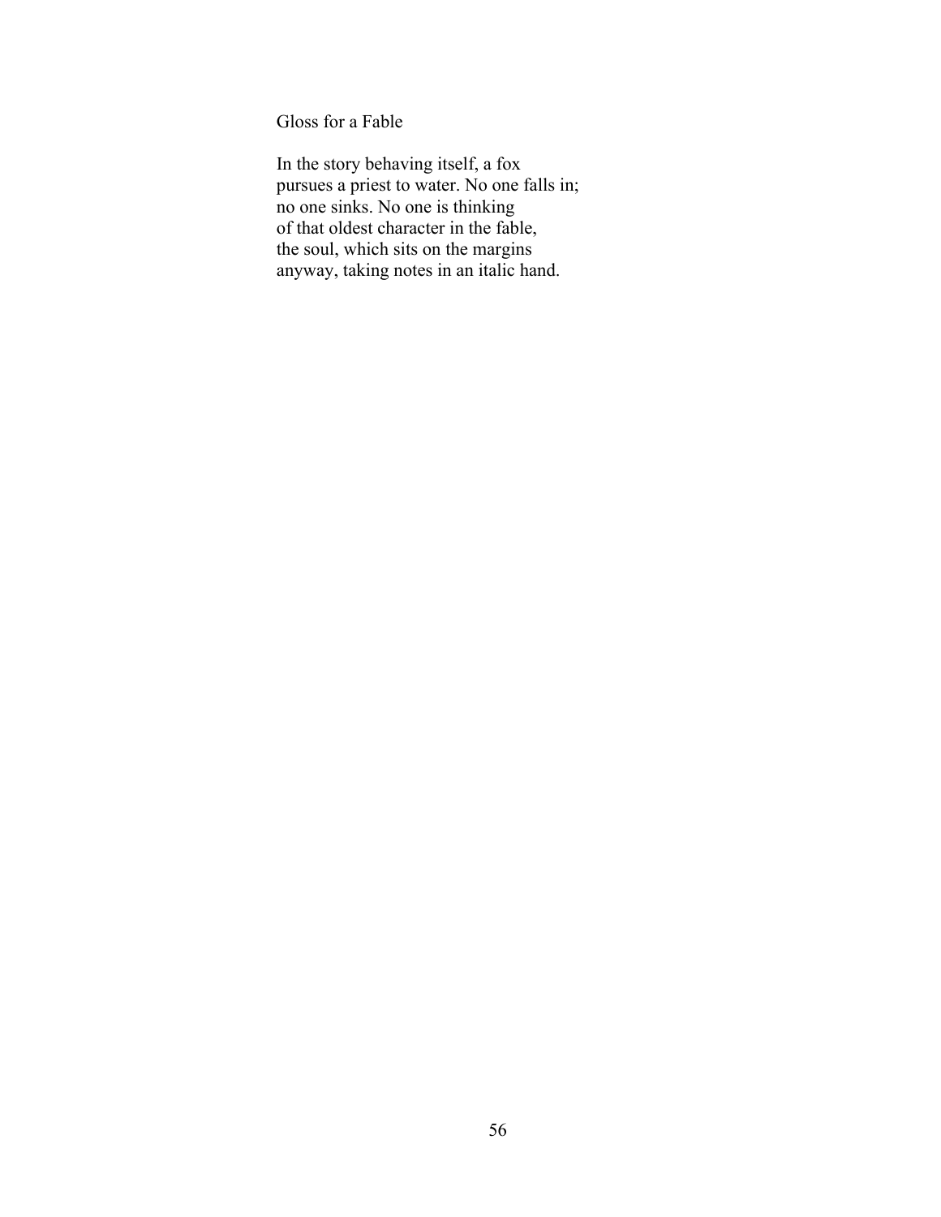# Gloss for a Fable

In the story behaving itself, a fox  
pursues a priest to water. No one falls in;  
no one sinks. No one is thinking  
of that oldest character in the fable,  
the soul, which sits on the margins  
anyway, taking notes in an italic hand.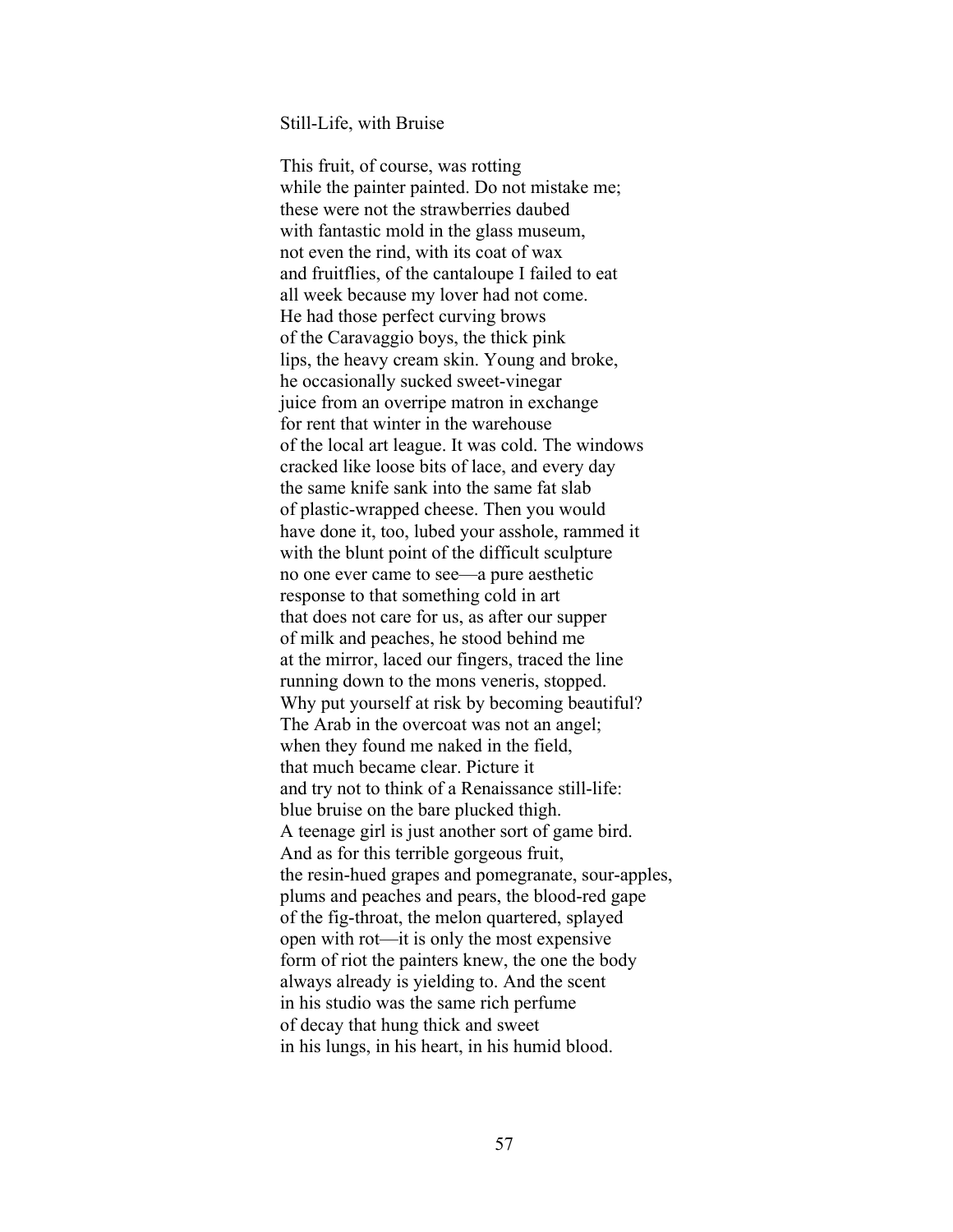Still-Life, with Bruise

This fruit, of course, was rotting  
while the painter painted. Do not mistake me;  
these were not the strawberries daubed  
with fantastic mold in the glass museum,  
not even the rind, with its coat of wax  
and fruitflies, of the cantaloupe I failed to eat  
all week because my lover had not come.  
He had those perfect curving brows  
of the Caravaggio boys, the thick pink  
lips, the heavy cream skin. Young and broke,  
he occasionally sucked sweet-vinegar  
juice from an overripe matron in exchange  
for rent that winter in the warehouse  
of the local art league. It was cold. The windows  
cracked like loose bits of lace, and every day  
the same knife sank into the same fat slab  
of plastic-wrapped cheese. Then you would  
have done it, too, lubed your asshole, rammed it  
with the blunt point of the difficult sculpture  
no one ever came to see—a pure aesthetic  
response to that something cold in art  
that does not care for us, as after our supper  
of milk and peaches, he stood behind me  
at the mirror, laced our fingers, traced the line  
running down to the mons veneris, stopped.  
Why put yourself at risk by becoming beautiful?  
The Arab in the overcoat was not an angel;  
when they found me naked in the field,  
that much became clear. Picture it  
and try not to think of a Renaissance still-life:  
blue bruise on the bare plucked thigh.  
A teenage girl is just another sort of game bird.  
And as for this terrible gorgeous fruit,  
the resin-hued grapes and pomegranate, sour-apples,  
plums and peaches and pears, the blood-red gape  
of the fig-throat, the melon quartered, splayed  
open with rot—it is only the most expensive  
form of riot the painters knew, the one the body  
always already is yielding to. And the scent  
in his studio was the same rich perfume  
of decay that hung thick and sweet  
in his lungs, in his heart, in his humid blood.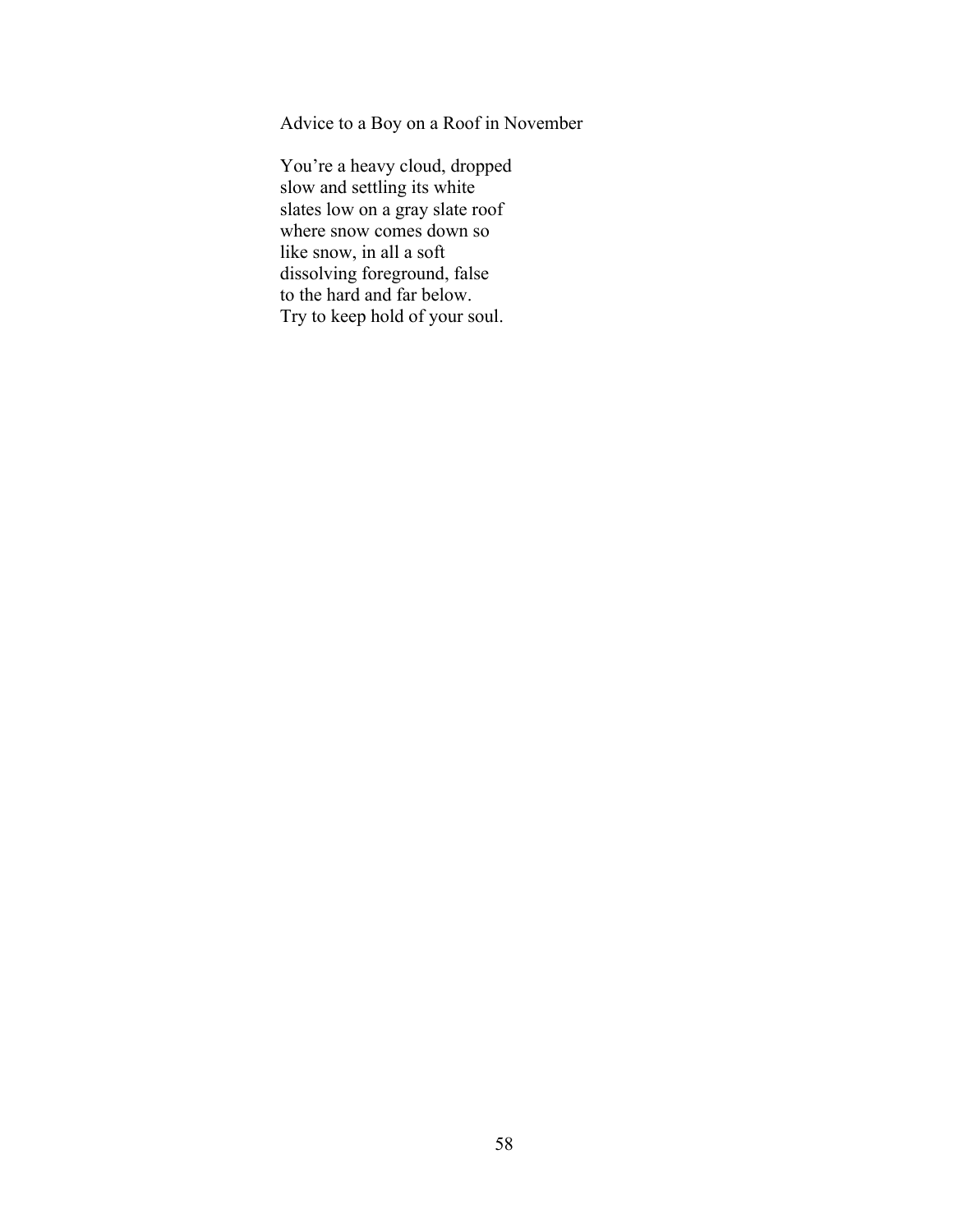## Advice to a Boy on a Roof in November

You're a heavy cloud, dropped  
slow and settling its white  
slates low on a gray slate roof  
where snow comes down so  
like snow, in all a soft  
dissolving foreground, false  
to the hard and far below.  
Try to keep hold of your soul.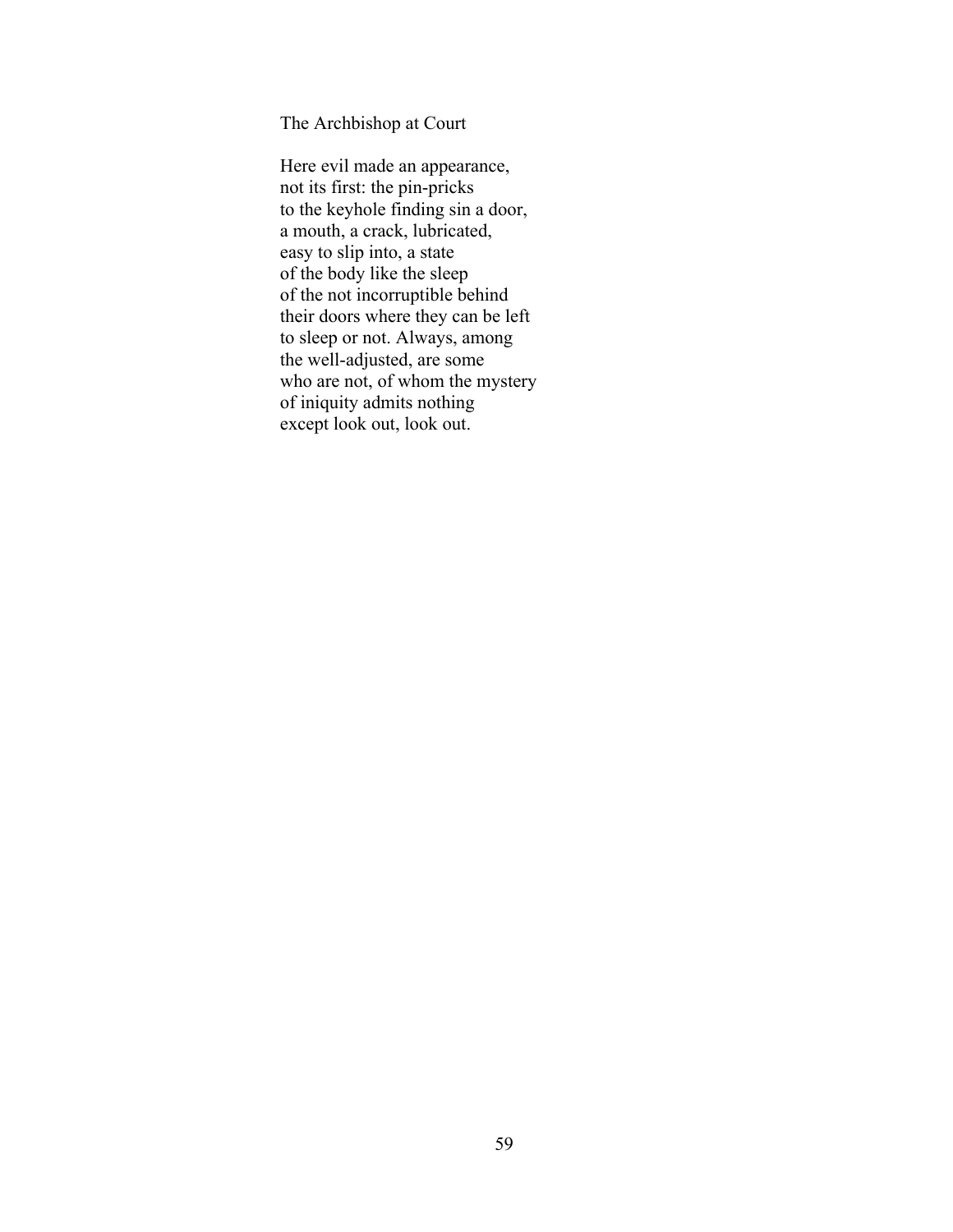## The Archbishop at Court

Here evil made an appearance,  
not its first: the pin-pricks  
to the keyhole finding sin a door,  
a mouth, a crack, lubricated,  
easy to slip into, a state  
of the body like the sleep  
of the not incorruptible behind  
their doors where they can be left  
to sleep or not. Always, among  
the well-adjusted, are some  
who are not, of whom the mystery  
of iniquity admits nothing  
except look out, look out.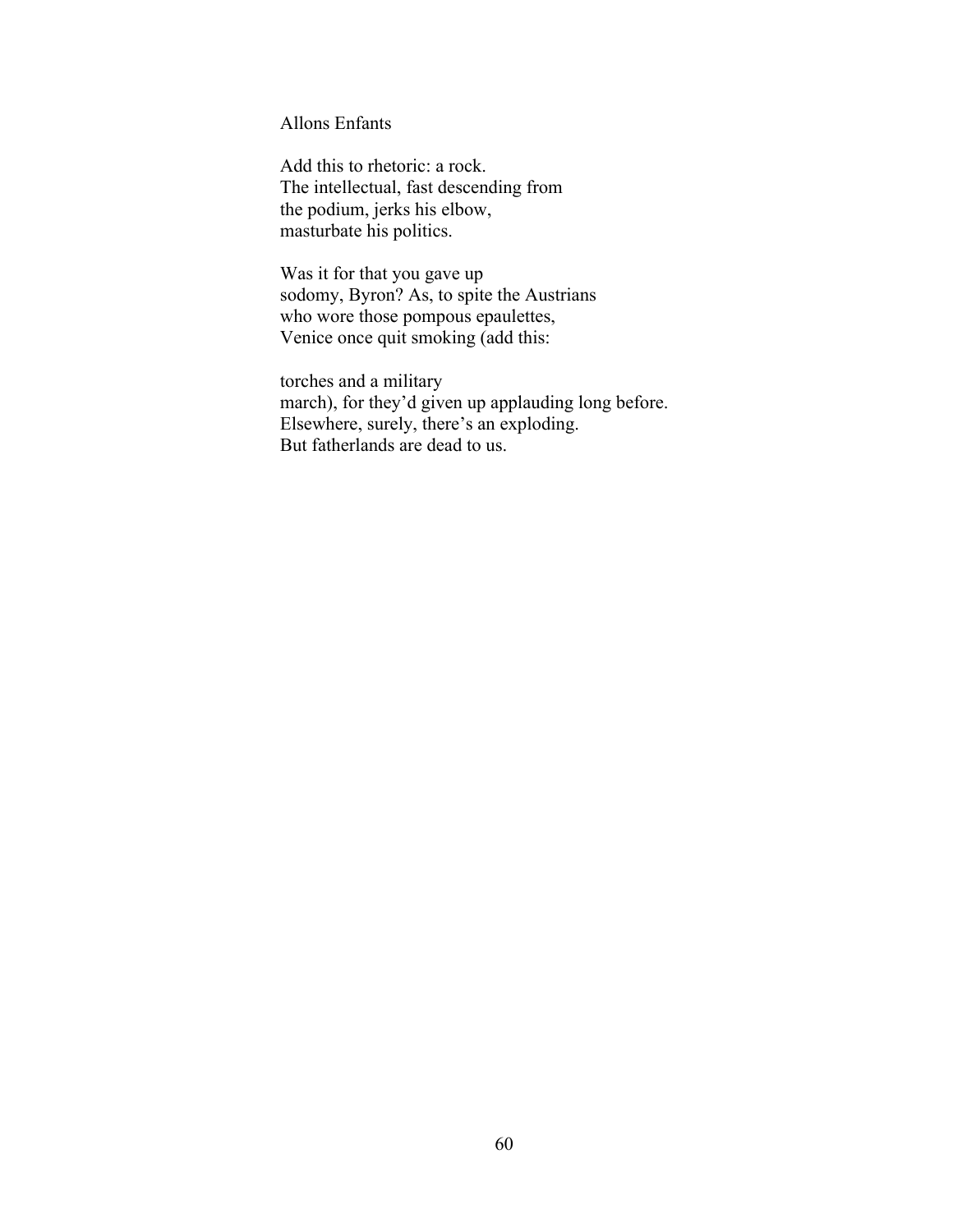## Allons Enfants

Add this to rhetoric: a rock.  
The intellectual, fast descending from  
the podium, jerks his elbow,  
masturbate his politics.

Was it for that you gave up  
sodomy, Byron? As, to spite the Austrians  
who wore those pompous epaulettes,  
Venice once quit smoking (add this:

torches and a military  
march), for they'd given up applauding long before.  
Elsewhere, surely, there's an exploding.  
But fatherlands are dead to us.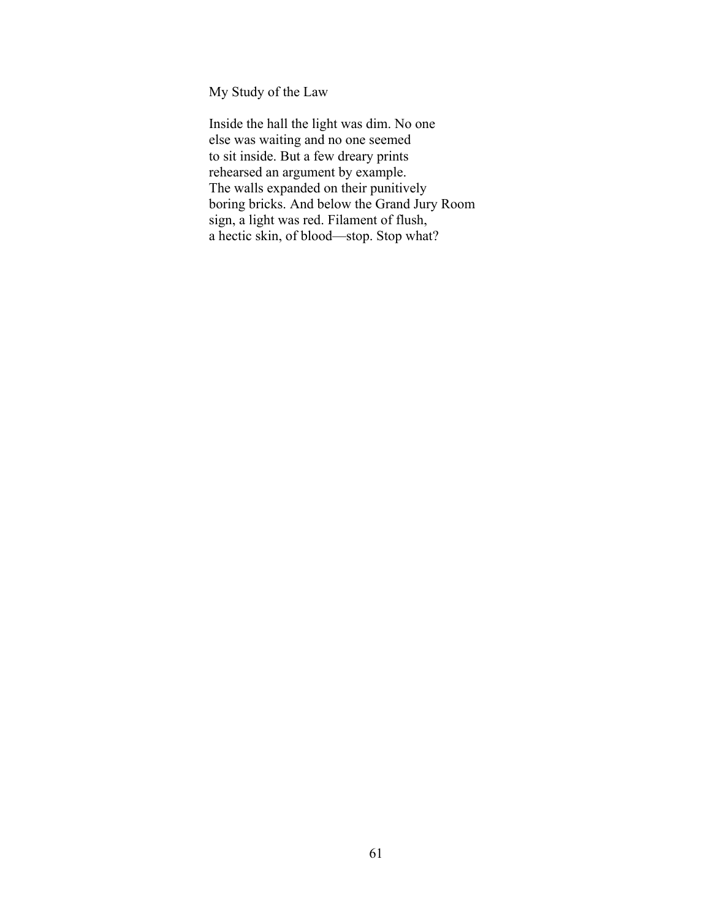## My Study of the Law

Inside the hall the light was dim. No one  
else was waiting and no one seemed  
to sit inside. But a few dreary prints  
rehearsed an argument by example.  
The walls expanded on their punitively  
boring bricks. And below the Grand Jury Room  
sign, a light was red. Filament of flush,  
a hectic skin, of blood—stop. Stop what?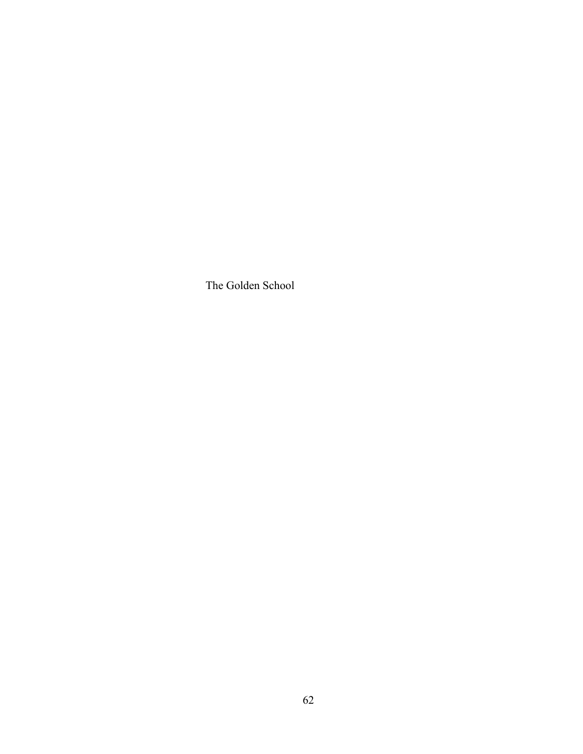The Golden School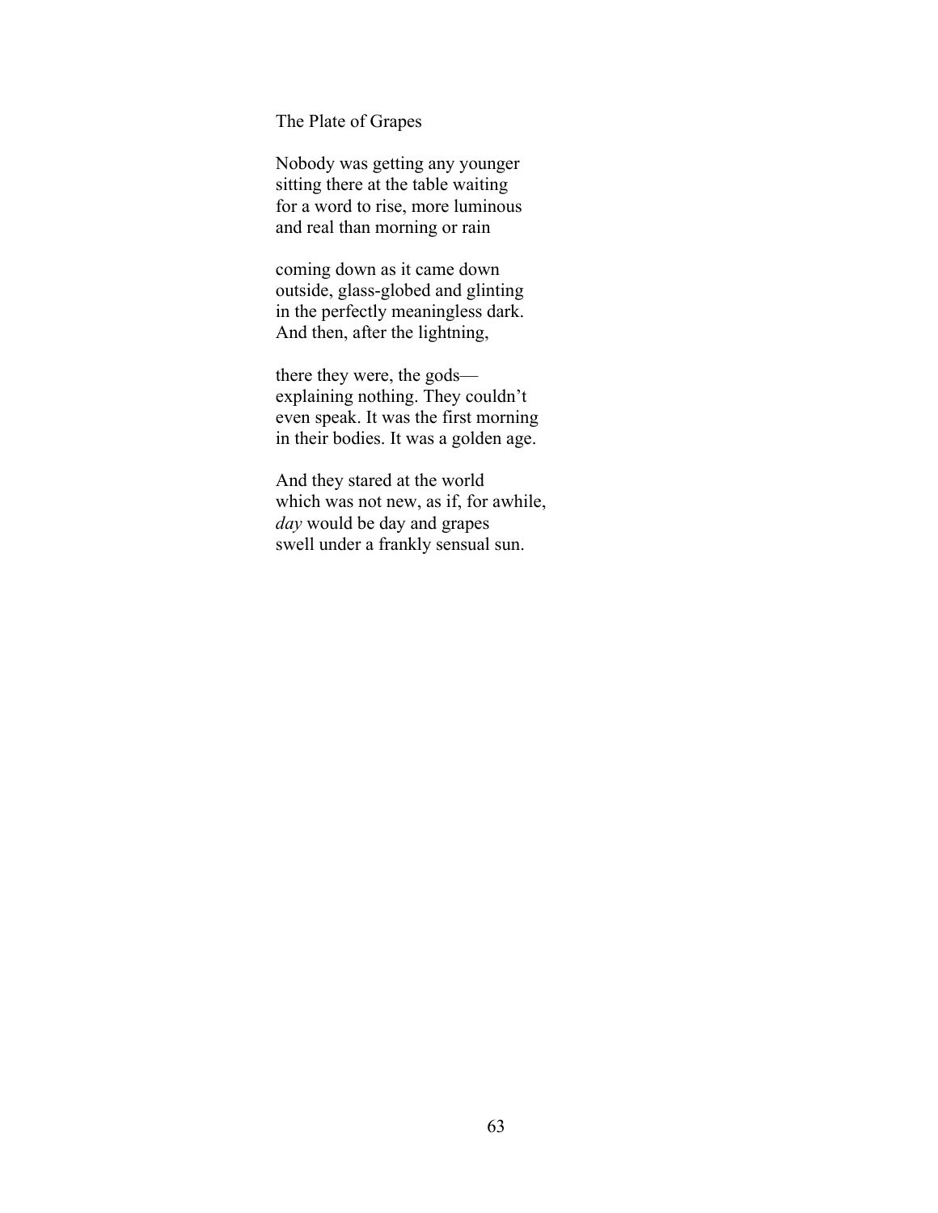## The Plate of Grapes

Nobody was getting any younger  
sitting there at the table waiting  
for a word to rise, more luminous  
and real than morning or rain

coming down as it came down  
outside, glass-globed and glinting  
in the perfectly meaningless dark.  
And then, after the lightning,

there they were, the gods—  
explaining nothing. They couldn't  
even speak. It was the first morning  
in their bodies. It was a golden age.

And they stared at the world  
which was not new, as if, for awhile,  
*day* would be day and grapes  
swell under a frankly sensual sun.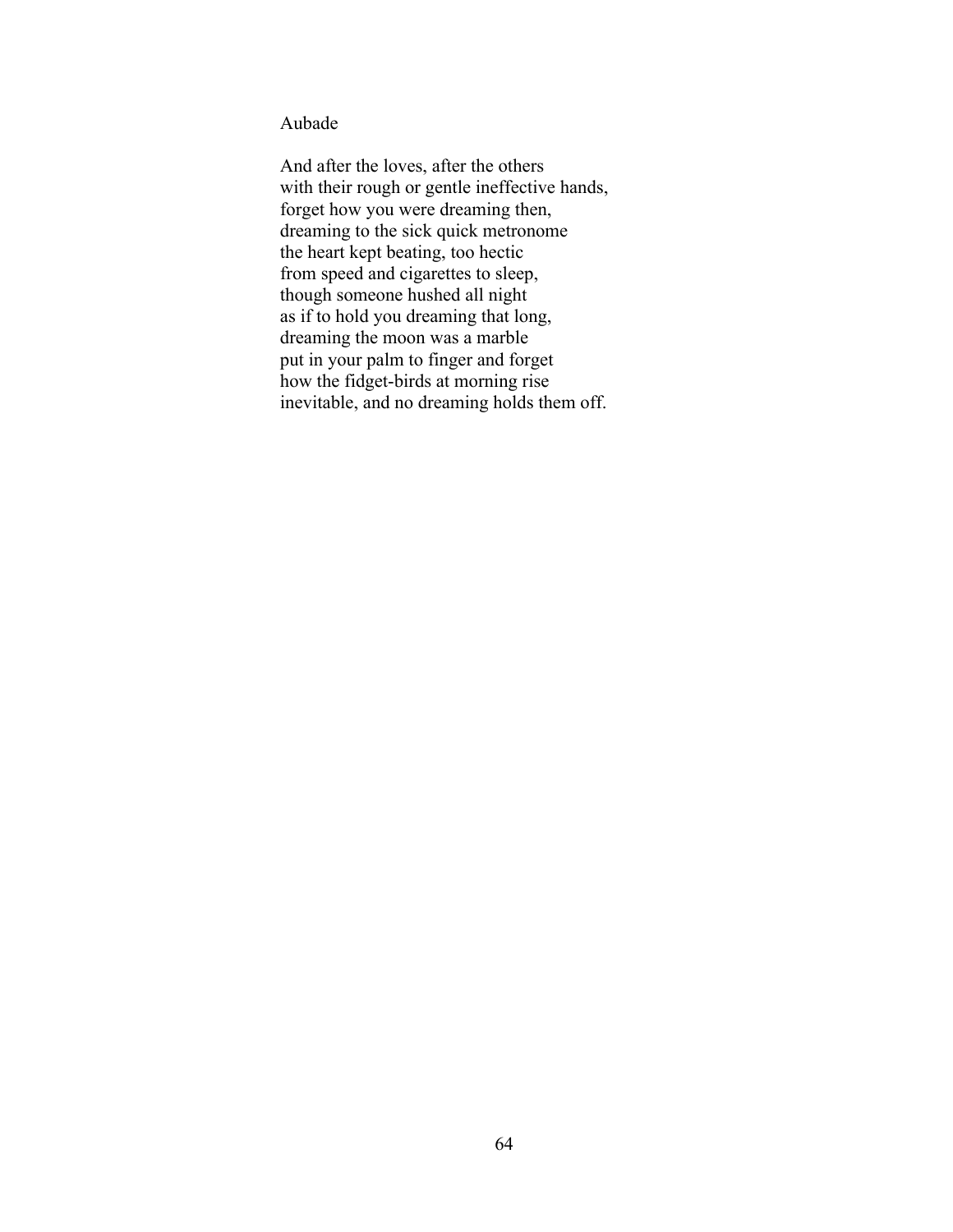## Aubade

And after the loves, after the others  
with their rough or gentle ineffective hands,  
forget how you were dreaming then,  
dreaming to the sick quick metronome  
the heart kept beating, too hectic  
from speed and cigarettes to sleep,  
though someone hushed all night  
as if to hold you dreaming that long,  
dreaming the moon was a marble  
put in your palm to finger and forget  
how the fidget-birds at morning rise  
inevitable, and no dreaming holds them off.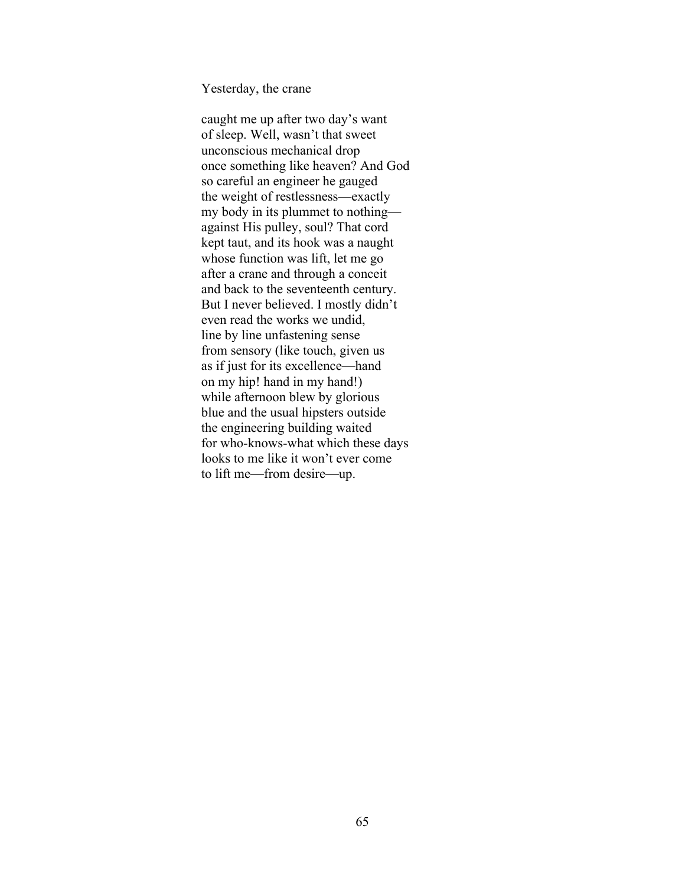Yesterday, the crane

caught me up after two day's want  
of sleep. Well, wasn't that sweet  
unconscious mechanical drop  
once something like heaven? And God  
so careful an engineer he gauged  
the weight of restlessness—exactly  
my body in its plummet to nothing—  
against His pulley, soul? That cord  
kept taut, and its hook was a naught  
whose function was lift, let me go  
after a crane and through a conceit  
and back to the seventeenth century.  
But I never believed. I mostly didn't  
even read the works we undid,  
line by line unfastening sense  
from sensory (like touch, given us  
as if just for its excellence—hand  
on my hip! hand in my hand!)  
while afternoon blew by glorious  
blue and the usual hipsters outside  
the engineering building waited  
for who-knows-what which these days  
looks to me like it won't ever come  
to lift me—from desire—up.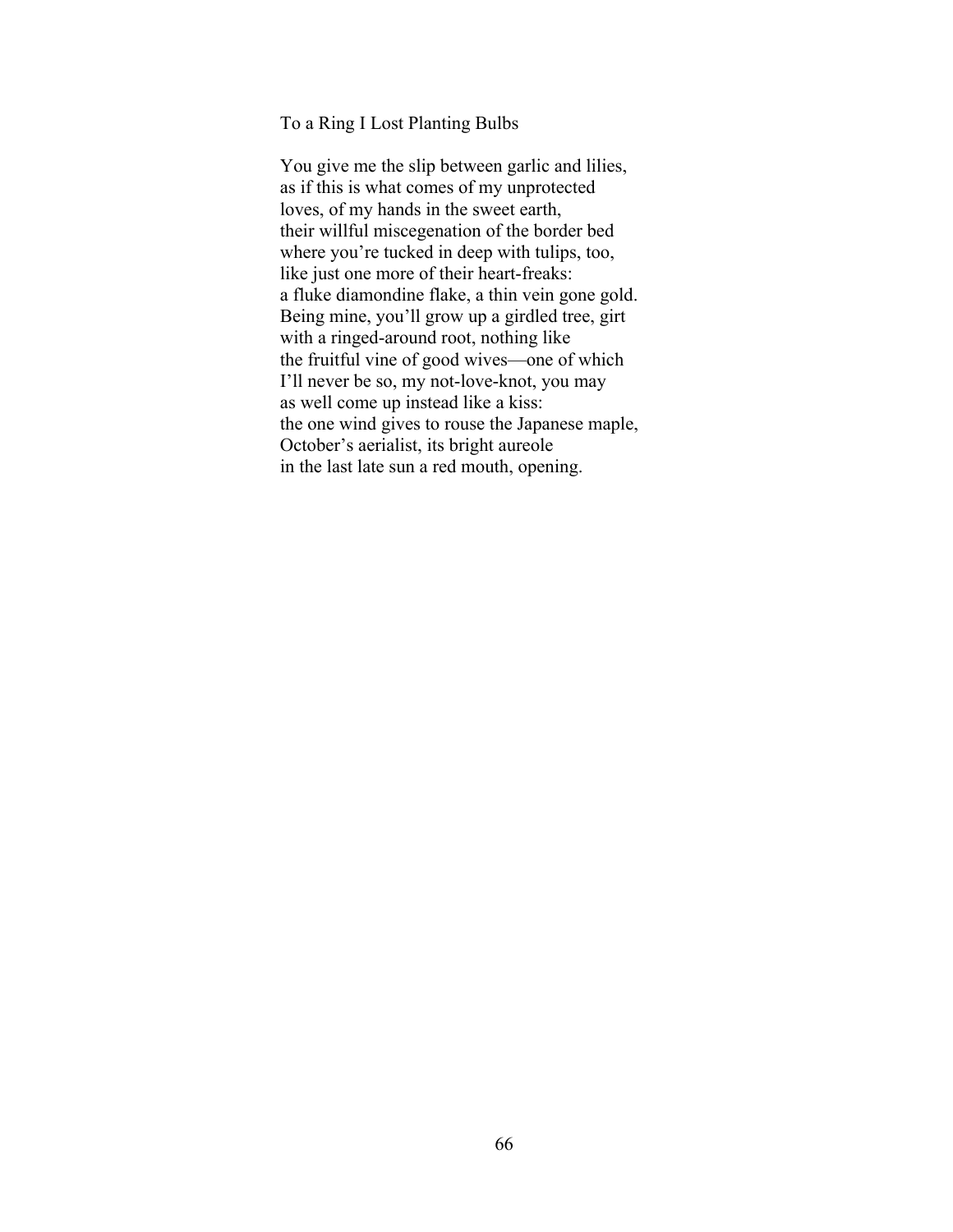## To a Ring I Lost Planting Bulbs

You give me the slip between garlic and lilies,  
as if this is what comes of my unprotected  
loves, of my hands in the sweet earth,  
their willful miscegenation of the border bed  
where you're tucked in deep with tulips, too,  
like just one more of their heart-freaks:  
a fluke diamondine flake, a thin vein gone gold.  
Being mine, you'll grow up a girdled tree, girt  
with a ringed-around root, nothing like  
the fruitful vine of good wives—one of which  
I'll never be so, my not-love-knot, you may  
as well come up instead like a kiss:  
the one wind gives to rouse the Japanese maple,  
October's aerialist, its bright aureole  
in the last late sun a red mouth, opening.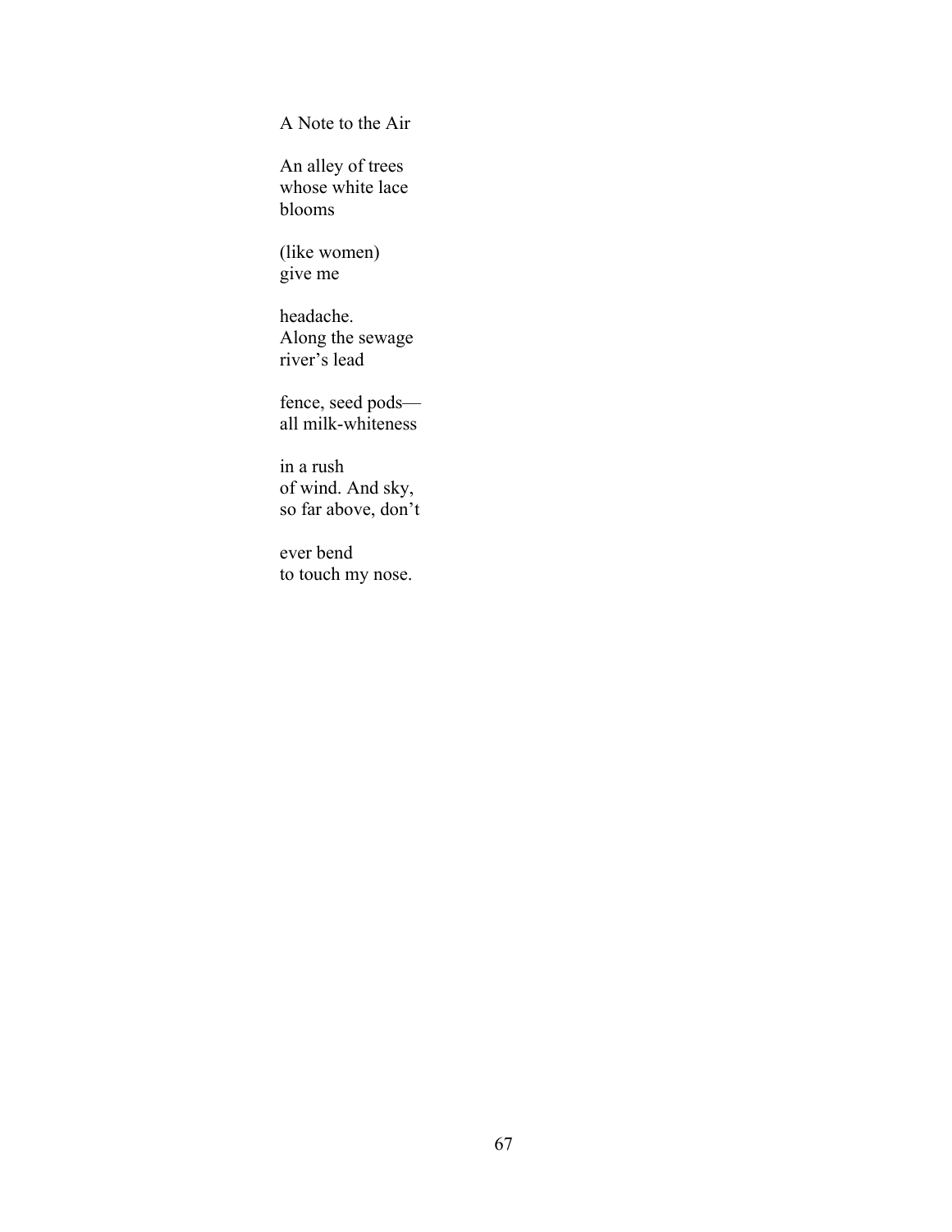## A Note to the Air

An alley of trees  
whose white lace  
blooms

(like women)  
give me

headache.  
Along the sewage  
river's lead

fence, seed pods—  
all milk-whiteness

in a rush  
of wind. And sky,  
so far above, don't

ever bend  
to touch my nose.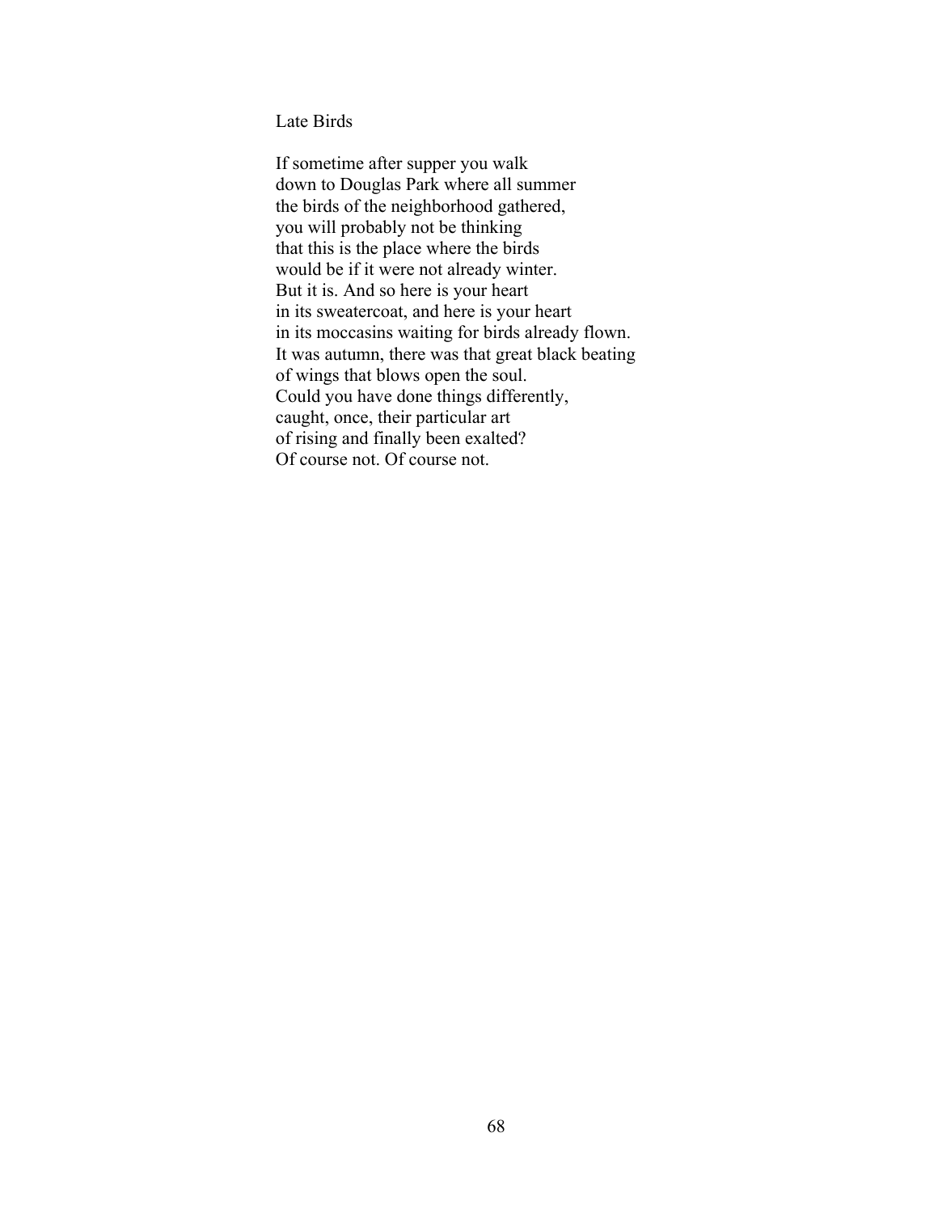## Late Birds

If sometime after supper you walk  
down to Douglas Park where all summer  
the birds of the neighborhood gathered,  
you will probably not be thinking  
that this is the place where the birds  
would be if it were not already winter.  
But it is. And so here is your heart  
in its sweatercoat, and here is your heart  
in its moccasins waiting for birds already flown.  
It was autumn, there was that great black beating  
of wings that blows open the soul.  
Could you have done things differently,  
caught, once, their particular art  
of rising and finally been exalted?  
Of course not. Of course not.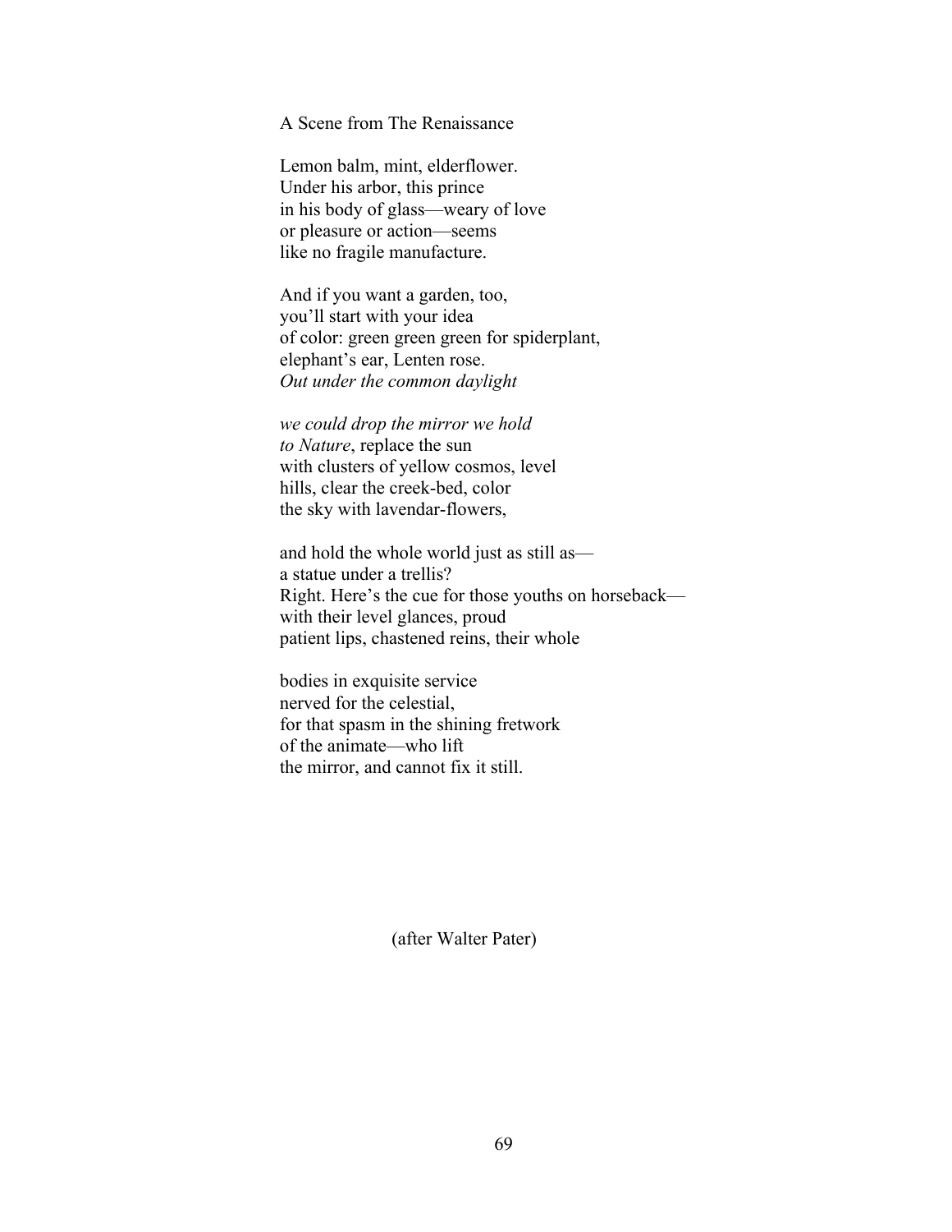# A Scene from The Renaissance

Lemon balm, mint, elderflower.  
Under his arbor, this prince  
in his body of glass—weary of love  
or pleasure or action—seems  
like no fragile manufacture.

And if you want a garden, too,  
you'll start with your idea  
of color: green green green for spiderplant,  
elephant's ear, Lenten rose.  
*Out under the common daylight*

*we could drop the mirror we hold*  
*to Nature*, replace the sun  
with clusters of yellow cosmos, level  
hills, clear the creek-bed, color  
the sky with lavendar-flowers,

and hold the whole world just as still as—  
a statue under a trellis?  
Right. Here's the cue for those youths on horseback—  
with their level glances, proud  
patient lips, chastened reins, their whole

bodies in exquisite service  
nerved for the celestial,  
for that spasm in the shining fretwork  
of the animate—who lift  
the mirror, and cannot fix it still.

(after Walter Pater)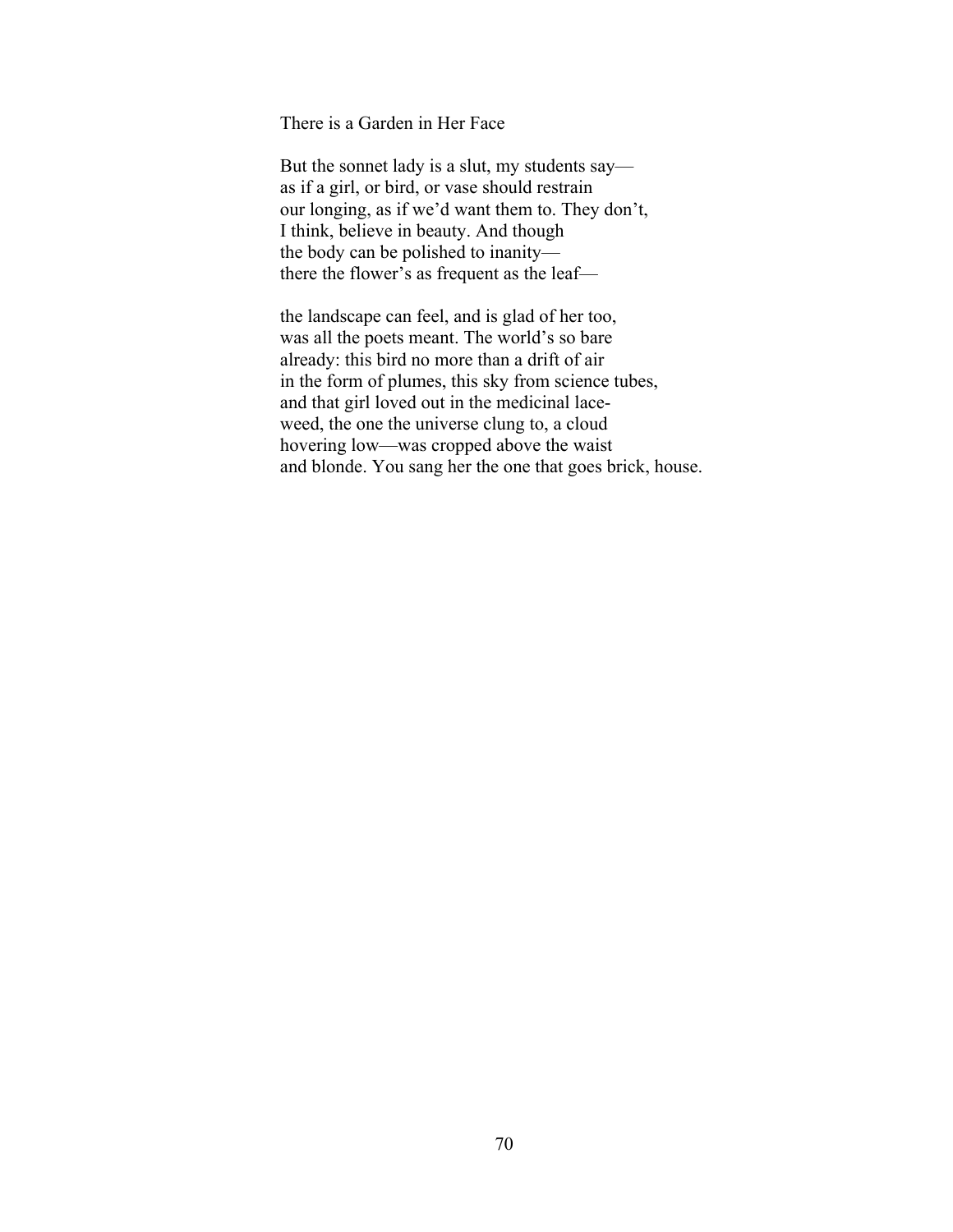There is a Garden in Her Face

But the sonnet lady is a slut, my students say—  
as if a girl, or bird, or vase should restrain  
our longing, as if we'd want them to. They don't,  
I think, believe in beauty. And though  
the body can be polished to inanity—  
there the flower's as frequent as the leaf—

the landscape can feel, and is glad of her too,  
was all the poets meant. The world's so bare  
already: this bird no more than a drift of air  
in the form of plumes, this sky from science tubes,  
and that girl loved out in the medicinal lace-  
weed, the one the universe clung to, a cloud  
hovering low—was cropped above the waist  
and blonde. You sang her the one that goes brick, house.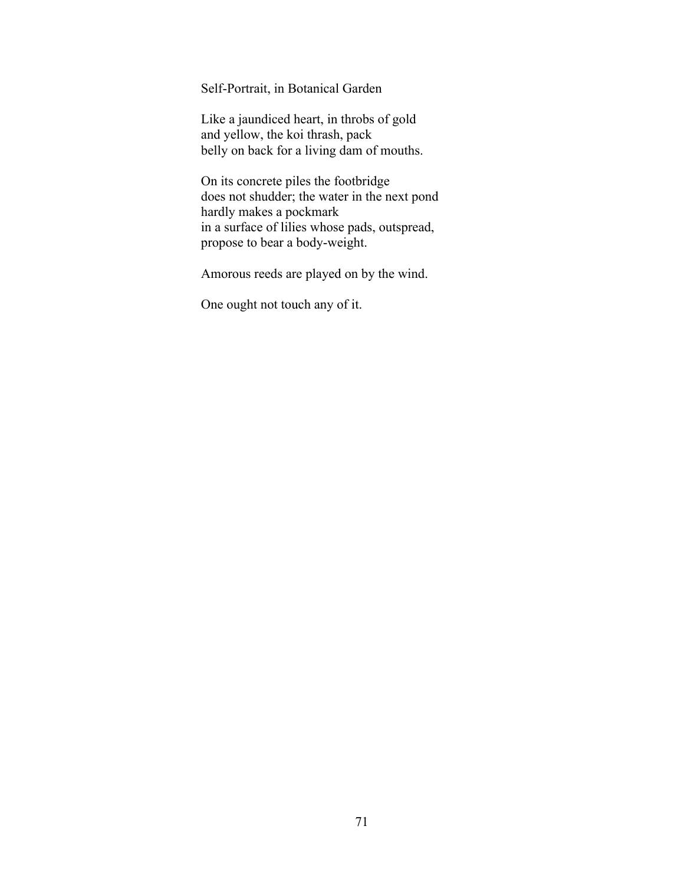## Self-Portrait, in Botanical Garden

Like a jaundiced heart, in throbs of gold  
and yellow, the koi thrash, pack  
belly on back for a living dam of mouths.

On its concrete piles the footbridge  
does not shudder; the water in the next pond  
hardly makes a pockmark  
in a surface of lilies whose pads, outspread,  
propose to bear a body-weight.

Amorous reeds are played on by the wind.

One ought not touch any of it.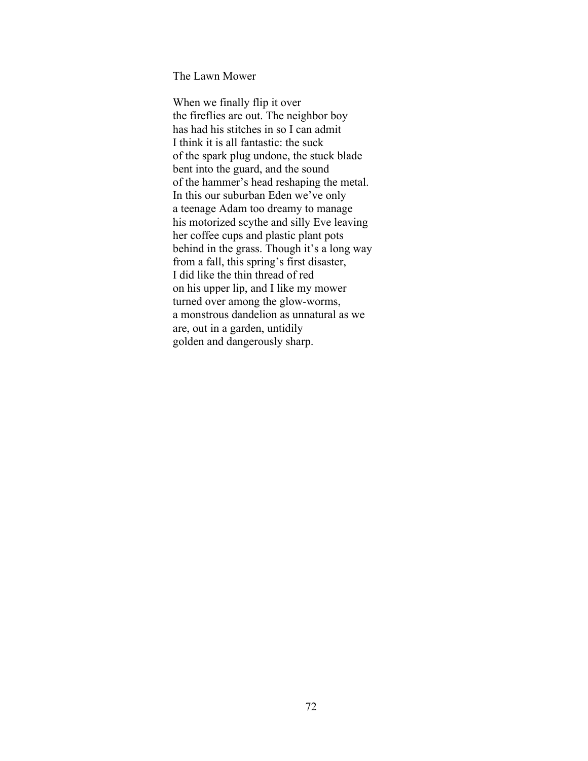## The Lawn Mower

When we finally flip it over  
the fireflies are out. The neighbor boy  
has had his stitches in so I can admit  
I think it is all fantastic: the suck  
of the spark plug undone, the stuck blade  
bent into the guard, and the sound  
of the hammer's head reshaping the metal.  
In this our suburban Eden we've only  
a teenage Adam too dreamy to manage  
his motorized scythe and silly Eve leaving  
her coffee cups and plastic plant pots  
behind in the grass. Though it's a long way  
from a fall, this spring's first disaster,  
I did like the thin thread of red  
on his upper lip, and I like my mower  
turned over among the glow-worms,  
a monstrous dandelion as unnatural as we  
are, out in a garden, untidily  
golden and dangerously sharp.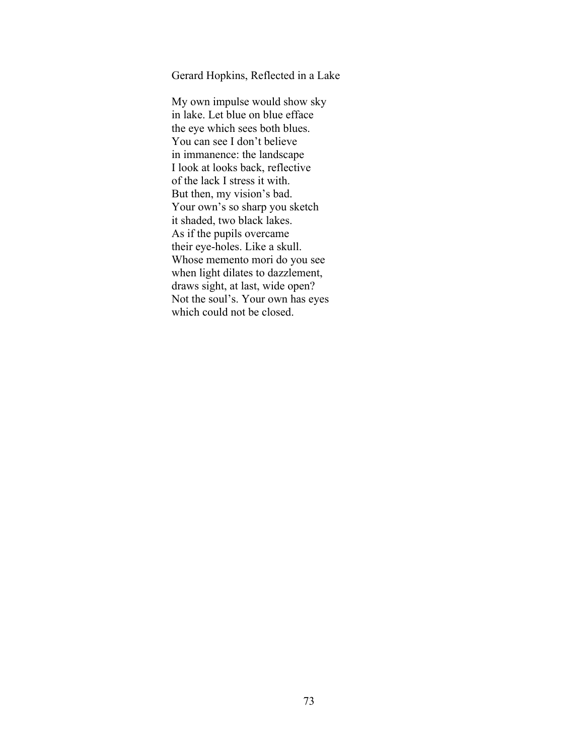## Gerard Hopkins, Reflected in a Lake

My own impulse would show sky  
in lake. Let blue on blue efface  
the eye which sees both blues.  
You can see I don't believe  
in immanence: the landscape  
I look at looks back, reflective  
of the lack I stress it with.  
But then, my vision's bad.  
Your own's so sharp you sketch  
it shaded, two black lakes.  
As if the pupils overcame  
their eye-holes. Like a skull.  
Whose memento mori do you see  
when light dilates to dazzlement,  
draws sight, at last, wide open?  
Not the soul's. Your own has eyes  
which could not be closed.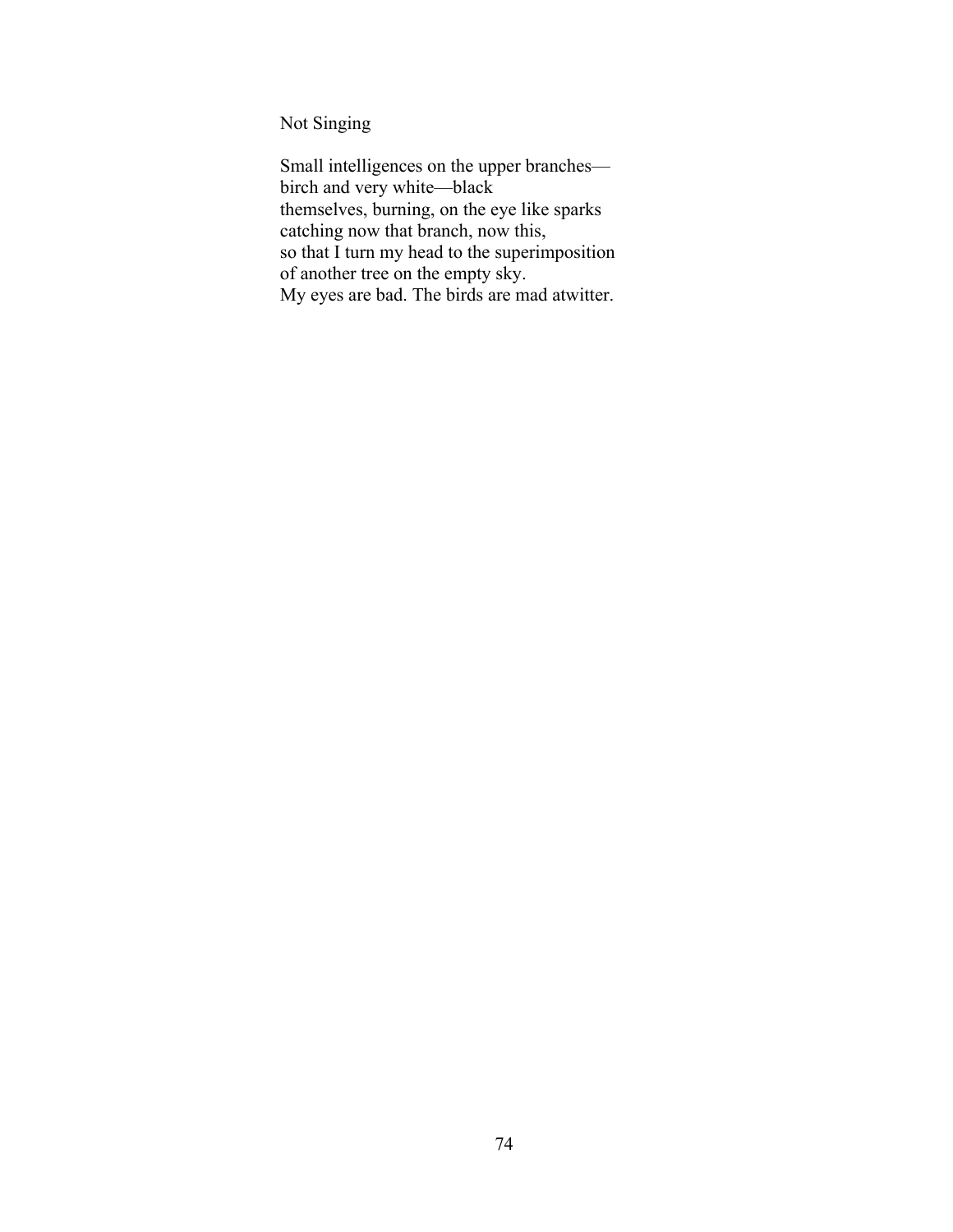## Not Singing

Small intelligences on the upper branches—  
birch and very white—black  
themselves, burning, on the eye like sparks  
catching now that branch, now this,  
so that I turn my head to the superimposition  
of another tree on the empty sky.  
My eyes are bad. The birds are mad atwitter.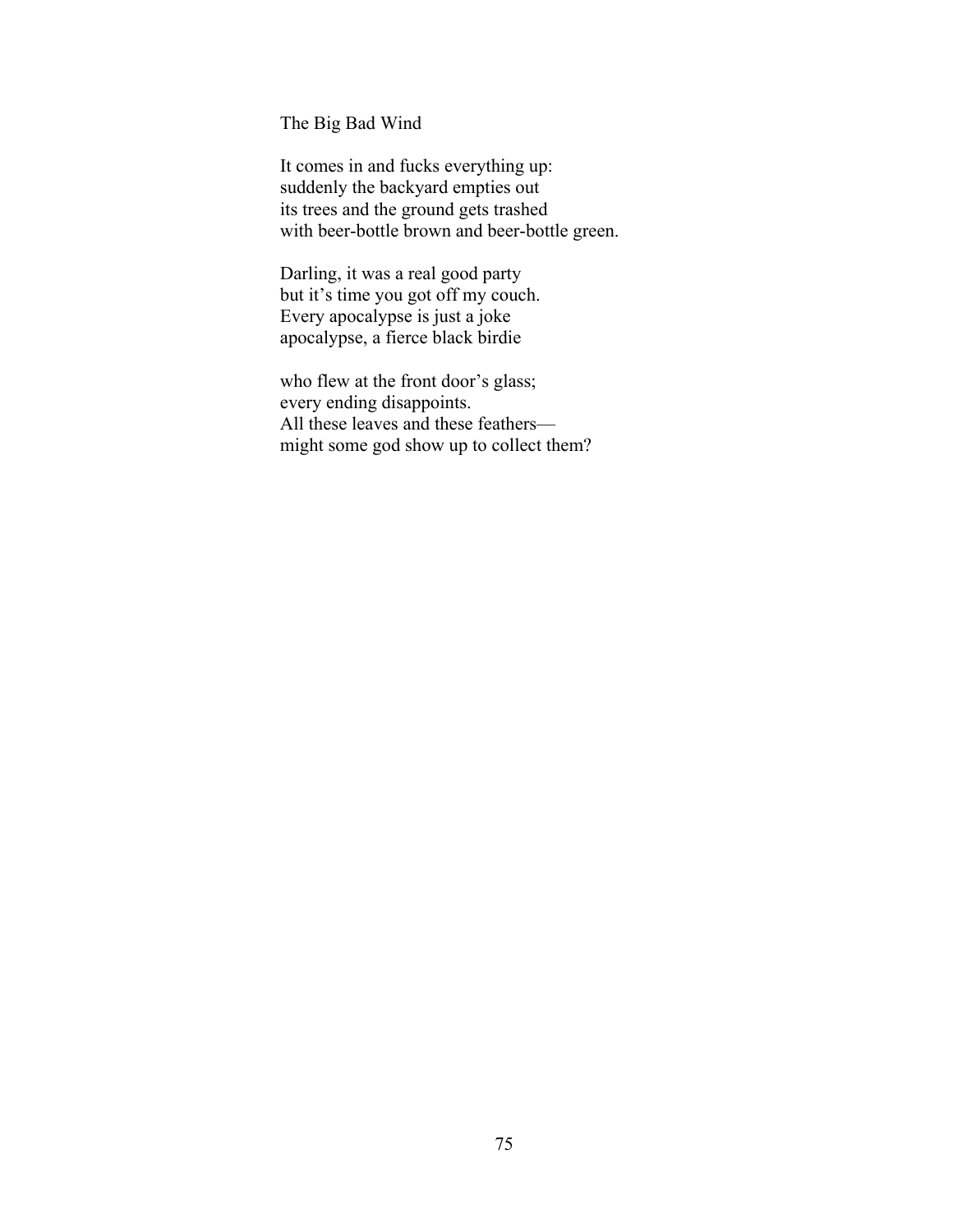## The Big Bad Wind

It comes in and fucks everything up:
suddenly the backyard empties out
its trees and the ground gets trashed
with beer-bottle brown and beer-bottle green.

Darling, it was a real good party
but it's time you got off my couch.
Every apocalypse is just a joke
apocalypse, a fierce black birdie

who flew at the front door's glass;
every ending disappoints.
All these leaves and these feathers—
might some god show up to collect them?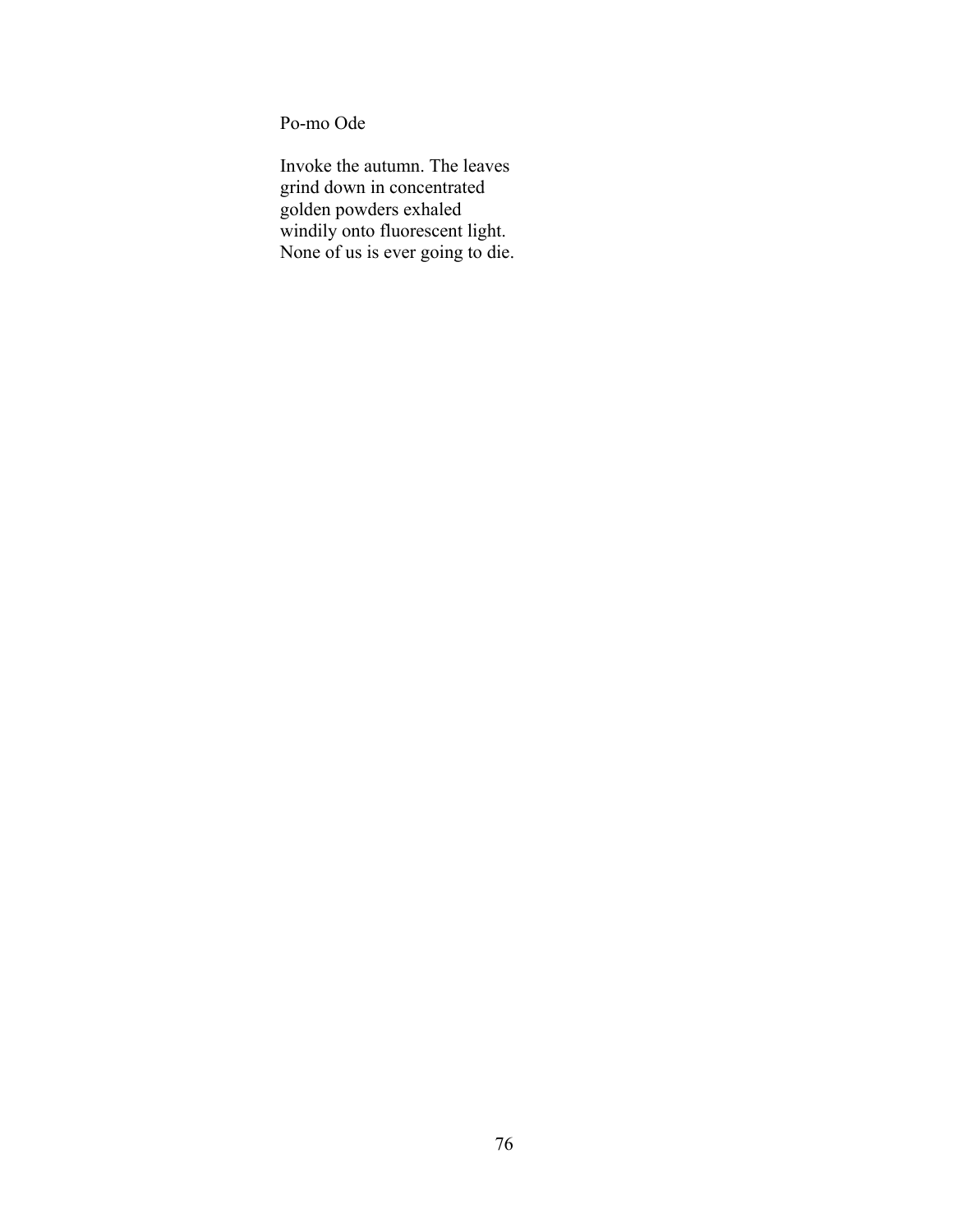## Po-mo Ode

Invoke the autumn. The leaves  
grind down in concentrated  
golden powders exhaled  
windily onto fluorescent light.  
None of us is ever going to die.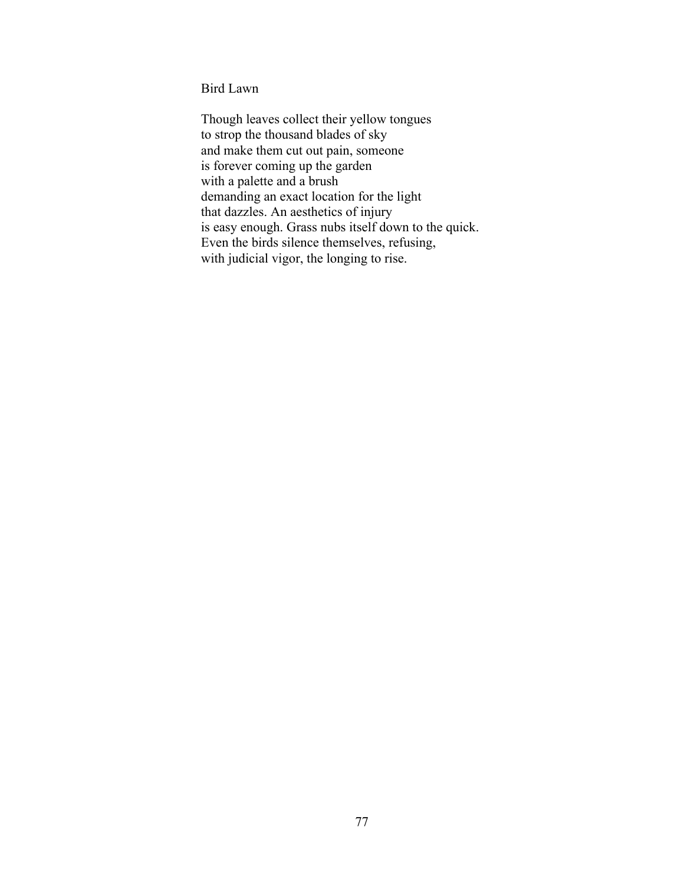## Bird Lawn

Though leaves collect their yellow tongues  
to strop the thousand blades of sky  
and make them cut out pain, someone  
is forever coming up the garden  
with a palette and a brush  
demanding an exact location for the light  
that dazzles. An aesthetics of injury  
is easy enough. Grass nubs itself down to the quick.  
Even the birds silence themselves, refusing,  
with judicial vigor, the longing to rise.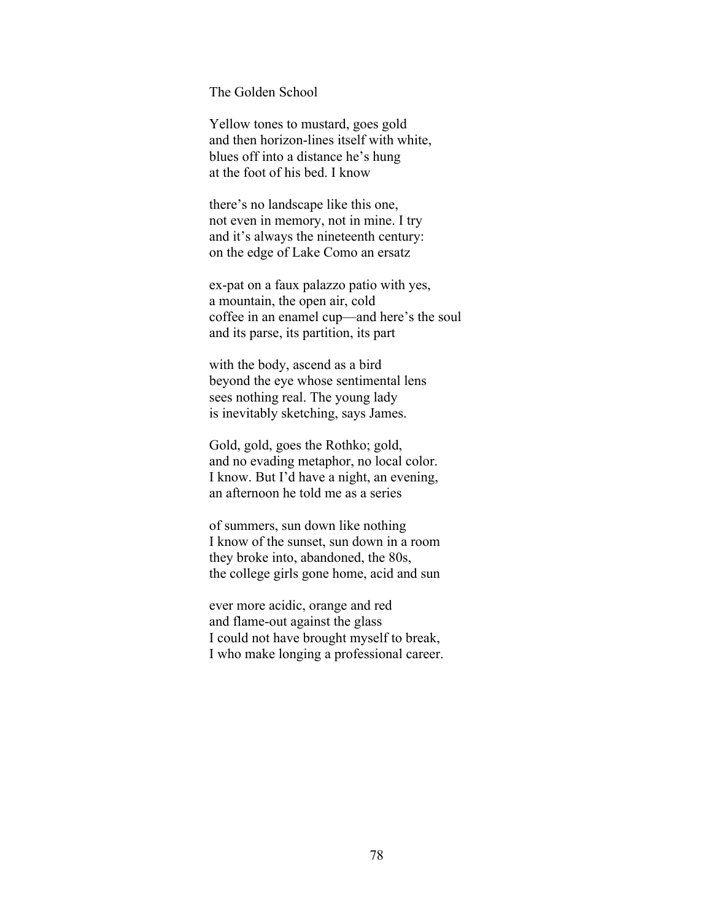# The Golden School

Yellow tones to mustard, goes gold  
and then horizon-lines itself with white,  
blues off into a distance he's hung  
at the foot of his bed. I know

there's no landscape like this one,  
not even in memory, not in mine. I try  
and it's always the nineteenth century:  
on the edge of Lake Como an ersatz

ex-pat on a faux palazzo patio with yes,  
a mountain, the open air, cold  
coffee in an enamel cup—and here's the soul  
and its parse, its partition, its part

with the body, ascend as a bird  
beyond the eye whose sentimental lens  
sees nothing real. The young lady  
is inevitably sketching, says James.

Gold, gold, goes the Rothko; gold,  
and no evading metaphor, no local color.  
I know. But I'd have a night, an evening,  
an afternoon he told me as a series

of summers, sun down like nothing  
I know of the sunset, sun down in a room  
they broke into, abandoned, the 80s,  
the college girls gone home, acid and sun

ever more acidic, orange and red  
and flame-out against the glass  
I could not have brought myself to break,  
I who make longing a professional career.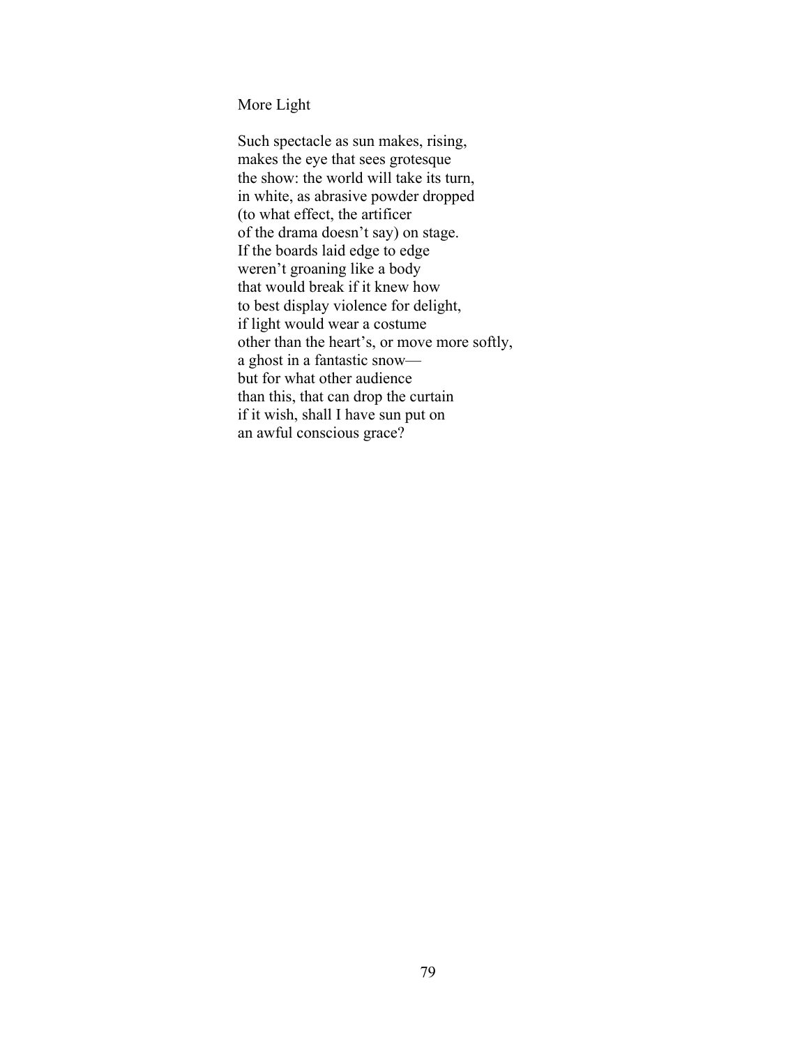## More Light

Such spectacle as sun makes, rising,  
makes the eye that sees grotesque  
the show: the world will take its turn,  
in white, as abrasive powder dropped  
(to what effect, the artificer  
of the drama doesn't say) on stage.  
If the boards laid edge to edge  
weren't groaning like a body  
that would break if it knew how  
to best display violence for delight,  
if light would wear a costume  
other than the heart's, or move more softly,  
a ghost in a fantastic snow—  
but for what other audience  
than this, that can drop the curtain  
if it wish, shall I have sun put on  
an awful conscious grace?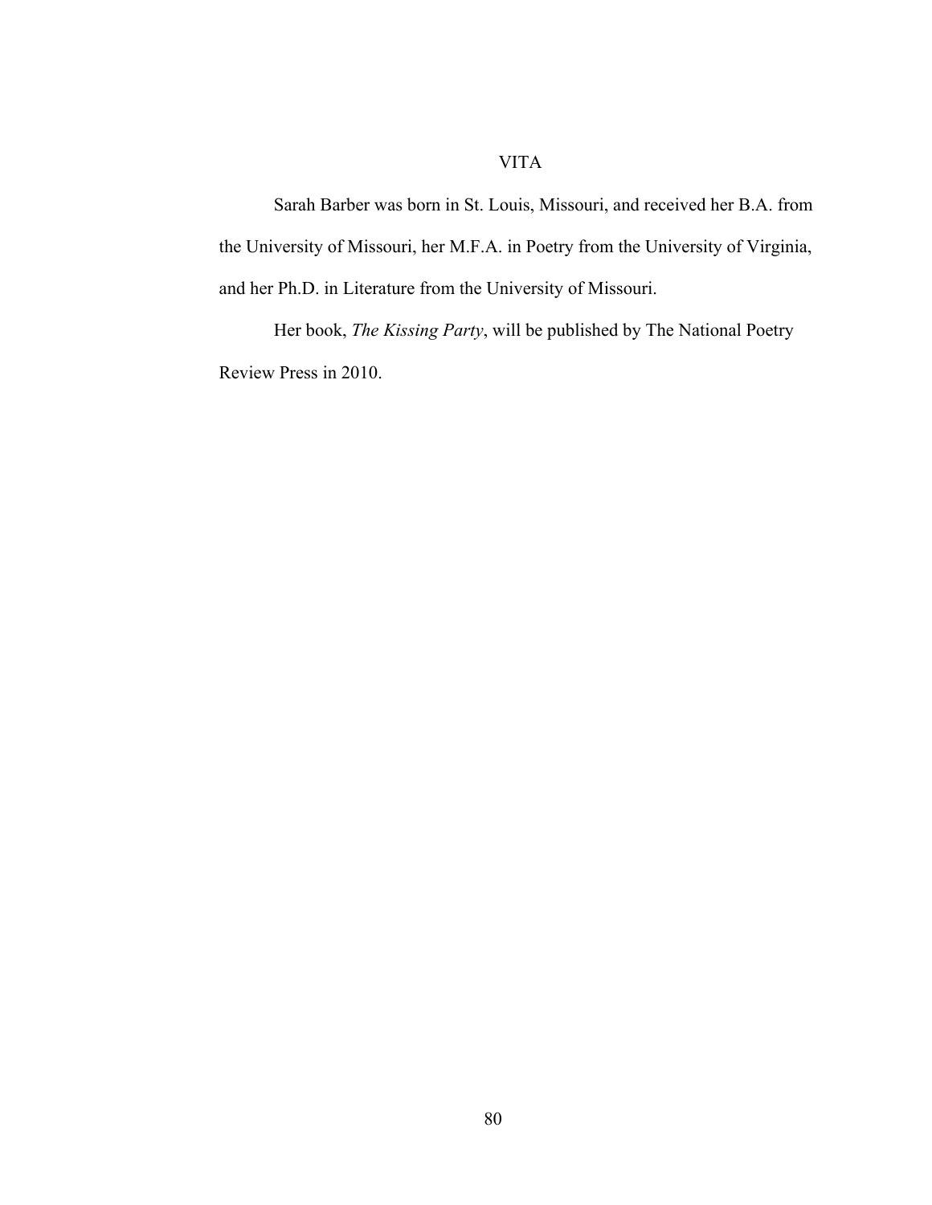# VITA

Sarah Barber was born in St. Louis, Missouri, and received her B.A. from the University of Missouri, her M.F.A. in Poetry from the University of Virginia, and her Ph.D. in Literature from the University of Missouri.

Her book, *The Kissing Party*, will be published by The National Poetry Review Press in 2010.